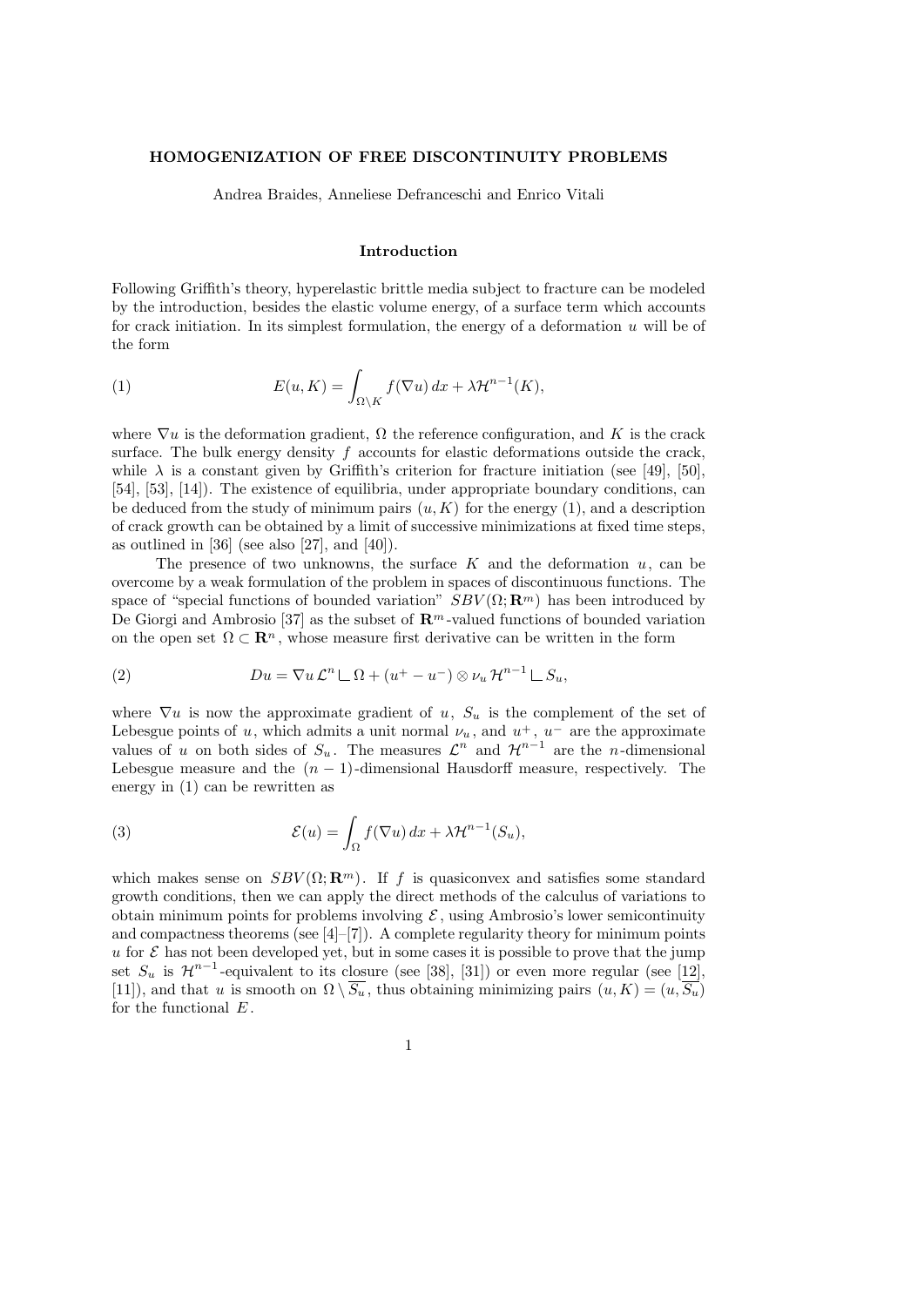# HOMOGENIZATION OF FREE DISCONTINUITY PROBLEMS

Andrea Braides, Anneliese Defranceschi and Enrico Vitali

## Introduction

Following Griffith's theory, hyperelastic brittle media subject to fracture can be modeled by the introduction, besides the elastic volume energy, of a surface term which accounts for crack initiation. In its simplest formulation, the energy of a deformation $u$ will be of the form

$$E(u,K) = \int_{\Omega\setminus K} f(\nabla u)\,dx + \lambda\mathcal{H}^{n-1}(K), \tag{1}$$

where $\nabla u$ is the deformation gradient, $\Omega$ the reference configuration, and $K$ is the crack surface. The bulk energy density $f$ accounts for elastic deformations outside the crack, while $\lambda$ is a constant given by Griffith's criterion for fracture initiation (see [49], [50], [54], [53], [14]). The existence of equilibria, under appropriate boundary conditions, can be deduced from the study of minimum pairs $(u,K)$ for the energy (1), and a description of crack growth can be obtained by a limit of successive minimizations at fixed time steps, as outlined in [36] (see also [27], and [40]).

The presence of two unknowns, the surface $K$ and the deformation $u$, can be overcome by a weak formulation of the problem in spaces of discontinuous functions. The space of "special functions of bounded variation" $SBV(\Omega;\mathbf{R}^m)$ has been introduced by De Giorgi and Ambrosio [37] as the subset of $\mathbf{R}^m$-valued functions of bounded variation on the open set $\Omega\subset\mathbf{R}^n$, whose measure first derivative can be written in the form

$$Du = \nabla u\,\mathcal{L}^n \,\llcorner\, \Omega + (u^+ - u^-)\otimes\nu_u\,\mathcal{H}^{n-1}\,\llcorner\, S_u, \tag{2}$$

where $\nabla u$ is now the approximate gradient of $u$, $S_u$ is the complement of the set of Lebesgue points of $u$, which admits a unit normal $\nu_u$, and $u^+$, $u^-$ are the approximate values of $u$ on both sides of $S_u$. The measures $\mathcal{L}^n$ and $\mathcal{H}^{n-1}$ are the $n$-dimensional Lebesgue measure and the $(n-1)$-dimensional Hausdorff measure, respectively. The energy in (1) can be rewritten as

$$\mathcal{E}(u) = \int_{\Omega} f(\nabla u)\,dx + \lambda\mathcal{H}^{n-1}(S_u), \tag{3}$$

which makes sense on $SBV(\Omega;\mathbf{R}^m)$. If $f$ is quasiconvex and satisfies some standard growth conditions, then we can apply the direct methods of the calculus of variations to obtain minimum points for problems involving $\mathcal{E}$, using Ambrosio's lower semicontinuity and compactness theorems (see [4]–[7]). A complete regularity theory for minimum points $u$ for $\mathcal{E}$ has not been developed yet, but in some cases it is possible to prove that the jump set $S_u$ is $\mathcal{H}^{n-1}$-equivalent to its closure (see [38], [31]) or even more regular (see [12], [11]), and that $u$ is smooth on $\Omega\setminus\overline{S_u}$, thus obtaining minimizing pairs $(u,K)=(u,\overline{S_u})$ for the functional $E$.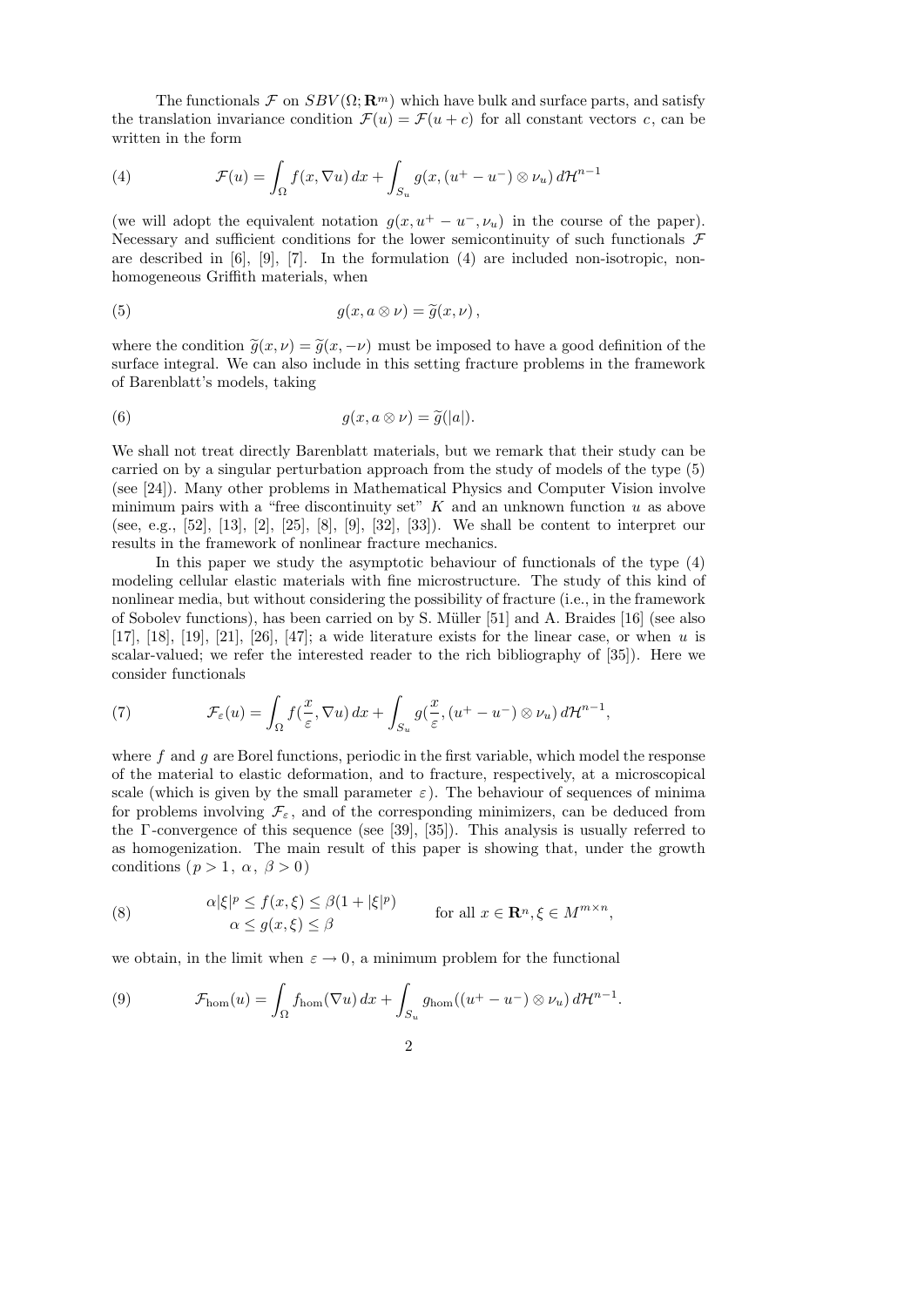The functionals $\mathcal{F}$ on $SBV(\Omega;\mathbf{R}^m)$ which have bulk and surface parts, and satisfy the translation invariance condition $\mathcal{F}(u)=\mathcal{F}(u+c)$ for all constant vectors $c$, can be written in the form

$$\mathcal{F}(u)=\int_\Omega f(x,\nabla u)\,dx+\int_{S_u} g(x,(u^+-u^-)\otimes\nu_u)\,d\mathcal{H}^{n-1} \tag{4}$$

(we will adopt the equivalent notation $g(x,u^+-u^-,\nu_u)$ in the course of the paper). Necessary and sufficient conditions for the lower semicontinuity of such functionals $\mathcal{F}$ are described in [6], [9], [7]. In the formulation (4) are included non-isotropic, non-homogeneous Griffith materials, when

$$g(x,a\otimes\nu)=\widetilde{g}(x,\nu)\,, \tag{5}$$

where the condition $\widetilde{g}(x,\nu)=\widetilde{g}(x,-\nu)$ must be imposed to have a good definition of the surface integral. We can also include in this setting fracture problems in the framework of Barenblatt's models, taking

$$g(x,a\otimes\nu)=\widetilde{g}(|a|). \tag{6}$$

We shall not treat directly Barenblatt materials, but we remark that their study can be carried on by a singular perturbation approach from the study of models of the type (5) (see [24]). Many other problems in Mathematical Physics and Computer Vision involve minimum pairs with a "free discontinuity set" $K$ and an unknown function $u$ as above (see, e.g., [52], [13], [2], [25], [8], [9], [32], [33]). We shall be content to interpret our results in the framework of nonlinear fracture mechanics.

In this paper we study the asymptotic behaviour of functionals of the type (4) modeling cellular elastic materials with fine microstructure. The study of this kind of nonlinear media, but without considering the possibility of fracture (i.e., in the framework of Sobolev functions), has been carried on by S. Müller [51] and A. Braides [16] (see also [17], [18], [19], [21], [26], [47]; a wide literature exists for the linear case, or when $u$ is scalar-valued; we refer the interested reader to the rich bibliography of [35]). Here we consider functionals

$$\mathcal{F}_\varepsilon(u)=\int_\Omega f(\frac{x}{\varepsilon},\nabla u)\,dx+\int_{S_u} g(\frac{x}{\varepsilon},(u^+-u^-)\otimes\nu_u)\,d\mathcal{H}^{n-1}, \tag{7}$$

where $f$ and $g$ are Borel functions, periodic in the first variable, which model the response of the material to elastic deformation, and to fracture, respectively, at a microscopical scale (which is given by the small parameter $\varepsilon$). The behaviour of sequences of minima for problems involving $\mathcal{F}_\varepsilon$, and of the corresponding minimizers, can be deduced from the $\Gamma$-convergence of this sequence (see [39], [35]). This analysis is usually referred to as homogenization. The main result of this paper is showing that, under the growth conditions ($p>1,\ \alpha,\ \beta>0$)

$$\begin{aligned}\alpha|\xi|^p\le f(x,\xi)\le\beta(1+|\xi|^p)\\ \alpha\le g(x,\xi)\le\beta\end{aligned}\qquad \text{for all } x\in\mathbf{R}^n,\xi\in M^{m\times n}, \tag{8}$$

we obtain, in the limit when $\varepsilon\to 0$, a minimum problem for the functional

$$\mathcal{F}_{\rm hom}(u)=\int_\Omega f_{\rm hom}(\nabla u)\,dx+\int_{S_u} g_{\rm hom}((u^+-u^-)\otimes\nu_u)\,d\mathcal{H}^{n-1}. \tag{9}$$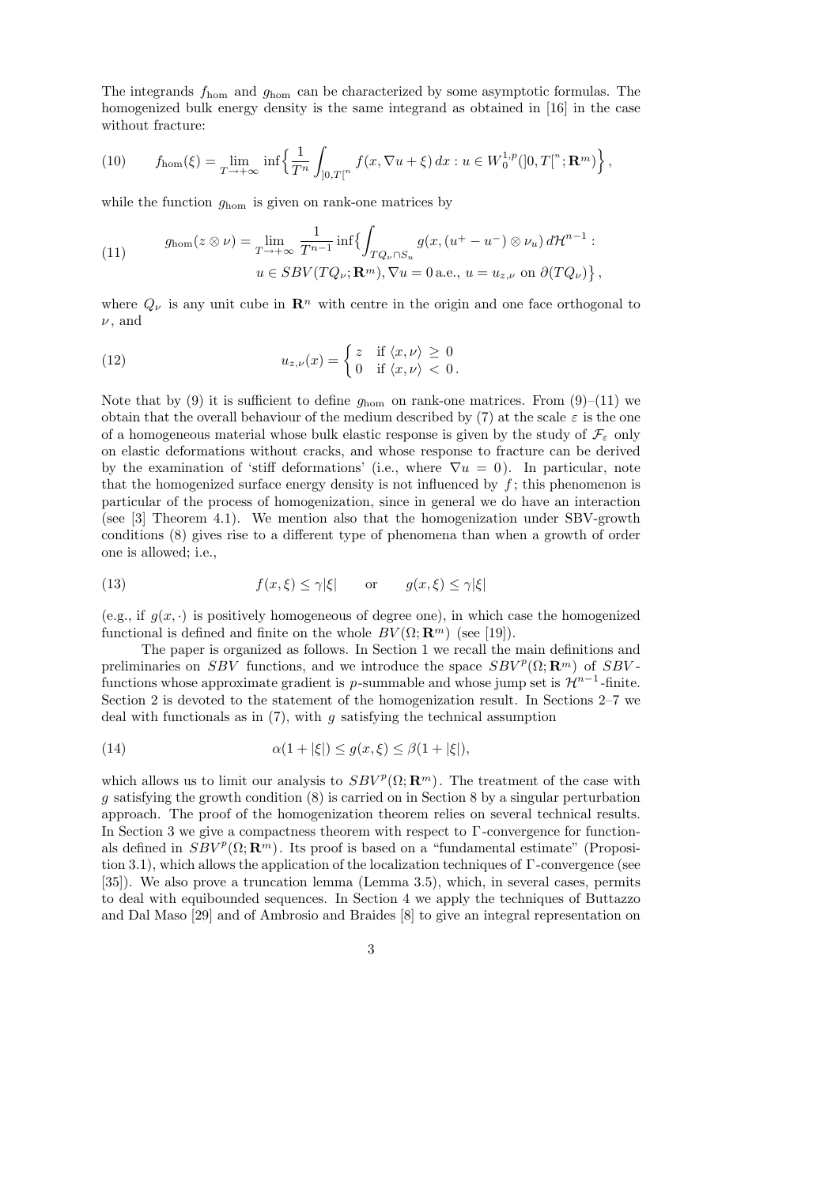The integrands $f_{\rm hom}$ and $g_{\rm hom}$ can be characterized by some asymptotic formulas. The homogenized bulk energy density is the same integrand as obtained in [16] in the case without fracture:

$$f_{\rm hom}(\xi) = \lim_{T\to+\infty} \inf\Big\{\frac{1}{T^n}\int_{]0,T[^n} f(x,\nabla u+\xi)\,dx : u\in W_0^{1,p}(]0,T[^n;\mathbf{R}^m)\Big\}, \tag{10}$$

while the function $g_{\rm hom}$ is given on rank-one matrices by

$$\begin{aligned} g_{\rm hom}(z\otimes\nu) = \lim_{T\to+\infty} \frac{1}{T^{n-1}} \inf\big\{\int_{TQ_\nu\cap S_u} g(x,(u^+-u^-)\otimes\nu_u)\,d\mathcal{H}^{n-1} : \\ u\in SBV(TQ_\nu;\mathbf{R}^m), \nabla u = 0 \text{ a.e.}, \ u=u_{z,\nu} \text{ on } \partial(TQ_\nu)\big\}, \end{aligned} \tag{11}$$

where $Q_\nu$ is any unit cube in $\mathbf{R}^n$ with centre in the origin and one face orthogonal to $\nu$, and

$$u_{z,\nu}(x) = \begin{cases} z & \text{if } \langle x,\nu\rangle \ge 0 \\ 0 & \text{if } \langle x,\nu\rangle < 0. \end{cases} \tag{12}$$

Note that by (9) it is sufficient to define $g_{\rm hom}$ on rank-one matrices. From (9)–(11) we obtain that the overall behaviour of the medium described by (7) at the scale $\varepsilon$ is the one of a homogeneous material whose bulk elastic response is given by the study of $\mathcal{F}_\varepsilon$ only on elastic deformations without cracks, and whose response to fracture can be derived by the examination of 'stiff deformations' (i.e., where $\nabla u = 0$). In particular, note that the homogenized surface energy density is not influenced by $f$; this phenomenon is particular of the process of homogenization, since in general we do have an interaction (see [3] Theorem 4.1). We mention also that the homogenization under SBV-growth conditions (8) gives rise to a different type of phenomena than when a growth of order one is allowed; i.e.,

$$f(x,\xi)\le\gamma|\xi| \qquad \text{or} \qquad g(x,\xi)\le\gamma|\xi| \tag{13}$$

(e.g., if $g(x,\cdot)$ is positively homogeneous of degree one), in which case the homogenized functional is defined and finite on the whole $BV(\Omega;\mathbf{R}^m)$ (see [19]).

The paper is organized as follows. In Section 1 we recall the main definitions and preliminaries on $SBV$ functions, and we introduce the space $SBV^p(\Omega;\mathbf{R}^m)$ of $SBV$-functions whose approximate gradient is $p$-summable and whose jump set is $\mathcal{H}^{n-1}$-finite. Section 2 is devoted to the statement of the homogenization result. In Sections 2–7 we deal with functionals as in (7), with $g$ satisfying the technical assumption

$$\alpha(1+|\xi|)\le g(x,\xi)\le\beta(1+|\xi|), \tag{14}$$

which allows us to limit our analysis to $SBV^p(\Omega;\mathbf{R}^m)$. The treatment of the case with $g$ satisfying the growth condition (8) is carried on in Section 8 by a singular perturbation approach. The proof of the homogenization theorem relies on several technical results. In Section 3 we give a compactness theorem with respect to $\Gamma$-convergence for functionals defined in $SBV^p(\Omega;\mathbf{R}^m)$. Its proof is based on a "fundamental estimate" (Proposition 3.1), which allows the application of the localization techniques of $\Gamma$-convergence (see [35]). We also prove a truncation lemma (Lemma 3.5), which, in several cases, permits to deal with equibounded sequences. In Section 4 we apply the techniques of Buttazzo and Dal Maso [29] and of Ambrosio and Braides [8] to give an integral representation on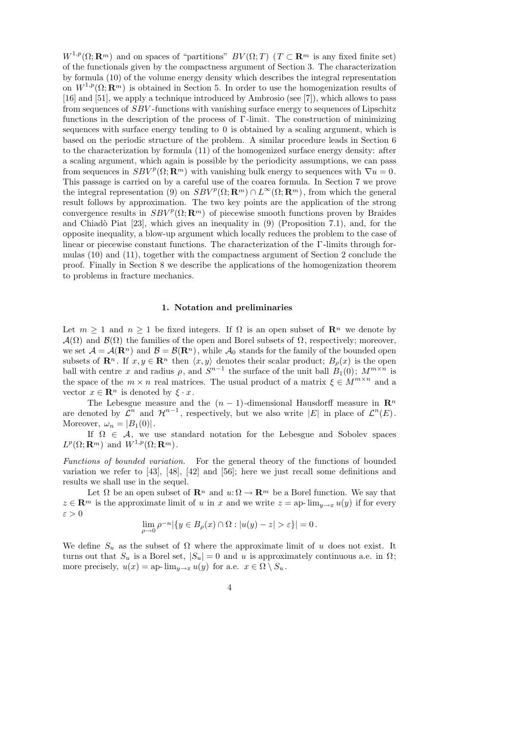$W^{1,p}(\Omega;\mathbf{R}^m)$ and on spaces of "partitions" $BV(\Omega;T)$ ($T\subset\mathbf{R}^m$ is any fixed finite set) of the functionals given by the compactness argument of Section 3. The characterization by formula (10) of the volume energy density which describes the integral representation on $W^{1,p}(\Omega;\mathbf{R}^m)$ is obtained in Section 5. In order to use the homogenization results of [16] and [51], we apply a technique introduced by Ambrosio (see [7]), which allows to pass from sequences of $SBV$-functions with vanishing surface energy to sequences of Lipschitz functions in the description of the process of $\Gamma$-limit. The construction of minimizing sequences with surface energy tending to 0 is obtained by a scaling argument, which is based on the periodic structure of the problem. A similar procedure leads in Section 6 to the characterization by formula (11) of the homogenized surface energy density: after a scaling argument, which again is possible by the periodicity assumptions, we can pass from sequences in $SBV^p(\Omega;\mathbf{R}^m)$ with vanishing bulk energy to sequences with $\nabla u=0$. This passage is carried on by a careful use of the coarea formula. In Section 7 we prove the integral representation (9) on $SBV^p(\Omega;\mathbf{R}^m)\cap L^\infty(\Omega;\mathbf{R}^m)$, from which the general result follows by approximation. The two key points are the application of the strong convergence results in $SBV^p(\Omega;\mathbf{R}^m)$ of piecewise smooth functions proven by Braides and Chiadò Piat [23], which gives an inequality in (9) (Proposition 7.1), and, for the opposite inequality, a blow-up argument which locally reduces the problem to the case of linear or piecewise constant functions. The characterization of the $\Gamma$-limits through formulas (10) and (11), together with the compactness argument of Section 2 conclude the proof. Finally in Section 8 we describe the applications of the homogenization theorem to problems in fracture mechanics.

## 1. Notation and preliminaries

Let $m\geq 1$ and $n\geq 1$ be fixed integers. If $\Omega$ is an open subset of $\mathbf{R}^n$ we denote by $\mathcal{A}(\Omega)$ and $\mathcal{B}(\Omega)$ the families of the open and Borel subsets of $\Omega$, respectively; moreover, we set $\mathcal{A}=\mathcal{A}(\mathbf{R}^n)$ and $\mathcal{B}=\mathcal{B}(\mathbf{R}^n)$, while $\mathcal{A}_0$ stands for the family of the bounded open subsets of $\mathbf{R}^n$. If $x,y\in\mathbf{R}^n$ then $\langle x,y\rangle$ denotes their scalar product; $B_\rho(x)$ is the open ball with centre $x$ and radius $\rho$, and $S^{n-1}$ the surface of the unit ball $B_1(0)$; $M^{m\times n}$ is the space of the $m\times n$ real matrices. The usual product of a matrix $\xi\in M^{m\times n}$ and a vector $x\in\mathbf{R}^n$ is denoted by $\xi\cdot x$.

The Lebesgue measure and the $(n-1)$-dimensional Hausdorff measure in $\mathbf{R}^n$ are denoted by $\mathcal{L}^n$ and $\mathcal{H}^{n-1}$, respectively, but we also write $|E|$ in place of $\mathcal{L}^n(E)$. Moreover, $\omega_n=|B_1(0)|$.

If $\Omega\in\mathcal{A}$, we use standard notation for the Lebesgue and Sobolev spaces $L^p(\Omega;\mathbf{R}^m)$ and $W^{1,p}(\Omega;\mathbf{R}^m)$.

*Functions of bounded variation.* For the general theory of the functions of bounded variation we refer to [43], [48], [42] and [56]; here we just recall some definitions and results we shall use in the sequel.

Let $\Omega$ be an open subset of $\mathbf{R}^n$ and $u\colon\Omega\to\mathbf{R}^m$ be a Borel function. We say that $z\in\mathbf{R}^m$ is the approximate limit of $u$ in $x$ and we write $z=\text{ap-}\lim_{y\to x}u(y)$ if for every $\varepsilon>0$

$$\lim_{\rho\to 0}\rho^{-n}|\{y\in B_\rho(x)\cap\Omega : |u(y)-z|>\varepsilon\}|=0\,.$$

We define $S_u$ as the subset of $\Omega$ where the approximate limit of $u$ does not exist. It turns out that $S_u$ is a Borel set, $|S_u|=0$ and $u$ is approximately continuous a.e. in $\Omega$; more precisely, $u(x)=\text{ap-}\lim_{y\to x}u(y)$ for a.e. $x\in\Omega\setminus S_u$.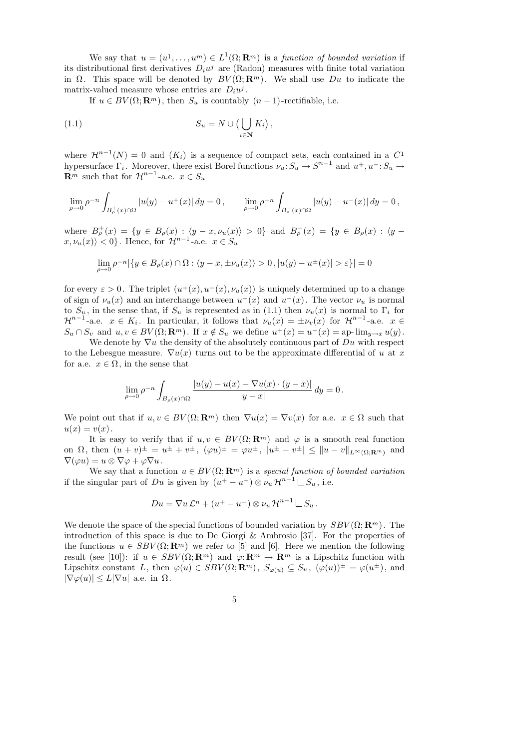We say that $u = (u^1, \ldots, u^m) \in L^1(\Omega; \mathbf{R}^m)$ is a *function of bounded variation* if its distributional first derivatives $D_i u^j$ are (Radon) measures with finite total variation in $\Omega$. This space will be denoted by $BV(\Omega; \mathbf{R}^m)$. We shall use $Du$ to indicate the matrix-valued measure whose entries are $D_i u^j$.

If $u \in BV(\Omega; \mathbf{R}^m)$, then $S_u$ is countably $(n-1)$-rectifiable, i.e.

$$S_u = N \cup \big( \bigcup_{i \in \mathbf{N}} K_i \big) , \tag{1.1}$$

where $\mathcal{H}^{n-1}(N) = 0$ and $(K_i)$ is a sequence of compact sets, each contained in a $C^1$ hypersurface $\Gamma_i$. Moreover, there exist Borel functions $\nu_u \colon S_u \to S^{n-1}$ and $u^+, u^- \colon S_u \to \mathbf{R}^m$ such that for $\mathcal{H}^{n-1}$-a.e. $x \in S_u$

$$\lim_{\rho \to 0} \rho^{-n} \int_{B^+_\rho(x) \cap \Omega} |u(y) - u^+(x)| \, dy = 0 , \qquad \lim_{\rho \to 0} \rho^{-n} \int_{B^-_\rho(x) \cap \Omega} |u(y) - u^-(x)| \, dy = 0 ,$$

where $B^+_\rho(x) = \{ y \in B_\rho(x) : \langle y - x, \nu_u(x) \rangle > 0 \}$ and $B^-_\rho(x) = \{ y \in B_\rho(x) : \langle y - x, \nu_u(x) \rangle < 0 \}$. Hence, for $\mathcal{H}^{n-1}$-a.e. $x \in S_u$

$$\lim_{\rho \to 0} \rho^{-n} |\{ y \in B_\rho(x) \cap \Omega : \langle y - x, \pm\nu_u(x) \rangle > 0 \, , |u(y) - u^\pm(x)| > \varepsilon \}| = 0$$

for every $\varepsilon > 0$. The triplet $(u^+(x), u^-(x), \nu_u(x))$ is uniquely determined up to a change of sign of $\nu_u(x)$ and an interchange between $u^+(x)$ and $u^-(x)$. The vector $\nu_u$ is normal to $S_u$, in the sense that, if $S_u$ is represented as in (1.1) then $\nu_u(x)$ is normal to $\Gamma_i$ for $\mathcal{H}^{n-1}$-a.e. $x \in K_i$. In particular, it follows that $\nu_u(x) = \pm \nu_v(x)$ for $\mathcal{H}^{n-1}$-a.e. $x \in S_u \cap S_v$ and $u, v \in BV(\Omega; \mathbf{R}^m)$. If $x \notin S_u$ we define $u^+(x) = u^-(x) = \text{ap-}\lim_{y \to x} u(y)$.

We denote by $\nabla u$ the density of the absolutely continuous part of $Du$ with respect to the Lebesgue measure. $\nabla u(x)$ turns out to be the approximate differential of $u$ at $x$ for a.e. $x \in \Omega$, in the sense that

$$\lim_{\rho \to 0} \rho^{-n} \int_{B_\rho(x) \cap \Omega} \frac{|u(y) - u(x) - \nabla u(x) \cdot (y - x)|}{|y - x|} \, dy = 0 .$$

We point out that if $u, v \in BV(\Omega; \mathbf{R}^m)$ then $\nabla u(x) = \nabla v(x)$ for a.e. $x \in \Omega$ such that $u(x) = v(x)$.

It is easy to verify that if $u, v \in BV(\Omega; \mathbf{R}^m)$ and $\varphi$ is a smooth real function on $\Omega$, then $(u + v)^\pm = u^\pm + v^\pm$, $(\varphi u)^\pm = \varphi u^\pm$, $|u^\pm - v^\pm| \le \|u - v\|_{L^\infty(\Omega; \mathbf{R}^m)}$ and $\nabla(\varphi u) = u \otimes \nabla \varphi + \varphi \nabla u$.

We say that a function $u \in BV(\Omega; \mathbf{R}^m)$ is a *special function of bounded variation* if the singular part of $Du$ is given by $(u^+ - u^-) \otimes \nu_u \, \mathcal{H}^{n-1} \llcorner S_u$, i.e.

$$Du = \nabla u \, \mathcal{L}^n + (u^+ - u^-) \otimes \nu_u \, \mathcal{H}^{n-1} \llcorner S_u .$$

We denote the space of the special functions of bounded variation by $SBV(\Omega; \mathbf{R}^m)$. The introduction of this space is due to De Giorgi & Ambrosio [37]. For the properties of the functions $u \in SBV(\Omega; \mathbf{R}^m)$ we refer to [5] and [6]. Here we mention the following result (see [10]): if $u \in SBV(\Omega; \mathbf{R}^m)$ and $\varphi \colon \mathbf{R}^m \to \mathbf{R}^m$ is a Lipschitz function with Lipschitz constant $L$, then $\varphi(u) \in SBV(\Omega; \mathbf{R}^m)$, $S_{\varphi(u)} \subseteq S_u$, $(\varphi(u))^\pm = \varphi(u^\pm)$, and $|\nabla \varphi(u)| \le L |\nabla u|$ a.e. in $\Omega$.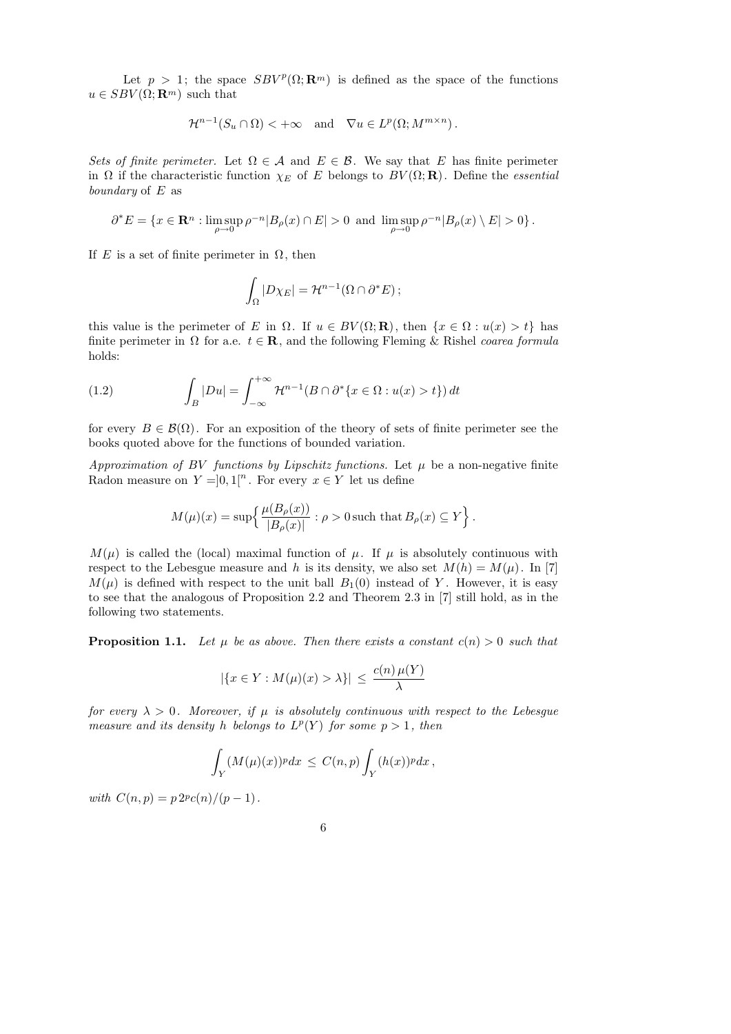Let $p > 1$; the space $SBV^p(\Omega;\mathbf{R}^m)$ is defined as the space of the functions $u \in SBV(\Omega;\mathbf{R}^m)$ such that

$$\mathcal{H}^{n-1}(S_u \cap \Omega) < +\infty \quad \text{and} \quad \nabla u \in L^p(\Omega; M^{m\times n}).$$

*Sets of finite perimeter.* Let $\Omega \in \mathcal{A}$ and $E \in \mathcal{B}$. We say that $E$ has finite perimeter in $\Omega$ if the characteristic function $\chi_E$ of $E$ belongs to $BV(\Omega;\mathbf{R})$. Define the *essential boundary* of $E$ as

$$\partial^* E = \{x \in \mathbf{R}^n : \limsup_{\rho\to 0} \rho^{-n}|B_\rho(x)\cap E| > 0 \text{ and } \limsup_{\rho\to 0} \rho^{-n}|B_\rho(x)\setminus E| > 0\}.$$

If $E$ is a set of finite perimeter in $\Omega$, then

$$\int_\Omega |D\chi_E| = \mathcal{H}^{n-1}(\Omega \cap \partial^* E);$$

this value is the perimeter of $E$ in $\Omega$. If $u \in BV(\Omega;\mathbf{R})$, then $\{x \in \Omega : u(x) > t\}$ has finite perimeter in $\Omega$ for a.e. $t \in \mathbf{R}$, and the following Fleming & Rishel *coarea formula* holds:

$$\int_B |Du| = \int_{-\infty}^{+\infty} \mathcal{H}^{n-1}(B \cap \partial^*\{x \in \Omega : u(x) > t\})\,dt \tag{1.2}$$

for every $B \in \mathcal{B}(\Omega)$. For an exposition of the theory of sets of finite perimeter see the books quoted above for the functions of bounded variation.

*Approximation of BV functions by Lipschitz functions.* Let $\mu$ be a non-negative finite Radon measure on $Y = ]0,1[^n$. For every $x \in Y$ let us define

$$M(\mu)(x) = \sup\Big\{\frac{\mu(B_\rho(x))}{|B_\rho(x)|} : \rho > 0 \,\text{such that}\, B_\rho(x) \subseteq Y\Big\}.$$

$M(\mu)$ is called the (local) maximal function of $\mu$. If $\mu$ is absolutely continuous with respect to the Lebesgue measure and $h$ is its density, we also set $M(h) = M(\mu)$. In [7] $M(\mu)$ is defined with respect to the unit ball $B_1(0)$ instead of $Y$. However, it is easy to see that the analogous of Proposition 2.2 and Theorem 2.3 in [7] still hold, as in the following two statements.

**Proposition 1.1.** *Let $\mu$ be as above. Then there exists a constant $c(n) > 0$ such that*

$$|\{x \in Y : M(\mu)(x) > \lambda\}| \le \frac{c(n)\,\mu(Y)}{\lambda}$$

*for every $\lambda > 0$. Moreover, if $\mu$ is absolutely continuous with respect to the Lebesgue measure and its density $h$ belongs to $L^p(Y)$ for some $p > 1$, then*

$$\int_Y (M(\mu)(x))^p dx \le C(n,p) \int_Y (h(x))^p dx,$$

*with $C(n,p) = p\,2^p c(n)/(p-1)$.*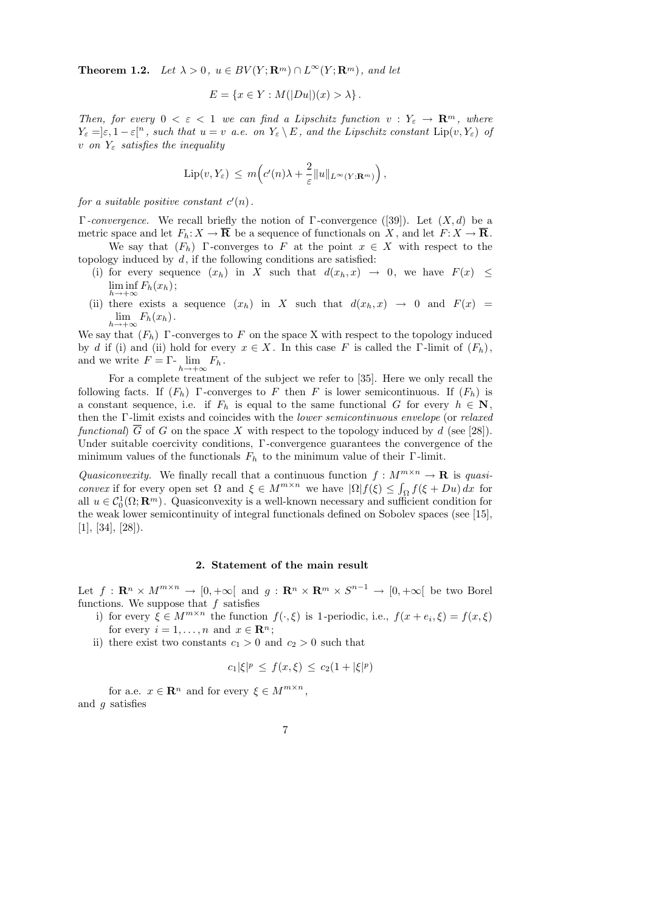**Theorem 1.2.** *Let $\lambda > 0$, $u \in BV(Y;\mathbf{R}^m) \cap L^\infty(Y;\mathbf{R}^m)$, and let*

$$E = \{x \in Y : M(|Du|)(x) > \lambda\}.$$

*Then, for every $0 < \varepsilon < 1$ we can find a Lipschitz function $v : Y_\varepsilon \to \mathbf{R}^m$, where $Y_\varepsilon = ]\varepsilon, 1-\varepsilon[^n$, such that $u = v$ a.e. on $Y_\varepsilon \setminus E$, and the Lipschitz constant $\mathrm{Lip}(v, Y_\varepsilon)$ of $v$ on $Y_\varepsilon$ satisfies the inequality*

$$\mathrm{Lip}(v, Y_\varepsilon) \leq m\Big(c'(n)\lambda + \frac{2}{\varepsilon}\|u\|_{L^\infty(Y;\mathbf{R}^m)}\Big),$$

*for a suitable positive constant $c'(n)$.*

*$\Gamma$-convergence.* We recall briefly the notion of $\Gamma$-convergence ([39]). Let $(X, d)$ be a metric space and let $F_h : X \to \overline{\mathbf{R}}$ be a sequence of functionals on $X$, and let $F : X \to \overline{\mathbf{R}}$.

We say that $(F_h)$ $\Gamma$-converges to $F$ at the point $x \in X$ with respect to the topology induced by $d$, if the following conditions are satisfied:

(i) for every sequence $(x_h)$ in $X$ such that $d(x_h, x) \to 0$, we have $F(x) \leq \liminf\limits_{h\to+\infty} F_h(x_h)$;

(ii) there exists a sequence $(x_h)$ in $X$ such that $d(x_h, x) \to 0$ and $F(x) = \lim\limits_{h\to+\infty} F_h(x_h)$.

We say that $(F_h)$ $\Gamma$-converges to $F$ on the space X with respect to the topology induced by $d$ if (i) and (ii) hold for every $x \in X$. In this case $F$ is called the $\Gamma$-limit of $(F_h)$, and we write $F = \Gamma\text{-}\lim\limits_{h\to+\infty} F_h$.

For a complete treatment of the subject we refer to [35]. Here we only recall the following facts. If $(F_h)$ $\Gamma$-converges to $F$ then $F$ is lower semicontinuous. If $(F_h)$ is a constant sequence, i.e. if $F_h$ is equal to the same functional $G$ for every $h \in \mathbf{N}$, then the $\Gamma$-limit exists and coincides with the *lower semicontinuous envelope* (or *relaxed functional*) $\overline{G}$ of $G$ on the space $X$ with respect to the topology induced by $d$ (see [28]). Under suitable coercivity conditions, $\Gamma$-convergence guarantees the convergence of the minimum values of the functionals $F_h$ to the minimum value of their $\Gamma$-limit.

*Quasiconvexity.* We finally recall that a continuous function $f : M^{m\times n} \to \mathbf{R}$ is *quasiconvex* if for every open set $\Omega$ and $\xi \in M^{m\times n}$ we have $|\Omega| f(\xi) \leq \int_\Omega f(\xi + Du)\,dx$ for all $u \in \mathcal{C}^1_0(\Omega;\mathbf{R}^m)$. Quasiconvexity is a well-known necessary and sufficient condition for the weak lower semicontinuity of integral functionals defined on Sobolev spaces (see [15], [1], [34], [28]).

## 2. Statement of the main result

Let $f : \mathbf{R}^n \times M^{m\times n} \to [0, +\infty[$ and $g : \mathbf{R}^n \times \mathbf{R}^m \times S^{n-1} \to [0, +\infty[$ be two Borel functions. We suppose that $f$ satisfies

i) for every $\xi \in M^{m\times n}$ the function $f(\cdot, \xi)$ is 1-periodic, i.e., $f(x + e_i, \xi) = f(x, \xi)$ for every $i = 1, \ldots, n$ and $x \in \mathbf{R}^n$;

ii) there exist two constants $c_1 > 0$ and $c_2 > 0$ such that

$$c_1|\xi|^p \leq f(x, \xi) \leq c_2(1 + |\xi|^p)$$

for a.e. $x \in \mathbf{R}^n$ and for every $\xi \in M^{m\times n}$,

and $g$ satisfies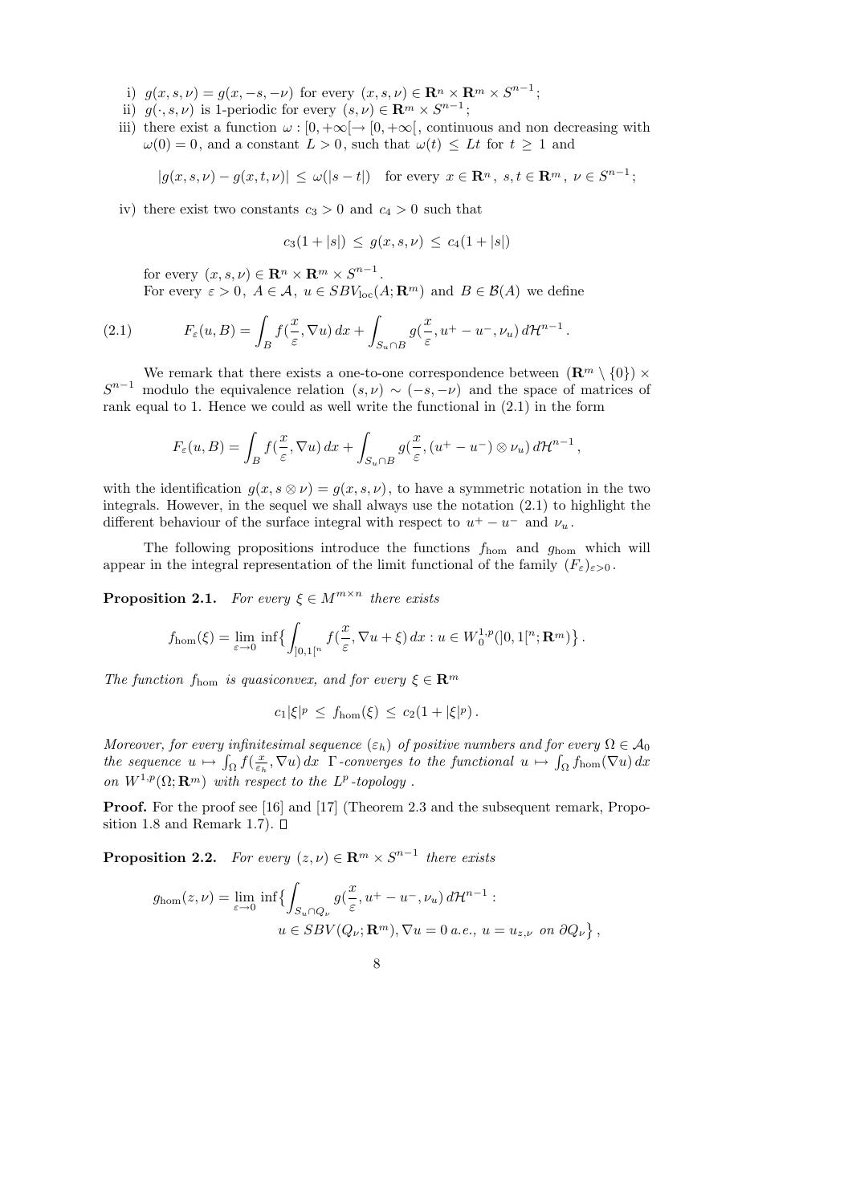i) $g(x,s,\nu) = g(x,-s,-\nu)$ for every $(x,s,\nu) \in \mathbf{R}^n \times \mathbf{R}^m \times S^{n-1}$;

ii) $g(\cdot,s,\nu)$ is 1-periodic for every $(s,\nu) \in \mathbf{R}^m \times S^{n-1}$;

iii) there exist a function $\omega : [0,+\infty[ \to [0,+\infty[$, continuous and non decreasing with $\omega(0) = 0$, and a constant $L > 0$, such that $\omega(t) \leq Lt$ for $t \geq 1$ and

$$|g(x,s,\nu) - g(x,t,\nu)| \leq \omega(|s-t|) \quad \text{for every } x \in \mathbf{R}^n,\ s,t \in \mathbf{R}^m,\ \nu \in S^{n-1};$$

iv) there exist two constants $c_3 > 0$ and $c_4 > 0$ such that

$$c_3(1+|s|) \leq g(x,s,\nu) \leq c_4(1+|s|)$$

for every $(x,s,\nu) \in \mathbf{R}^n \times \mathbf{R}^m \times S^{n-1}$.

For every $\varepsilon > 0$, $A \in \mathcal{A}$, $u \in SBV_{\rm loc}(A;\mathbf{R}^m)$ and $B \in \mathcal{B}(A)$ we define

$$F_\varepsilon(u,B) = \int_B f(\frac{x}{\varepsilon}, \nabla u)\, dx + \int_{S_u \cap B} g(\frac{x}{\varepsilon}, u^+ - u^-, \nu_u)\, d\mathcal{H}^{n-1}. \tag{2.1}$$

We remark that there exists a one-to-one correspondence between $(\mathbf{R}^m \setminus \{0\}) \times S^{n-1}$ modulo the equivalence relation $(s,\nu) \sim (-s,-\nu)$ and the space of matrices of rank equal to 1. Hence we could as well write the functional in (2.1) in the form

$$F_\varepsilon(u,B) = \int_B f(\frac{x}{\varepsilon}, \nabla u)\, dx + \int_{S_u \cap B} g(\frac{x}{\varepsilon}, (u^+ - u^-) \otimes \nu_u)\, d\mathcal{H}^{n-1},$$

with the identification $g(x, s \otimes \nu) = g(x,s,\nu)$, to have a symmetric notation in the two integrals. However, in the sequel we shall always use the notation (2.1) to highlight the different behaviour of the surface integral with respect to $u^+ - u^-$ and $\nu_u$.

The following propositions introduce the functions $f_{\rm hom}$ and $g_{\rm hom}$ which will appear in the integral representation of the limit functional of the family $(F_\varepsilon)_{\varepsilon > 0}$.

**Proposition 2.1.** *For every $\xi \in M^{m\times n}$ there exists*

$$f_{\rm hom}(\xi) = \lim_{\varepsilon \to 0} \inf\big\{ \int_{]0,1[^n} f(\frac{x}{\varepsilon}, \nabla u + \xi)\, dx : u \in W^{1,p}_0(]0,1[^n;\mathbf{R}^m) \big\}.$$

*The function $f_{\rm hom}$ is quasiconvex, and for every $\xi \in \mathbf{R}^m$*

$$c_1|\xi|^p \leq f_{\rm hom}(\xi) \leq c_2(1+|\xi|^p).$$

*Moreover, for every infinitesimal sequence $(\varepsilon_h)$ of positive numbers and for every $\Omega \in \mathcal{A}_0$ the sequence $u \mapsto \int_\Omega f(\frac{x}{\varepsilon_h}, \nabla u)\, dx$ $\Gamma$-converges to the functional $u \mapsto \int_\Omega f_{\rm hom}(\nabla u)\, dx$ on $W^{1,p}(\Omega;\mathbf{R}^m)$ with respect to the $L^p$-topology .*

**Proof.** For the proof see [16] and [17] (Theorem 2.3 and the subsequent remark, Proposition 1.8 and Remark 1.7). □

**Proposition 2.2.** *For every $(z,\nu) \in \mathbf{R}^m \times S^{n-1}$ there exists*

$$g_{\rm hom}(z,\nu) = \lim_{\varepsilon \to 0} \inf\big\{ \int_{S_u \cap Q_\nu} g(\frac{x}{\varepsilon}, u^+ - u^-, \nu_u)\, d\mathcal{H}^{n-1} : \\ u \in SBV(Q_\nu;\mathbf{R}^m), \nabla u = 0 \text{ a.e.},\ u = u_{z,\nu} \text{ on } \partial Q_\nu \big\},$$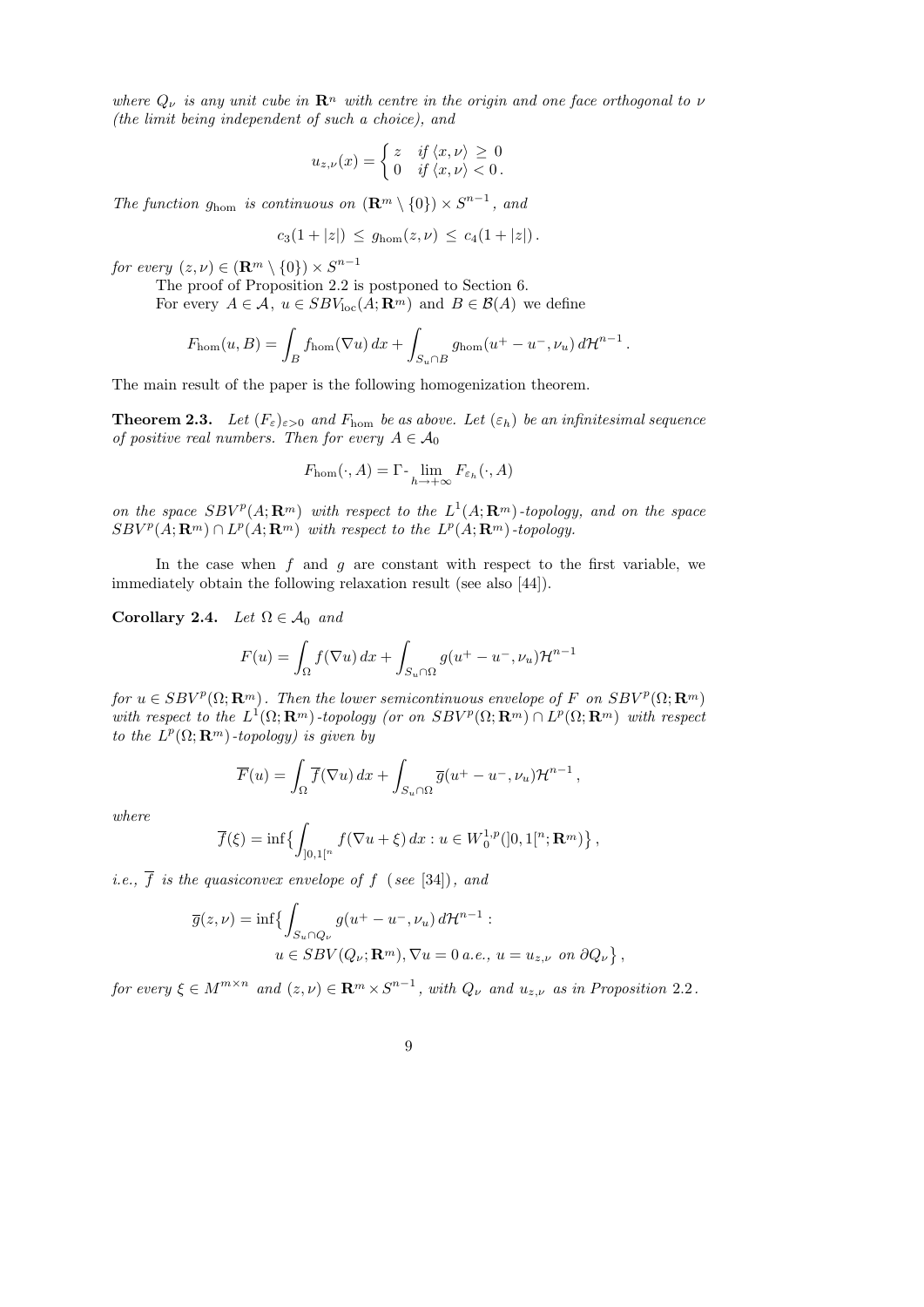*where $Q_\nu$ is any unit cube in $\mathbf{R}^n$ with centre in the origin and one face orthogonal to $\nu$ (the limit being independent of such a choice), and*

$$u_{z,\nu}(x) = \begin{cases} z & \text{if } \langle x, \nu\rangle \geq 0 \\ 0 & \text{if } \langle x, \nu\rangle < 0 \,. \end{cases}$$

*The function $g_{\rm hom}$ is continuous on $(\mathbf{R}^m \setminus \{0\}) \times S^{n-1}$, and*

$$c_3(1+|z|) \leq g_{\rm hom}(z,\nu) \leq c_4(1+|z|) \,.$$

*for every $(z,\nu) \in (\mathbf{R}^m \setminus \{0\}) \times S^{n-1}$*

The proof of Proposition 2.2 is postponed to Section 6.

For every $A \in \mathcal{A}$, $u \in SBV_{\rm loc}(A;\mathbf{R}^m)$ and $B \in \mathcal{B}(A)$ we define

$$F_{\rm hom}(u,B) = \int_B f_{\rm hom}(\nabla u)\, dx + \int_{S_u \cap B} g_{\rm hom}(u^+ - u^-, \nu_u)\, d\mathcal{H}^{n-1} \,.$$

The main result of the paper is the following homogenization theorem.

**Theorem 2.3.** *Let $(F_\varepsilon)_{\varepsilon>0}$ and $F_{\rm hom}$ be as above. Let $(\varepsilon_h)$ be an infinitesimal sequence of positive real numbers. Then for every $A \in \mathcal{A}_0$*

$$F_{\rm hom}(\cdot, A) = \Gamma\text{-}\lim_{h\to+\infty} F_{\varepsilon_h}(\cdot, A)$$

*on the space $SBV^p(A;\mathbf{R}^m)$ with respect to the $L^1(A;\mathbf{R}^m)$-topology, and on the space $SBV^p(A;\mathbf{R}^m) \cap L^p(A;\mathbf{R}^m)$ with respect to the $L^p(A;\mathbf{R}^m)$-topology.*

In the case when $f$ and $g$ are constant with respect to the first variable, we immediately obtain the following relaxation result (see also [44]).

**Corollary 2.4.** *Let $\Omega \in \mathcal{A}_0$ and*

$$F(u) = \int_\Omega f(\nabla u)\, dx + \int_{S_u \cap \Omega} g(u^+ - u^-, \nu_u)\mathcal{H}^{n-1}$$

*for $u \in SBV^p(\Omega;\mathbf{R}^m)$. Then the lower semicontinuous envelope of $F$ on $SBV^p(\Omega;\mathbf{R}^m)$ with respect to the $L^1(\Omega;\mathbf{R}^m)$-topology (or on $SBV^p(\Omega;\mathbf{R}^m) \cap L^p(\Omega;\mathbf{R}^m)$ with respect to the $L^p(\Omega;\mathbf{R}^m)$-topology) is given by*

$$\overline{F}(u) = \int_\Omega \overline{f}(\nabla u)\, dx + \int_{S_u \cap \Omega} \overline{g}(u^+ - u^-, \nu_u)\mathcal{H}^{n-1} \,,$$

*where*

$$\overline{f}(\xi) = \inf\Big\{ \int_{]0,1[^n} f(\nabla u + \xi)\, dx : u \in W^{1,p}_0(]0,1[^n;\mathbf{R}^m)\Big\} \,,$$

*i.e., $\overline{f}$ is the quasiconvex envelope of $f$ (see [34]), and*

$$\begin{aligned}\overline{g}(z,\nu) = \inf\Big\{ &\int_{S_u \cap Q_\nu} g(u^+ - u^-, \nu_u)\, d\mathcal{H}^{n-1} : \\ &u \in SBV(Q_\nu;\mathbf{R}^m), \nabla u = 0 \text{ a.e.}, \ u = u_{z,\nu} \text{ on } \partial Q_\nu \Big\} \,,\end{aligned}$$

*for every $\xi \in M^{m\times n}$ and $(z,\nu) \in \mathbf{R}^m \times S^{n-1}$, with $Q_\nu$ and $u_{z,\nu}$ as in Proposition 2.2.*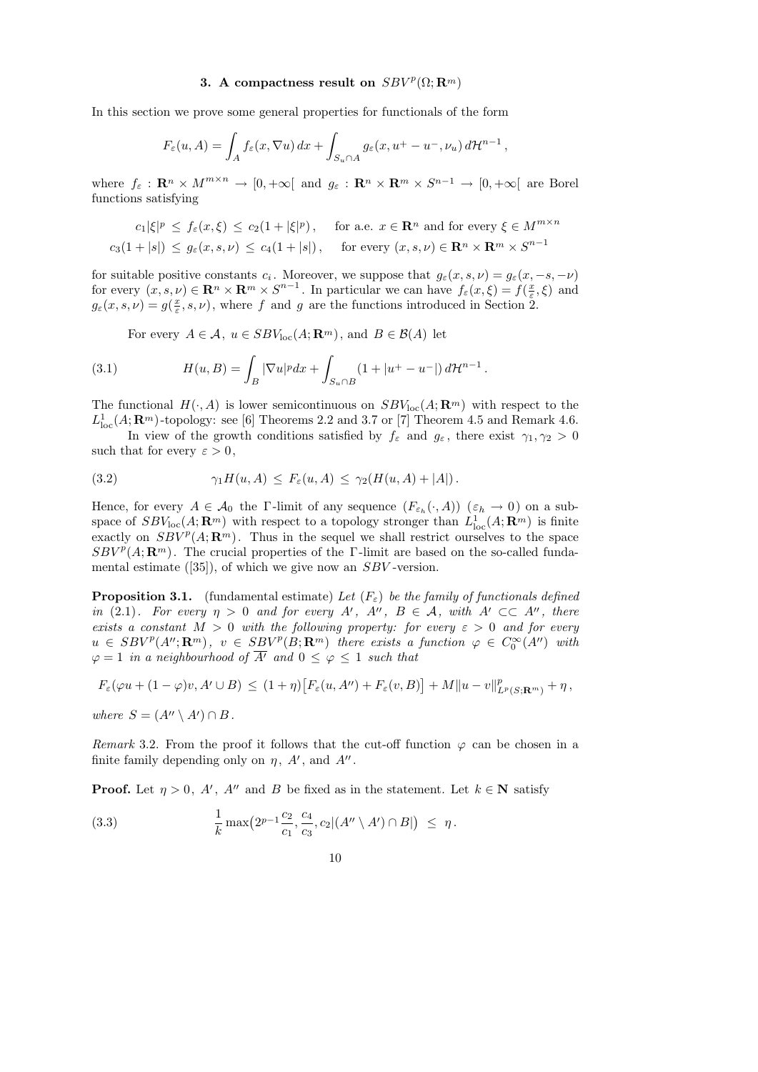## 3. A compactness result on $SBV^p(\Omega;\mathbf{R}^m)$

In this section we prove some general properties for functionals of the form

$$F_\varepsilon(u,A)=\int_A f_\varepsilon(x,\nabla u)\,dx+\int_{S_u\cap A} g_\varepsilon(x,u^+-u^-,\nu_u)\,d\mathcal{H}^{n-1}\,,$$

where $f_\varepsilon:\mathbf{R}^n\times M^{m\times n}\to[0,+\infty[$ and $g_\varepsilon:\mathbf{R}^n\times\mathbf{R}^m\times S^{n-1}\to[0,+\infty[$ are Borel functions satisfying

$$c_1|\xi|^p\le f_\varepsilon(x,\xi)\le c_2(1+|\xi|^p)\,,\qquad \text{for a.e. } x\in\mathbf{R}^n \text{ and for every } \xi\in M^{m\times n}$$
$$c_3(1+|s|)\le g_\varepsilon(x,s,\nu)\le c_4(1+|s|)\,,\qquad \text{for every } (x,s,\nu)\in\mathbf{R}^n\times\mathbf{R}^m\times S^{n-1}$$

for suitable positive constants $c_i$. Moreover, we suppose that $g_\varepsilon(x,s,\nu)=g_\varepsilon(x,-s,-\nu)$ for every $(x,s,\nu)\in\mathbf{R}^n\times\mathbf{R}^m\times S^{n-1}$. In particular we can have $f_\varepsilon(x,\xi)=f(\frac{x}{\varepsilon},\xi)$ and $g_\varepsilon(x,s,\nu)=g(\frac{x}{\varepsilon},s,\nu)$, where $f$ and $g$ are the functions introduced in Section 2.

For every $A\in\mathcal{A}$, $u\in SBV_{\rm loc}(A;\mathbf{R}^m)$, and $B\in\mathcal{B}(A)$ let

$$H(u,B)=\int_B|\nabla u|^p dx+\int_{S_u\cap B}(1+|u^+-u^-|)\,d\mathcal{H}^{n-1}\,. \tag{3.1}$$

The functional $H(\cdot,A)$ is lower semicontinuous on $SBV_{\rm loc}(A;\mathbf{R}^m)$ with respect to the $L^1_{\rm loc}(A;\mathbf{R}^m)$-topology: see [6] Theorems 2.2 and 3.7 or [7] Theorem 4.5 and Remark 4.6.

In view of the growth conditions satisfied by $f_\varepsilon$ and $g_\varepsilon$, there exist $\gamma_1,\gamma_2>0$ such that for every $\varepsilon>0$,

$$\gamma_1 H(u,A)\le F_\varepsilon(u,A)\le\gamma_2(H(u,A)+|A|)\,. \tag{3.2}$$

Hence, for every $A\in\mathcal{A}_0$ the $\Gamma$-limit of any sequence $(F_{\varepsilon_h}(\cdot,A))$ $(\varepsilon_h\to0)$ on a subspace of $SBV_{\rm loc}(A;\mathbf{R}^m)$ with respect to a topology stronger than $L^1_{\rm loc}(A;\mathbf{R}^m)$ is finite exactly on $SBV^p(A;\mathbf{R}^m)$. Thus in the sequel we shall restrict ourselves to the space $SBV^p(A;\mathbf{R}^m)$. The crucial properties of the $\Gamma$-limit are based on the so-called fundamental estimate ([35]), of which we give now an $SBV$-version.

**Proposition 3.1.** (fundamental estimate) *Let $(F_\varepsilon)$ be the family of functionals defined in (2.1). For every $\eta>0$ and for every $A'$, $A''$, $B\in\mathcal{A}$, with $A'\subset\subset A''$, there exists a constant $M>0$ with the following property: for every $\varepsilon>0$ and for every $u\in SBV^p(A'';\mathbf{R}^m)$, $v\in SBV^p(B;\mathbf{R}^m)$ there exists a function $\varphi\in C_0^\infty(A'')$ with $\varphi=1$ in a neighbourhood of $\overline{A'}$ and $0\le\varphi\le1$ such that*

$$F_\varepsilon(\varphi u+(1-\varphi)v,A'\cup B)\le(1+\eta)\big[F_\varepsilon(u,A'')+F_\varepsilon(v,B)\big]+M\|u-v\|^p_{L^p(S;\mathbf{R}^m)}+\eta\,,$$

*where $S=(A''\setminus A')\cap B$.*

*Remark* 3.2. From the proof it follows that the cut-off function $\varphi$ can be chosen in a finite family depending only on $\eta$, $A'$, and $A''$.

**Proof.** Let $\eta>0$, $A'$, $A''$ and $B$ be fixed as in the statement. Let $k\in\mathbf{N}$ satisfy

$$\frac{1}{k}\max\big(2^{p-1}\frac{c_2}{c_1},\frac{c_4}{c_3},c_2|(A''\setminus A')\cap B|\big)\le\eta\,. \tag{3.3}$$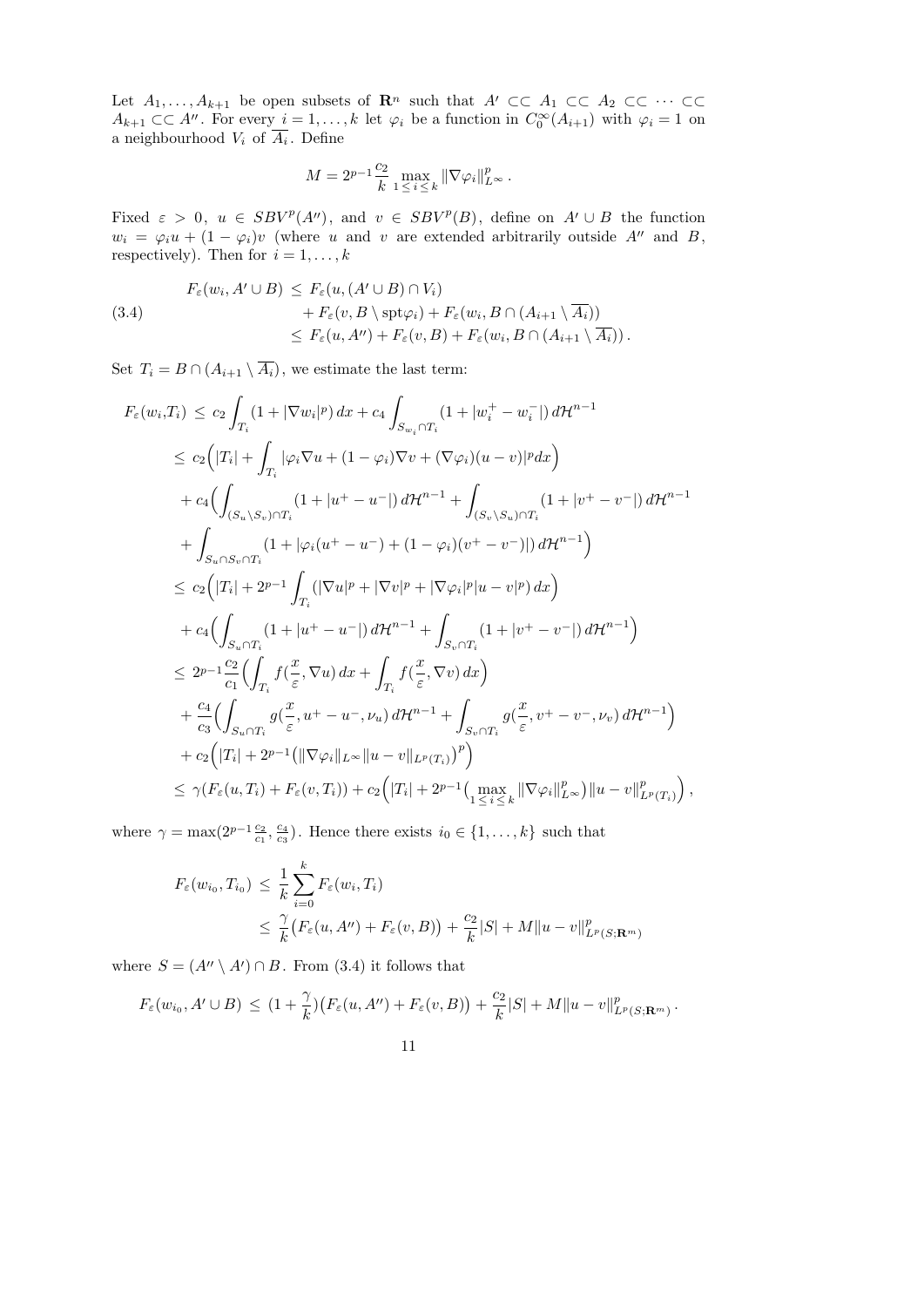Let $A_1, \dots, A_{k+1}$ be open subsets of $\mathbf{R}^n$ such that $A' \subset\subset A_1 \subset\subset A_2 \subset\subset \cdots \subset\subset A_{k+1} \subset\subset A''$. For every $i = 1, \dots, k$ let $\varphi_i$ be a function in $C_0^\infty(A_{i+1})$ with $\varphi_i = 1$ on a neighbourhood $V_i$ of $\overline{A_i}$. Define

$$M = 2^{p-1}\frac{c_2}{k}\max_{1\le i\le k}\|\nabla\varphi_i\|^p_{L^\infty}\,.$$

Fixed $\varepsilon > 0$, $u \in SBV^p(A'')$, and $v \in SBV^p(B)$, define on $A' \cup B$ the function $w_i = \varphi_i u + (1-\varphi_i)v$ (where $u$ and $v$ are extended arbitrarily outside $A''$ and $B$, respectively). Then for $i = 1, \dots, k$

$$
\begin{aligned}
F_\varepsilon(w_i, A' \cup B) \;&\le\; F_\varepsilon(u, (A' \cup B)\cap V_i) \\
&\quad + F_\varepsilon(v, B\setminus \mathrm{spt}\varphi_i) + F_\varepsilon(w_i, B\cap(A_{i+1}\setminus\overline{A_i})) \\
&\le\; F_\varepsilon(u, A'') + F_\varepsilon(v, B) + F_\varepsilon(w_i, B\cap(A_{i+1}\setminus\overline{A_i}))\,.
\end{aligned}
\tag{3.4}
$$

Set $T_i = B\cap(A_{i+1}\setminus\overline{A_i})$, we estimate the last term:

$$
\begin{aligned}
F_\varepsilon(w_i,T_i) \;&\le\; c_2\int_{T_i}(1+|\nabla w_i|^p)\,dx + c_4\int_{S_{w_i}\cap T_i}(1+|w_i^+ - w_i^-|)\,d\mathcal{H}^{n-1} \\
&\le\; c_2\Big(|T_i| + \int_{T_i}|\varphi_i\nabla u + (1-\varphi_i)\nabla v + (\nabla\varphi_i)(u-v)|^p dx\Big) \\
&\quad + c_4\Big(\int_{(S_u\setminus S_v)\cap T_i}(1+|u^+-u^-|)\,d\mathcal{H}^{n-1} + \int_{(S_v\setminus S_u)\cap T_i}(1+|v^+-v^-|)\,d\mathcal{H}^{n-1} \\
&\quad + \int_{S_u\cap S_v\cap T_i}(1+|\varphi_i(u^+-u^-)+(1-\varphi_i)(v^+-v^-)|)\,d\mathcal{H}^{n-1}\Big) \\
&\le\; c_2\Big(|T_i| + 2^{p-1}\int_{T_i}(|\nabla u|^p + |\nabla v|^p + |\nabla\varphi_i|^p|u-v|^p)\,dx\Big) \\
&\quad + c_4\Big(\int_{S_u\cap T_i}(1+|u^+-u^-|)\,d\mathcal{H}^{n-1} + \int_{S_v\cap T_i}(1+|v^+-v^-|)\,d\mathcal{H}^{n-1}\Big) \\
&\le\; 2^{p-1}\frac{c_2}{c_1}\Big(\int_{T_i} f(\frac{x}{\varepsilon},\nabla u)\,dx + \int_{T_i} f(\frac{x}{\varepsilon},\nabla v)\,dx\Big) \\
&\quad + \frac{c_4}{c_3}\Big(\int_{S_u\cap T_i} g(\frac{x}{\varepsilon},u^+-u^-,\nu_u)\,d\mathcal{H}^{n-1} + \int_{S_v\cap T_i} g(\frac{x}{\varepsilon},v^+-v^-,\nu_v)\,d\mathcal{H}^{n-1}\Big) \\
&\quad + c_2\Big(|T_i| + 2^{p-1}\big(\|\nabla\varphi_i\|_{L^\infty}\|u-v\|_{L^p(T_i)}\big)^p\Big) \\
&\le\; \gamma(F_\varepsilon(u,T_i) + F_\varepsilon(v,T_i)) + c_2\Big(|T_i| + 2^{p-1}\big(\max_{1\le i\le k}\|\nabla\varphi_i\|^p_{L^\infty}\big)\|u-v\|^p_{L^p(T_i)}\Big)\,,
\end{aligned}
$$

where $\gamma = \max(2^{p-1}\frac{c_2}{c_1}, \frac{c_4}{c_3})$. Hence there exists $i_0 \in \{1, \dots, k\}$ such that

$$
\begin{aligned}
F_\varepsilon(w_{i_0}, T_{i_0}) \;&\le\; \frac{1}{k}\sum_{i=0}^{k} F_\varepsilon(w_i, T_i) \\
&\le\; \frac{\gamma}{k}\big(F_\varepsilon(u,A'') + F_\varepsilon(v,B)\big) + \frac{c_2}{k}|S| + M\|u-v\|^p_{L^p(S;\mathbf{R}^m)}
\end{aligned}
$$

where $S = (A''\setminus A')\cap B$. From (3.4) it follows that

$$F_\varepsilon(w_{i_0}, A'\cup B) \;\le\; (1+\frac{\gamma}{k})\big(F_\varepsilon(u,A'') + F_\varepsilon(v,B)\big) + \frac{c_2}{k}|S| + M\|u-v\|^p_{L^p(S;\mathbf{R}^m)}\,.$$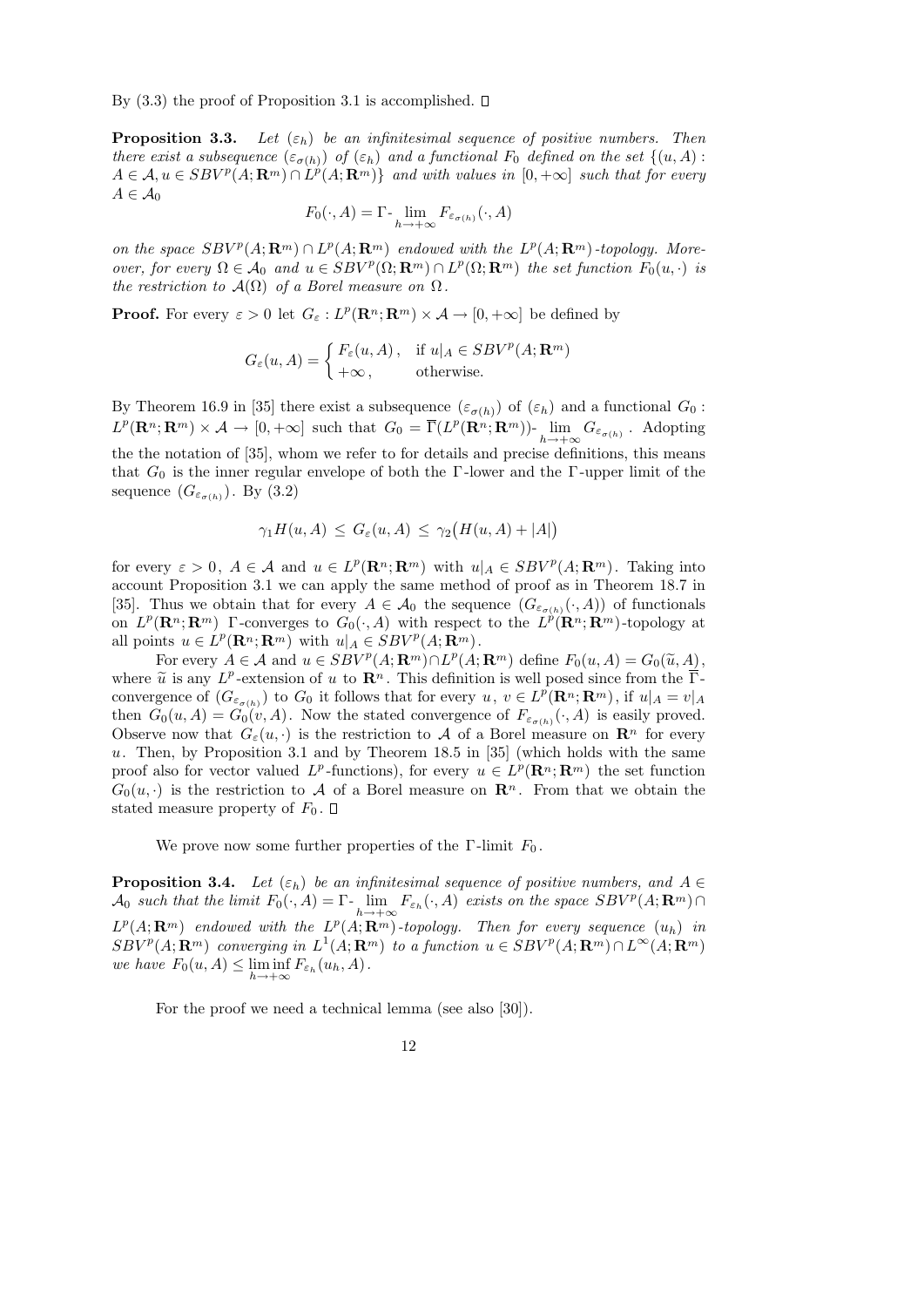By (3.3) the proof of Proposition 3.1 is accomplished. □

**Proposition 3.3.** *Let $(\varepsilon_h)$ be an infinitesimal sequence of positive numbers. Then there exist a subsequence $(\varepsilon_{\sigma(h)})$ of $(\varepsilon_h)$ and a functional $F_0$ defined on the set $\{(u,A) : A \in \mathcal{A}, u \in SBV^p(A;\mathbf{R}^m) \cap L^p(A;\mathbf{R}^m)\}$ and with values in $[0,+\infty]$ such that for every $A \in \mathcal{A}_0$*

$$F_0(\cdot, A) = \Gamma\text{-}\lim_{h\to+\infty} F_{\varepsilon_{\sigma(h)}}(\cdot, A)$$

*on the space $SBV^p(A;\mathbf{R}^m) \cap L^p(A;\mathbf{R}^m)$ endowed with the $L^p(A;\mathbf{R}^m)$-topology. Moreover, for every $\Omega \in \mathcal{A}_0$ and $u \in SBV^p(\Omega;\mathbf{R}^m) \cap L^p(\Omega;\mathbf{R}^m)$ the set function $F_0(u,\cdot)$ is the restriction to $\mathcal{A}(\Omega)$ of a Borel measure on $\Omega$.*

**Proof.** For every $\varepsilon > 0$ let $G_\varepsilon : L^p(\mathbf{R}^n;\mathbf{R}^m) \times \mathcal{A} \to [0,+\infty]$ be defined by

$$G_\varepsilon(u,A) = \begin{cases} F_\varepsilon(u,A)\,, & \text{if } u|_A \in SBV^p(A;\mathbf{R}^m) \\ +\infty\,, & \text{otherwise.} \end{cases}$$

By Theorem 16.9 in [35] there exist a subsequence $(\varepsilon_{\sigma(h)})$ of $(\varepsilon_h)$ and a functional $G_0 : L^p(\mathbf{R}^n;\mathbf{R}^m) \times \mathcal{A} \to [0,+\infty]$ such that $G_0 = \overline{\Gamma}(L^p(\mathbf{R}^n;\mathbf{R}^m))\text{-}\lim_{h\to+\infty} G_{\varepsilon_{\sigma(h)}}$. Adopting the the notation of [35], whom we refer to for details and precise definitions, this means that $G_0$ is the inner regular envelope of both the $\Gamma$-lower and the $\Gamma$-upper limit of the sequence $(G_{\varepsilon_{\sigma(h)}})$. By (3.2)

$$\gamma_1 H(u,A) \le G_\varepsilon(u,A) \le \gamma_2\big(H(u,A) + |A|\big)$$

for every $\varepsilon > 0$, $A \in \mathcal{A}$ and $u \in L^p(\mathbf{R}^n;\mathbf{R}^m)$ with $u|_A \in SBV^p(A;\mathbf{R}^m)$. Taking into account Proposition 3.1 we can apply the same method of proof as in Theorem 18.7 in [35]. Thus we obtain that for every $A \in \mathcal{A}_0$ the sequence $(G_{\varepsilon_{\sigma(h)}}(\cdot,A))$ of functionals on $L^p(\mathbf{R}^n;\mathbf{R}^m)$ $\Gamma$-converges to $G_0(\cdot,A)$ with respect to the $L^p(\mathbf{R}^n;\mathbf{R}^m)$-topology at all points $u \in L^p(\mathbf{R}^n;\mathbf{R}^m)$ with $u|_A \in SBV^p(A;\mathbf{R}^m)$.

For every $A \in \mathcal{A}$ and $u \in SBV^p(A;\mathbf{R}^m) \cap L^p(A;\mathbf{R}^m)$ define $F_0(u,A) = G_0(\widetilde{u},A)$, where $\widetilde{u}$ is any $L^p$-extension of $u$ to $\mathbf{R}^n$. This definition is well posed since from the $\overline{\Gamma}$-convergence of $(G_{\varepsilon_{\sigma(h)}})$ to $G_0$ it follows that for every $u,\, v \in L^p(\mathbf{R}^n;\mathbf{R}^m)$, if $u|_A = v|_A$ then $G_0(u,A) = G_0(v,A)$. Now the stated convergence of $F_{\varepsilon_{\sigma(h)}}(\cdot,A)$ is easily proved. Observe now that $G_\varepsilon(u,\cdot)$ is the restriction to $\mathcal{A}$ of a Borel measure on $\mathbf{R}^n$ for every $u$. Then, by Proposition 3.1 and by Theorem 18.5 in [35] (which holds with the same proof also for vector valued $L^p$-functions), for every $u \in L^p(\mathbf{R}^n;\mathbf{R}^m)$ the set function $G_0(u,\cdot)$ is the restriction to $\mathcal{A}$ of a Borel measure on $\mathbf{R}^n$. From that we obtain the stated measure property of $F_0$. □

We prove now some further properties of the $\Gamma$-limit $F_0$.

**Proposition 3.4.** *Let $(\varepsilon_h)$ be an infinitesimal sequence of positive numbers, and $A \in \mathcal{A}_0$ such that the limit $F_0(\cdot,A) = \Gamma\text{-}\lim_{h\to+\infty} F_{\varepsilon_h}(\cdot,A)$ exists on the space $SBV^p(A;\mathbf{R}^m) \cap L^p(A;\mathbf{R}^m)$ endowed with the $L^p(A;\mathbf{R}^m)$-topology. Then for every sequence $(u_h)$ in $SBV^p(A;\mathbf{R}^m)$ converging in $L^1(A;\mathbf{R}^m)$ to a function $u \in SBV^p(A;\mathbf{R}^m) \cap L^\infty(A;\mathbf{R}^m)$ we have $F_0(u,A) \le \liminf_{h\to+\infty} F_{\varepsilon_h}(u_h,A)$.*

For the proof we need a technical lemma (see also [30]).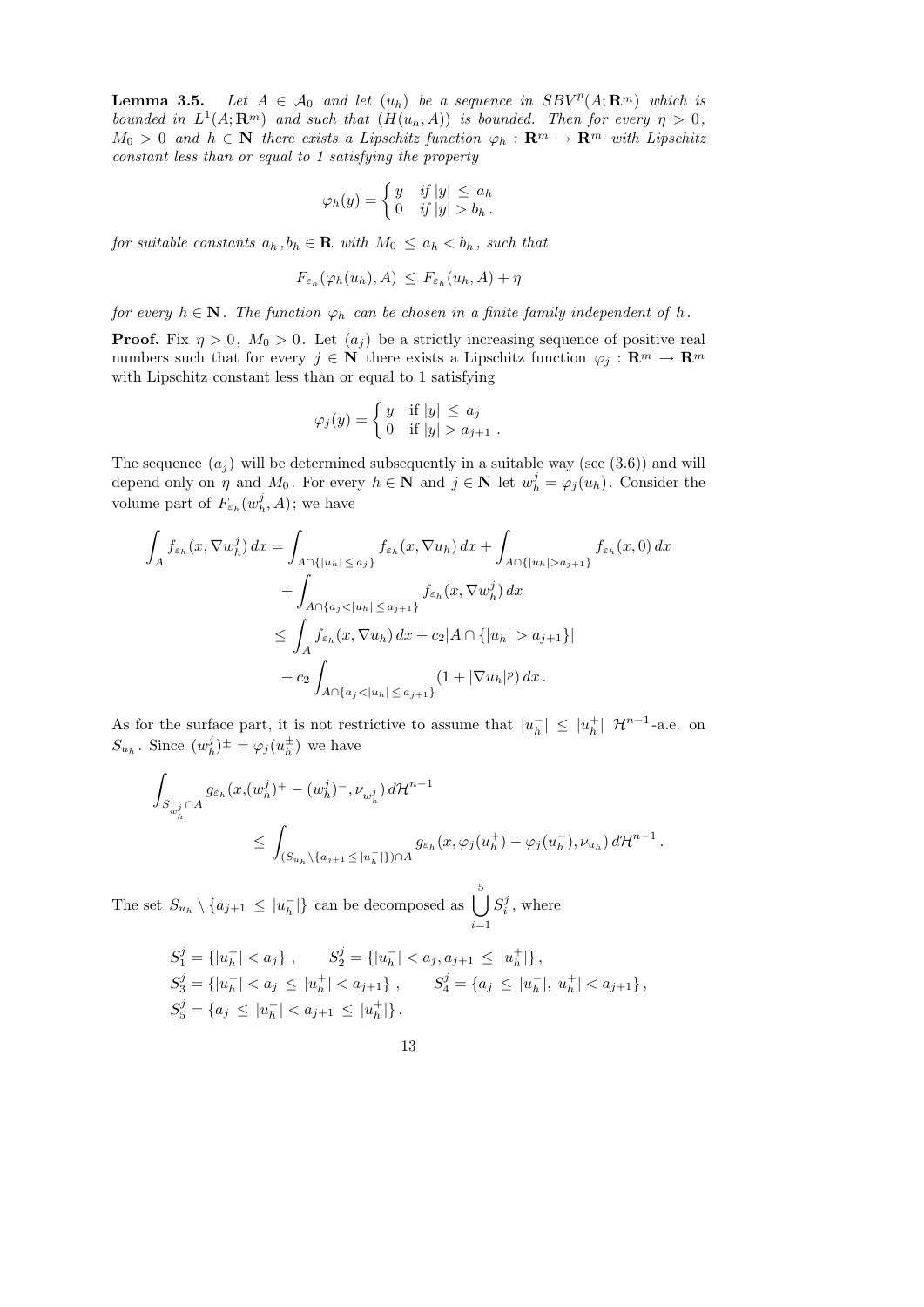**Lemma 3.5.** *Let $A \in \mathcal{A}_0$ and let $(u_h)$ be a sequence in $SBV^p(A;\mathbf{R}^m)$ which is bounded in $L^1(A;\mathbf{R}^m)$ and such that $(H(u_h,A))$ is bounded. Then for every $\eta > 0$, $M_0 > 0$ and $h \in \mathbf{N}$ there exists a Lipschitz function $\varphi_h : \mathbf{R}^m \to \mathbf{R}^m$ with Lipschitz constant less than or equal to 1 satisfying the property*

$$\varphi_h(y) = \begin{cases} y & \text{if } |y| \leq a_h \\ 0 & \text{if } |y| > b_h \,. \end{cases}$$

*for suitable constants $a_h, b_h \in \mathbf{R}$ with $M_0 \leq a_h < b_h$, such that*

$$F_{\varepsilon_h}(\varphi_h(u_h), A) \leq F_{\varepsilon_h}(u_h, A) + \eta$$

*for every $h \in \mathbf{N}$. The function $\varphi_h$ can be chosen in a finite family independent of $h$.*

**Proof.** Fix $\eta > 0$, $M_0 > 0$. Let $(a_j)$ be a strictly increasing sequence of positive real numbers such that for every $j \in \mathbf{N}$ there exists a Lipschitz function $\varphi_j : \mathbf{R}^m \to \mathbf{R}^m$ with Lipschitz constant less than or equal to 1 satisfying

$$\varphi_j(y) = \begin{cases} y & \text{if } |y| \leq a_j \\ 0 & \text{if } |y| > a_{j+1} \,. \end{cases}$$

The sequence $(a_j)$ will be determined subsequently in a suitable way (see (3.6)) and will depend only on $\eta$ and $M_0$. For every $h \in \mathbf{N}$ and $j \in \mathbf{N}$ let $w_h^j = \varphi_j(u_h)$. Consider the volume part of $F_{\varepsilon_h}(w_h^j, A)$; we have

$$\begin{aligned}
\int_A f_{\varepsilon_h}(x, \nabla w_h^j)\, dx &= \int_{A\cap\{|u_h| \leq a_j\}} f_{\varepsilon_h}(x, \nabla u_h)\, dx + \int_{A\cap\{|u_h| > a_{j+1}\}} f_{\varepsilon_h}(x, 0)\, dx \\
&\quad + \int_{A\cap\{a_j < |u_h| \leq a_{j+1}\}} f_{\varepsilon_h}(x, \nabla w_h^j)\, dx \\
&\leq \int_A f_{\varepsilon_h}(x, \nabla u_h)\, dx + c_2|A \cap \{|u_h| > a_{j+1}\}| \\
&\quad + c_2 \int_{A\cap\{a_j < |u_h| \leq a_{j+1}\}} (1 + |\nabla u_h|^p)\, dx \,.
\end{aligned}$$

As for the surface part, it is not restrictive to assume that $|u_h^-| \leq |u_h^+|$ $\mathcal{H}^{n-1}$-a.e. on $S_{u_h}$. Since $(w_h^j)^\pm = \varphi_j(u_h^\pm)$ we have

$$\begin{aligned}
&\int_{S_{w_h^j}\cap A} g_{\varepsilon_h}(x, (w_h^j)^+ - (w_h^j)^-, \nu_{w_h^j})\, d\mathcal{H}^{n-1} \\
&\qquad\qquad \leq \int_{(S_{u_h}\setminus\{a_{j+1} \leq |u_h^-|\})\cap A} g_{\varepsilon_h}(x, \varphi_j(u_h^+) - \varphi_j(u_h^-), \nu_{u_h})\, d\mathcal{H}^{n-1} \,.
\end{aligned}$$

The set $S_{u_h} \setminus \{a_{j+1} \leq |u_h^-|\}$ can be decomposed as $\displaystyle\bigcup_{i=1}^{5} S_i^j$, where

$$\begin{aligned}
&S_1^j = \{|u_h^+| < a_j\}\,, \qquad S_2^j = \{|u_h^-| < a_j, a_{j+1} \leq |u_h^+|\}\,, \\
&S_3^j = \{|u_h^-| < a_j \leq |u_h^+| < a_{j+1}\}\,, \qquad S_4^j = \{a_j \leq |u_h^-|, |u_h^+| < a_{j+1}\}\,, \\
&S_5^j = \{a_j \leq |u_h^-| < a_{j+1} \leq |u_h^+|\}\,.
\end{aligned}$$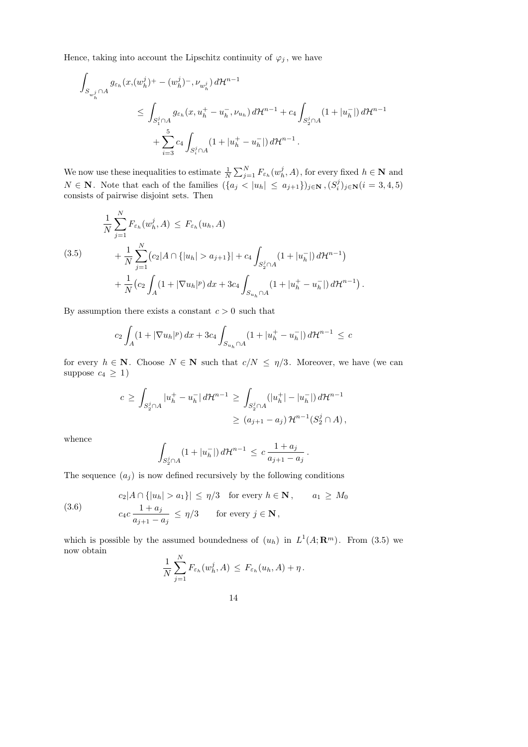Hence, taking into account the Lipschitz continuity of $\varphi_j$, we have

$$
\begin{aligned}
\int_{S_{w_h^j}\cap A} g_{\varepsilon_h}(x,(w_h^j)^+ - (w_h^j)^-, \nu_{w_h^j})\, d\mathcal{H}^{n-1}
&\le \int_{S_1^j\cap A} g_{\varepsilon_h}(x, u_h^+ - u_h^-, \nu_{u_h})\, d\mathcal{H}^{n-1} + c_4 \int_{S_2^j\cap A} (1+|u_h^-|)\, d\mathcal{H}^{n-1} \\
&\quad + \sum_{i=3}^{5} c_4 \int_{S_i^j\cap A} (1+|u_h^+ - u_h^-|)\, d\mathcal{H}^{n-1}\,.
\end{aligned}
$$

We now use these inequalities to estimate $\frac{1}{N}\sum_{j=1}^N F_{\varepsilon_h}(w_h^j, A)$, for every fixed $h\in\mathbf{N}$ and $N\in\mathbf{N}$. Note that each of the families $(\{a_j < |u_h| \le a_{j+1}\})_{j\in\mathbf{N}}\,, (S_i^j)_{j\in\mathbf{N}} (i=3,4,5)$ consists of pairwise disjoint sets. Then

$$
\begin{aligned}
\frac{1}{N}\sum_{j=1}^N F_{\varepsilon_h}(w_h^j, A) \;&\le\; F_{\varepsilon_h}(u_h, A) \\
&\quad + \frac{1}{N}\sum_{j=1}^N \big(c_2 |A\cap\{|u_h| > a_{j+1}\}| + c_4\int_{S_2^j\cap A}(1+|u_h^-|)\, d\mathcal{H}^{n-1}\big) \\
&\quad + \frac{1}{N}\big(c_2 \int_A (1+|\nabla u_h|^p)\, dx + 3c_4 \int_{S_{u_h}\cap A} (1+|u_h^+ - u_h^-|)\, d\mathcal{H}^{n-1}\big)\,.
\end{aligned}
\tag{3.5}
$$

By assumption there exists a constant $c>0$ such that

$$
c_2 \int_A (1+|\nabla u_h|^p)\, dx + 3c_4 \int_{S_{u_h}\cap A} (1+|u_h^+ - u_h^-|)\, d\mathcal{H}^{n-1} \;\le\; c
$$

for every $h\in\mathbf{N}$. Choose $N\in\mathbf{N}$ such that $c/N \le \eta/3$. Moreover, we have (we can suppose $c_4 \ge 1$)

$$
\begin{aligned}
c \;\ge\; \int_{S_2^j\cap A} |u_h^+ - u_h^-|\, d\mathcal{H}^{n-1} \;&\ge\; \int_{S_2^j\cap A} (|u_h^+| - |u_h^-|)\, d\mathcal{H}^{n-1} \\
&\ge\; (a_{j+1} - a_j)\, \mathcal{H}^{n-1}(S_2^j\cap A)\,,
\end{aligned}
$$

whence

$$
\int_{S_2^j\cap A} (1+|u_h^-|)\, d\mathcal{H}^{n-1} \;\le\; c\,\frac{1+a_j}{a_{j+1}-a_j}\,.
$$

The sequence $(a_j)$ is now defined recursively by the following conditions

$$
\begin{aligned}
& c_2|A\cap\{|u_h|>a_1\}| \;\le\; \eta/3 \quad \text{for every } h\in\mathbf{N}\,, \qquad a_1 \;\ge\; M_0 \\
& c_4 c\,\frac{1+a_j}{a_{j+1}-a_j} \;\le\; \eta/3 \qquad \text{for every } j\in\mathbf{N}\,,
\end{aligned}
\tag{3.6}
$$

which is possible by the assumed boundedness of $(u_h)$ in $L^1(A;\mathbf{R}^m)$. From (3.5) we now obtain

$$
\frac{1}{N}\sum_{j=1}^N F_{\varepsilon_h}(w_h^j, A) \;\le\; F_{\varepsilon_h}(u_h, A) + \eta\,.
$$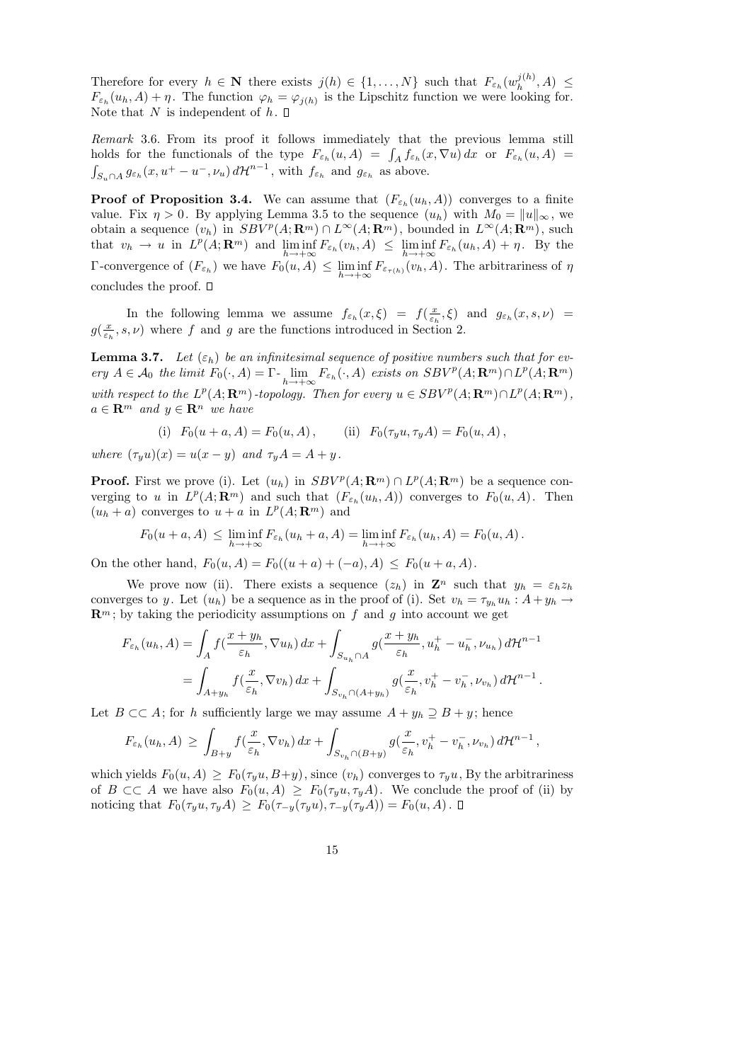Therefore for every $h \in \mathbf{N}$ there exists $j(h) \in \{1, \dots, N\}$ such that $F_{\varepsilon_h}(w_h^{j(h)}, A) \leq F_{\varepsilon_h}(u_h, A) + \eta$. The function $\varphi_h = \varphi_{j(h)}$ is the Lipschitz function we were looking for. Note that $N$ is independent of $h$. □

*Remark* 3.6. From its proof it follows immediately that the previous lemma still holds for the functionals of the type $F_{\varepsilon_h}(u, A) = \int_A f_{\varepsilon_h}(x, \nabla u)\, dx$ or $F_{\varepsilon_h}(u, A) = \int_{S_u \cap A} g_{\varepsilon_h}(x, u^+ - u^-, \nu_u)\, d\mathcal{H}^{n-1}$, with $f_{\varepsilon_h}$ and $g_{\varepsilon_h}$ as above.

**Proof of Proposition 3.4.** We can assume that $(F_{\varepsilon_h}(u_h, A))$ converges to a finite value. Fix $\eta > 0$. By applying Lemma 3.5 to the sequence $(u_h)$ with $M_0 = \|u\|_\infty$, we obtain a sequence $(v_h)$ in $SBV^p(A; \mathbf{R}^m) \cap L^\infty(A; \mathbf{R}^m)$, bounded in $L^\infty(A; \mathbf{R}^m)$, such that $v_h \to u$ in $L^p(A; \mathbf{R}^m)$ and $\liminf\limits_{h \to +\infty} F_{\varepsilon_h}(v_h, A) \leq \liminf\limits_{h \to +\infty} F_{\varepsilon_h}(u_h, A) + \eta$. By the $\Gamma$-convergence of $(F_{\varepsilon_h})$ we have $F_0(u, A) \leq \liminf\limits_{h \to +\infty} F_{\varepsilon_{\tau(h)}}(v_h, A)$. The arbitrariness of $\eta$ concludes the proof. □

In the following lemma we assume $f_{\varepsilon_h}(x, \xi) = f(\frac{x}{\varepsilon_h}, \xi)$ and $g_{\varepsilon_h}(x, s, \nu) = g(\frac{x}{\varepsilon_h}, s, \nu)$ where $f$ and $g$ are the functions introduced in Section 2.

**Lemma 3.7.** *Let $(\varepsilon_h)$ be an infinitesimal sequence of positive numbers such that for every $A \in \mathcal{A}_0$ the limit $F_0(\cdot, A) = \Gamma\text{-}\lim\limits_{h \to +\infty} F_{\varepsilon_h}(\cdot, A)$ exists on $SBV^p(A; \mathbf{R}^m) \cap L^p(A; \mathbf{R}^m)$ with respect to the $L^p(A; \mathbf{R}^m)$-topology. Then for every $u \in SBV^p(A; \mathbf{R}^m) \cap L^p(A; \mathbf{R}^m)$, $a \in \mathbf{R}^m$ and $y \in \mathbf{R}^n$ we have*

$$\text{(i)} \quad F_0(u + a, A) = F_0(u, A), \qquad \text{(ii)} \quad F_0(\tau_y u, \tau_y A) = F_0(u, A),$$

*where $(\tau_y u)(x) = u(x - y)$ and $\tau_y A = A + y$.*

**Proof.** First we prove (i). Let $(u_h)$ in $SBV^p(A; \mathbf{R}^m) \cap L^p(A; \mathbf{R}^m)$ be a sequence converging to $u$ in $L^p(A; \mathbf{R}^m)$ and such that $(F_{\varepsilon_h}(u_h, A))$ converges to $F_0(u, A)$. Then $(u_h + a)$ converges to $u + a$ in $L^p(A; \mathbf{R}^m)$ and

$$F_0(u + a, A) \leq \liminf_{h \to +\infty} F_{\varepsilon_h}(u_h + a, A) = \liminf_{h \to +\infty} F_{\varepsilon_h}(u_h, A) = F_0(u, A).$$

On the other hand, $F_0(u, A) = F_0((u + a) + (-a), A) \leq F_0(u + a, A)$.

We prove now (ii). There exists a sequence $(z_h)$ in $\mathbf{Z}^n$ such that $y_h = \varepsilon_h z_h$ converges to $y$. Let $(u_h)$ be a sequence as in the proof of (i). Set $v_h = \tau_{y_h} u_h : A + y_h \to \mathbf{R}^m$; by taking the periodicity assumptions on $f$ and $g$ into account we get

$$\begin{aligned}
F_{\varepsilon_h}(u_h, A) &= \int_A f(\frac{x + y_h}{\varepsilon_h}, \nabla u_h)\, dx + \int_{S_{u_h} \cap A} g(\frac{x + y_h}{\varepsilon_h}, u_h^+ - u_h^-, \nu_{u_h})\, d\mathcal{H}^{n-1} \\
&= \int_{A + y_h} f(\frac{x}{\varepsilon_h}, \nabla v_h)\, dx + \int_{S_{v_h} \cap (A + y_h)} g(\frac{x}{\varepsilon_h}, v_h^+ - v_h^-, \nu_{v_h})\, d\mathcal{H}^{n-1}.
\end{aligned}$$

Let $B \subset\subset A$; for $h$ sufficiently large we may assume $A + y_h \supseteq B + y$; hence

$$F_{\varepsilon_h}(u_h, A) \geq \int_{B + y} f(\frac{x}{\varepsilon_h}, \nabla v_h)\, dx + \int_{S_{v_h} \cap (B + y)} g(\frac{x}{\varepsilon_h}, v_h^+ - v_h^-, \nu_{v_h})\, d\mathcal{H}^{n-1},$$

which yields $F_0(u, A) \geq F_0(\tau_y u, B + y)$, since $(v_h)$ converges to $\tau_y u$, By the arbitrariness of $B \subset\subset A$ we have also $F_0(u, A) \geq F_0(\tau_y u, \tau_y A)$. We conclude the proof of (ii) by noticing that $F_0(\tau_y u, \tau_y A) \geq F_0(\tau_{-y}(\tau_y u), \tau_{-y}(\tau_y A)) = F_0(u, A)$. □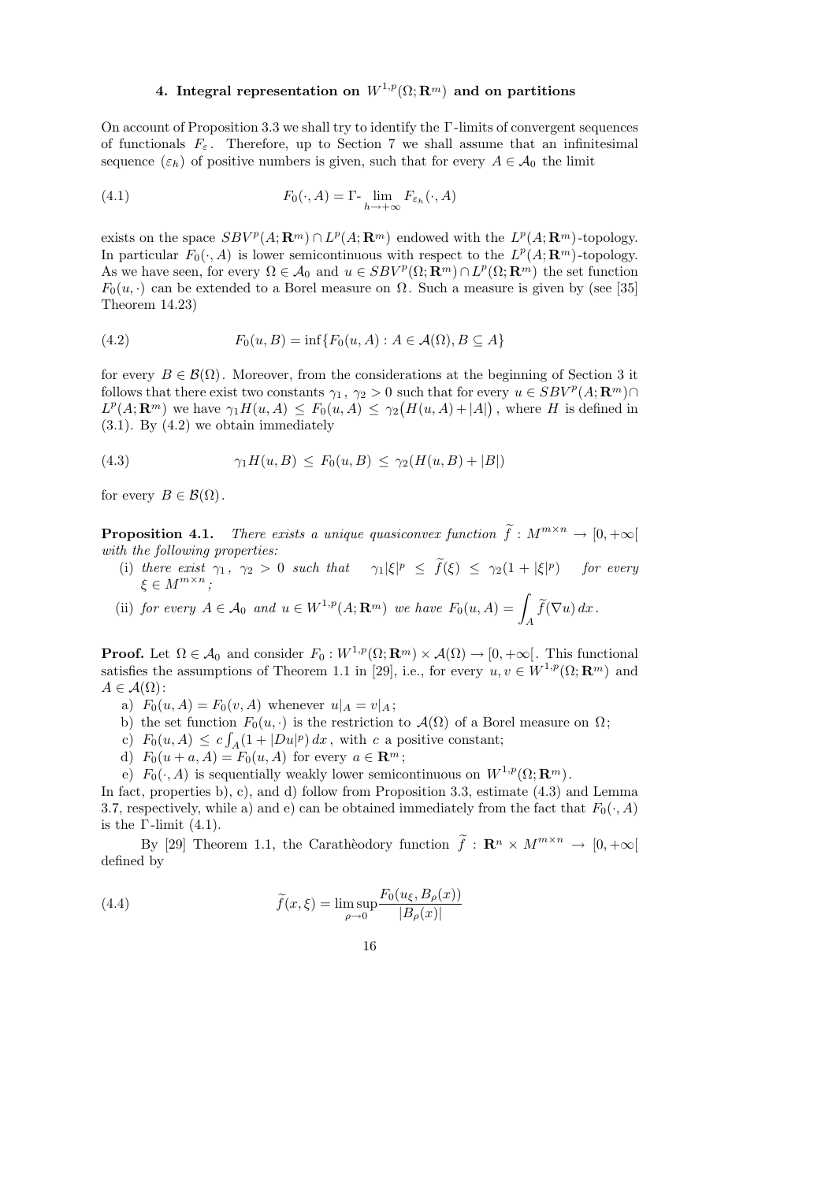## 4. Integral representation on $W^{1,p}(\Omega; \mathbf{R}^m)$ and on partitions

On account of Proposition 3.3 we shall try to identify the $\Gamma$-limits of convergent sequences of functionals $F_\varepsilon$. Therefore, up to Section 7 we shall assume that an infinitesimal sequence $(\varepsilon_h)$ of positive numbers is given, such that for every $A \in \mathcal{A}_0$ the limit

$$F_0(\cdot, A) = \Gamma\text{-}\lim_{h \to +\infty} F_{\varepsilon_h}(\cdot, A) \tag{4.1}$$

exists on the space $SBV^p(A; \mathbf{R}^m) \cap L^p(A; \mathbf{R}^m)$ endowed with the $L^p(A; \mathbf{R}^m)$-topology. In particular $F_0(\cdot, A)$ is lower semicontinuous with respect to the $L^p(A; \mathbf{R}^m)$-topology. As we have seen, for every $\Omega \in \mathcal{A}_0$ and $u \in SBV^p(\Omega; \mathbf{R}^m) \cap L^p(\Omega; \mathbf{R}^m)$ the set function $F_0(u, \cdot)$ can be extended to a Borel measure on $\Omega$. Such a measure is given by (see [35] Theorem 14.23)

$$F_0(u, B) = \inf\{F_0(u, A) : A \in \mathcal{A}(\Omega), B \subseteq A\} \tag{4.2}$$

for every $B \in \mathcal{B}(\Omega)$. Moreover, from the considerations at the beginning of Section 3 it follows that there exist two constants $\gamma_1$, $\gamma_2 > 0$ such that for every $u \in SBV^p(A; \mathbf{R}^m) \cap L^p(A; \mathbf{R}^m)$ we have $\gamma_1 H(u, A) \leq F_0(u, A) \leq \gamma_2\big(H(u, A) + |A|\big)$, where $H$ is defined in (3.1). By (4.2) we obtain immediately

$$\gamma_1 H(u, B) \leq F_0(u, B) \leq \gamma_2(H(u, B) + |B|) \tag{4.3}$$

for every $B \in \mathcal{B}(\Omega)$.

**Proposition 4.1.** *There exists a unique quasiconvex function $\widetilde{f} : M^{m\times n} \to [0, +\infty[$ with the following properties:*

- (i) *there exist $\gamma_1$, $\gamma_2 > 0$ such that $\gamma_1 |\xi|^p \leq \widetilde{f}(\xi) \leq \gamma_2(1 + |\xi|^p)$ for every $\xi \in M^{m\times n}$;*
- (ii) *for every $A \in \mathcal{A}_0$ and $u \in W^{1,p}(A; \mathbf{R}^m)$ we have $F_0(u, A) = \displaystyle\int_A \widetilde{f}(\nabla u)\, dx$.*

**Proof.** Let $\Omega \in \mathcal{A}_0$ and consider $F_0 : W^{1,p}(\Omega; \mathbf{R}^m) \times \mathcal{A}(\Omega) \to [0, +\infty[$. This functional satisfies the assumptions of Theorem 1.1 in [29], i.e., for every $u, v \in W^{1,p}(\Omega; \mathbf{R}^m)$ and $A \in \mathcal{A}(\Omega)$:

- a) $F_0(u, A) = F_0(v, A)$ whenever $u|_A = v|_A$;
- b) the set function $F_0(u, \cdot)$ is the restriction to $\mathcal{A}(\Omega)$ of a Borel measure on $\Omega$;
- c) $F_0(u, A) \leq c \int_A (1 + |Du|^p)\, dx$, with $c$ a positive constant;
- d) $F_0(u + a, A) = F_0(u, A)$ for every $a \in \mathbf{R}^m$;
- e) $F_0(\cdot, A)$ is sequentially weakly lower semicontinuous on $W^{1,p}(\Omega; \mathbf{R}^m)$.

In fact, properties b), c), and d) follow from Proposition 3.3, estimate (4.3) and Lemma 3.7, respectively, while a) and e) can be obtained immediately from the fact that $F_0(\cdot, A)$ is the $\Gamma$-limit (4.1).

By [29] Theorem 1.1, the Carathèodory function $\widetilde{f} : \mathbf{R}^n \times M^{m\times n} \to [0, +\infty[$ defined by

$$\widetilde{f}(x, \xi) = \limsup_{\rho \to 0} \frac{F_0(u_\xi, B_\rho(x))}{|B_\rho(x)|} \tag{4.4}$$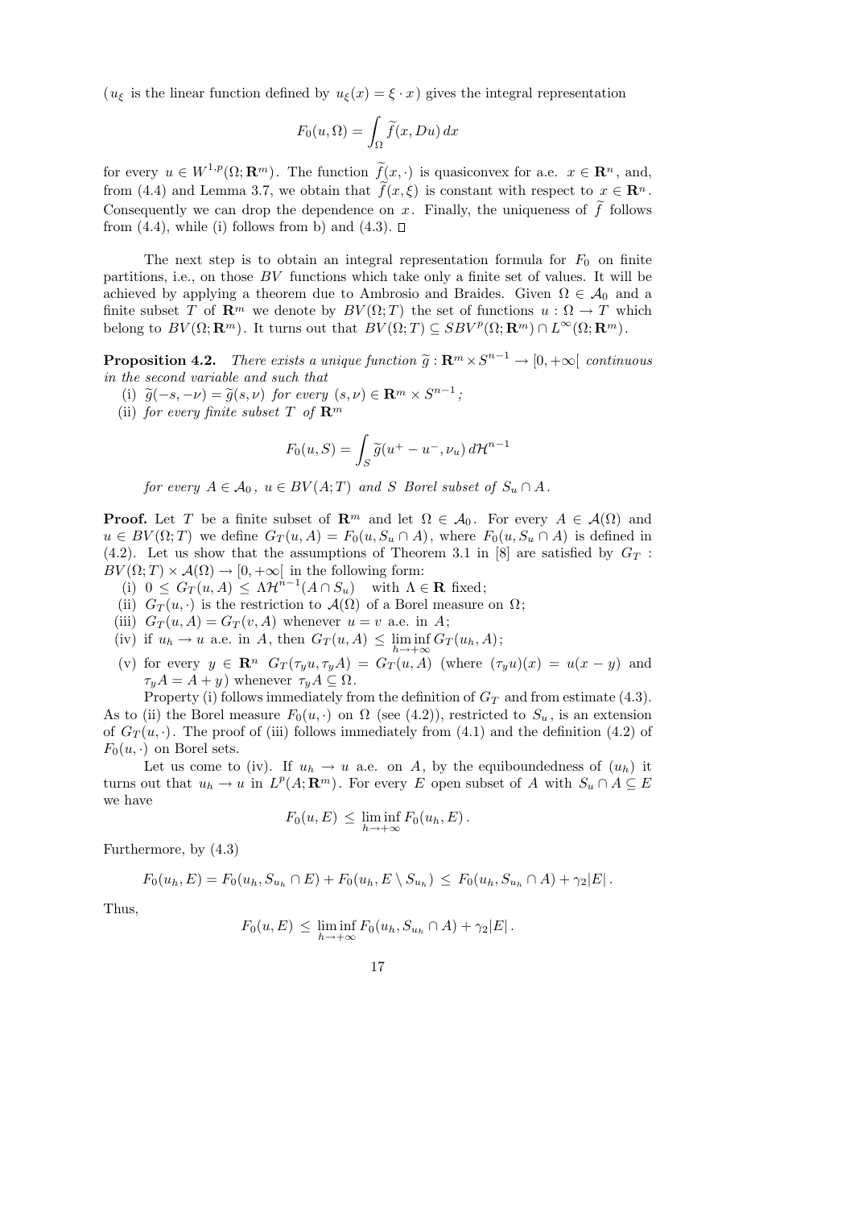($u_\xi$ is the linear function defined by $u_\xi(x) = \xi \cdot x$) gives the integral representation

$$F_0(u, \Omega) = \int_\Omega \widetilde{f}(x, Du)\, dx$$

for every $u \in W^{1,p}(\Omega; \mathbf{R}^m)$. The function $\widetilde{f}(x, \cdot)$ is quasiconvex for a.e. $x \in \mathbf{R}^n$, and, from (4.4) and Lemma 3.7, we obtain that $\widetilde{f}(x, \xi)$ is constant with respect to $x \in \mathbf{R}^n$. Consequently we can drop the dependence on $x$. Finally, the uniqueness of $\widetilde{f}$ follows from (4.4), while (i) follows from b) and (4.3). $\square$

The next step is to obtain an integral representation formula for $F_0$ on finite partitions, i.e., on those $BV$ functions which take only a finite set of values. It will be achieved by applying a theorem due to Ambrosio and Braides. Given $\Omega \in \mathcal{A}_0$ and a finite subset $T$ of $\mathbf{R}^m$ we denote by $BV(\Omega; T)$ the set of functions $u : \Omega \to T$ which belong to $BV(\Omega; \mathbf{R}^m)$. It turns out that $BV(\Omega; T) \subseteq SBV^p(\Omega; \mathbf{R}^m) \cap L^\infty(\Omega; \mathbf{R}^m)$.

**Proposition 4.2.** *There exists a unique function $\widetilde{g} : \mathbf{R}^m \times S^{n-1} \to [0, +\infty[$ continuous in the second variable and such that*

(i) $\widetilde{g}(-s, -\nu) = \widetilde{g}(s, \nu)$ *for every* $(s, \nu) \in \mathbf{R}^m \times S^{n-1}$;

(ii) *for every finite subset $T$ of $\mathbf{R}^m$*

$$F_0(u, S) = \int_S \widetilde{g}(u^+ - u^-, \nu_u)\, d\mathcal{H}^{n-1}$$

*for every $A \in \mathcal{A}_0$, $u \in BV(A; T)$ and $S$ Borel subset of $S_u \cap A$.*

**Proof.** Let $T$ be a finite subset of $\mathbf{R}^m$ and let $\Omega \in \mathcal{A}_0$. For every $A \in \mathcal{A}(\Omega)$ and $u \in BV(\Omega; T)$ we define $G_T(u, A) = F_0(u, S_u \cap A)$, where $F_0(u, S_u \cap A)$ is defined in (4.2). Let us show that the assumptions of Theorem 3.1 in [8] are satisfied by $G_T : BV(\Omega; T) \times \mathcal{A}(\Omega) \to [0, +\infty[$ in the following form:

(i) $0 \le G_T(u, A) \le \Lambda \mathcal{H}^{n-1}(A \cap S_u)$ with $\Lambda \in \mathbf{R}$ fixed;

(ii) $G_T(u, \cdot)$ is the restriction to $\mathcal{A}(\Omega)$ of a Borel measure on $\Omega$;

(iii) $G_T(u, A) = G_T(v, A)$ whenever $u = v$ a.e. in $A$;

(iv) if $u_h \to u$ a.e. in $A$, then $G_T(u, A) \le \liminf\limits_{h \to +\infty} G_T(u_h, A)$;

(v) for every $y \in \mathbf{R}^n$ $G_T(\tau_y u, \tau_y A) = G_T(u, A)$ (where $(\tau_y u)(x) = u(x - y)$ and $\tau_y A = A + y$) whenever $\tau_y A \subseteq \Omega$.

Property (i) follows immediately from the definition of $G_T$ and from estimate (4.3). As to (ii) the Borel measure $F_0(u, \cdot)$ on $\Omega$ (see (4.2)), restricted to $S_u$, is an extension of $G_T(u, \cdot)$. The proof of (iii) follows immediately from (4.1) and the definition (4.2) of $F_0(u, \cdot)$ on Borel sets.

Let us come to (iv). If $u_h \to u$ a.e. on $A$, by the equiboundedness of $(u_h)$ it turns out that $u_h \to u$ in $L^p(A; \mathbf{R}^m)$. For every $E$ open subset of $A$ with $S_u \cap A \subseteq E$ we have

$$F_0(u, E) \le \liminf_{h \to +\infty} F_0(u_h, E).$$

Furthermore, by (4.3)

$$F_0(u_h, E) = F_0(u_h, S_{u_h} \cap E) + F_0(u_h, E \setminus S_{u_h}) \le F_0(u_h, S_{u_h} \cap A) + \gamma_2 |E|.$$

Thus,

$$F_0(u, E) \le \liminf_{h \to +\infty} F_0(u_h, S_{u_h} \cap A) + \gamma_2 |E|.$$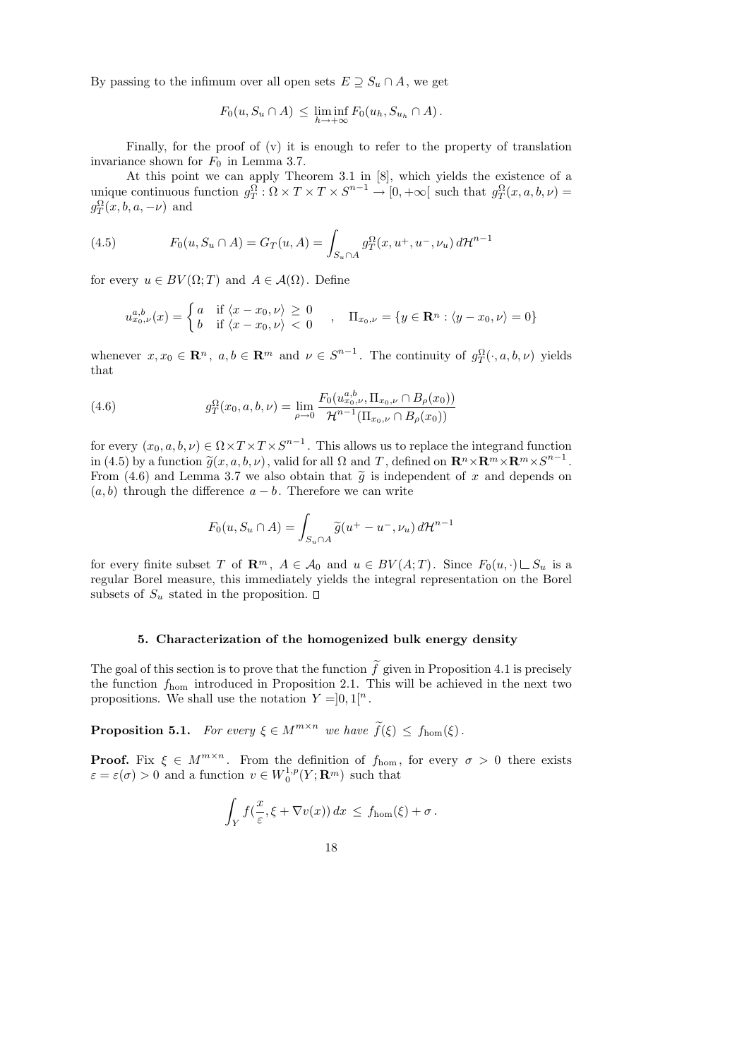By passing to the infimum over all open sets $E \supseteq S_u \cap A$, we get

$$F_0(u, S_u \cap A) \le \liminf_{h \to +\infty} F_0(u_h, S_{u_h} \cap A).$$

Finally, for the proof of (v) it is enough to refer to the property of translation invariance shown for $F_0$ in Lemma 3.7.

At this point we can apply Theorem 3.1 in [8], which yields the existence of a unique continuous function $g_T^\Omega : \Omega \times T \times T \times S^{n-1} \to [0, +\infty[$ such that $g_T^\Omega(x, a, b, \nu) = g_T^\Omega(x, b, a, -\nu)$ and

$$F_0(u, S_u \cap A) = G_T(u, A) = \int_{S_u \cap A} g_T^\Omega(x, u^+, u^-, \nu_u)\, d\mathcal{H}^{n-1} \tag{4.5}$$

for every $u \in BV(\Omega; T)$ and $A \in \mathcal{A}(\Omega)$. Define

$$u^{a,b}_{x_0,\nu}(x) = \begin{cases} a & \text{if } \langle x - x_0, \nu\rangle \ge 0 \\ b & \text{if } \langle x - x_0, \nu\rangle < 0 \end{cases} \quad , \quad \Pi_{x_0,\nu} = \{y \in \mathbf{R}^n : \langle y - x_0, \nu\rangle = 0\}$$

whenever $x, x_0 \in \mathbf{R}^n$, $a, b \in \mathbf{R}^m$ and $\nu \in S^{n-1}$. The continuity of $g_T^\Omega(\cdot, a, b, \nu)$ yields that

$$g_T^\Omega(x_0, a, b, \nu) = \lim_{\rho \to 0} \frac{F_0(u^{a,b}_{x_0,\nu}, \Pi_{x_0,\nu} \cap B_\rho(x_0))}{\mathcal{H}^{n-1}(\Pi_{x_0,\nu} \cap B_\rho(x_0))} \tag{4.6}$$

for every $(x_0, a, b, \nu) \in \Omega \times T \times T \times S^{n-1}$. This allows us to replace the integrand function in (4.5) by a function $\widetilde{g}(x, a, b, \nu)$, valid for all $\Omega$ and $T$, defined on $\mathbf{R}^n \times \mathbf{R}^m \times \mathbf{R}^m \times S^{n-1}$. From (4.6) and Lemma 3.7 we also obtain that $\widetilde{g}$ is independent of $x$ and depends on $(a, b)$ through the difference $a - b$. Therefore we can write

$$F_0(u, S_u \cap A) = \int_{S_u \cap A} \widetilde{g}(u^+ - u^-, \nu_u)\, d\mathcal{H}^{n-1}$$

for every finite subset $T$ of $\mathbf{R}^m$, $A \in \mathcal{A}_0$ and $u \in BV(A; T)$. Since $F_0(u, \cdot) \llcorner S_u$ is a regular Borel measure, this immediately yields the integral representation on the Borel subsets of $S_u$ stated in the proposition. □

## 5. Characterization of the homogenized bulk energy density

The goal of this section is to prove that the function $\widetilde{f}$ given in Proposition 4.1 is precisely the function $f_{\mathrm{hom}}$ introduced in Proposition 2.1. This will be achieved in the next two propositions. We shall use the notation $Y = ]0, 1[^n$.

**Proposition 5.1.** *For every $\xi \in M^{m \times n}$ we have $\widetilde{f}(\xi) \le f_{\mathrm{hom}}(\xi)$.*

**Proof.** Fix $\xi \in M^{m \times n}$. From the definition of $f_{\mathrm{hom}}$, for every $\sigma > 0$ there exists $\varepsilon = \varepsilon(\sigma) > 0$ and a function $v \in W_0^{1,p}(Y; \mathbf{R}^m)$ such that

$$\int_Y f(\frac{x}{\varepsilon}, \xi + \nabla v(x))\, dx \le f_{\mathrm{hom}}(\xi) + \sigma.$$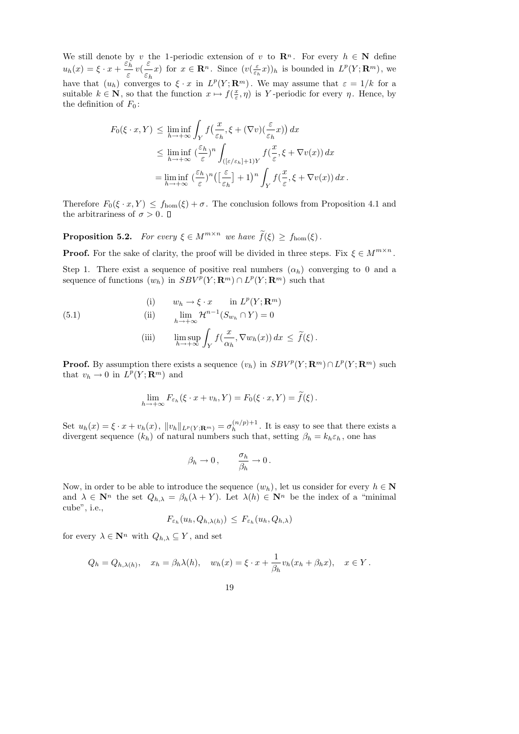We still denote by $v$ the 1-periodic extension of $v$ to $\mathbf{R}^n$. For every $h \in \mathbf{N}$ define $u_h(x) = \xi \cdot x + \frac{\varepsilon_h}{\varepsilon} v(\frac{\varepsilon}{\varepsilon_h} x)$ for $x \in \mathbf{R}^n$. Since $(v(\frac{\varepsilon}{\varepsilon_h} x))_h$ is bounded in $L^p(Y; \mathbf{R}^m)$, we have that $(u_h)$ converges to $\xi \cdot x$ in $L^p(Y; \mathbf{R}^m)$. We may assume that $\varepsilon = 1/k$ for a suitable $k \in \mathbf{N}$, so that the function $x \mapsto f(\frac{x}{\varepsilon}, \eta)$ is $Y$-periodic for every $\eta$. Hence, by the definition of $F_0$:

$$
\begin{aligned}
F_0(\xi \cdot x, Y) &\leq \liminf_{h \to +\infty} \int_Y f\big(\frac{x}{\varepsilon_h}, \xi + (\nabla v)(\frac{\varepsilon}{\varepsilon_h} x)\big)\, dx \\
&\leq \liminf_{h \to +\infty} (\frac{\varepsilon_h}{\varepsilon})^n \int_{([\varepsilon/\varepsilon_h]+1)Y} f(\frac{x}{\varepsilon}, \xi + \nabla v(x))\, dx \\
&= \liminf_{h \to +\infty} (\frac{\varepsilon_h}{\varepsilon})^n \big(\big[\frac{\varepsilon}{\varepsilon_h}\big] + 1\big)^n \int_Y f(\frac{x}{\varepsilon}, \xi + \nabla v(x))\, dx\,.
\end{aligned}
$$

Therefore $F_0(\xi \cdot x, Y) \leq f_{\rm hom}(\xi) + \sigma$. The conclusion follows from Proposition 4.1 and the arbitrariness of $\sigma > 0$. $\square$

**Proposition 5.2.** *For every $\xi \in M^{m \times n}$ we have $\widetilde{f}(\xi) \geq f_{\rm hom}(\xi)$.*

**Proof.** For the sake of clarity, the proof will be divided in three steps. Fix $\xi \in M^{m \times n}$.

Step 1. There exist a sequence of positive real numbers $(\alpha_h)$ converging to 0 and a sequence of functions $(w_h)$ in $SBV^p(Y; \mathbf{R}^m) \cap L^p(Y; \mathbf{R}^m)$ such that

$$
\begin{aligned}
&\text{(i)} \qquad w_h \to \xi \cdot x \qquad \text{in } L^p(Y; \mathbf{R}^m) \\
&\text{(ii)} \qquad \lim_{h \to +\infty} \mathcal{H}^{n-1}(S_{w_h} \cap Y) = 0 \\
&\text{(iii)} \qquad \limsup_{h \to +\infty} \int_Y f(\frac{x}{\alpha_h}, \nabla w_h(x))\, dx \;\leq\; \widetilde{f}(\xi)\,.
\end{aligned}
\tag{5.1}
$$

**Proof.** By assumption there exists a sequence $(v_h)$ in $SBV^p(Y; \mathbf{R}^m) \cap L^p(Y; \mathbf{R}^m)$ such that $v_h \to 0$ in $L^p(Y; \mathbf{R}^m)$ and

$$
\lim_{h \to +\infty} F_{\varepsilon_h}(\xi \cdot x + v_h, Y) = F_0(\xi \cdot x, Y) = \widetilde{f}(\xi)\,.
$$

Set $u_h(x) = \xi \cdot x + v_h(x)$, $\|v_h\|_{L^p(Y; \mathbf{R}^m)} = \sigma_h^{(n/p)+1}$. It is easy to see that there exists a divergent sequence $(k_h)$ of natural numbers such that, setting $\beta_h = k_h \varepsilon_h$, one has

$$
\beta_h \to 0\,, \qquad \frac{\sigma_h}{\beta_h} \to 0\,.
$$

Now, in order to be able to introduce the sequence $(w_h)$, let us consider for every $h \in \mathbf{N}$ and $\lambda \in \mathbf{N}^n$ the set $Q_{h,\lambda} = \beta_h(\lambda + Y)$. Let $\lambda(h) \in \mathbf{N}^n$ be the index of a "minimal cube", i.e.,

$$
F_{\varepsilon_h}(u_h, Q_{h,\lambda(h)}) \;\leq\; F_{\varepsilon_h}(u_h, Q_{h,\lambda})
$$

for every $\lambda \in \mathbf{N}^n$ with $Q_{h,\lambda} \subseteq Y$, and set

$$
Q_h = Q_{h,\lambda(h)}, \quad x_h = \beta_h \lambda(h), \quad w_h(x) = \xi \cdot x + \frac{1}{\beta_h} v_h(x_h + \beta_h x), \quad x \in Y\,.
$$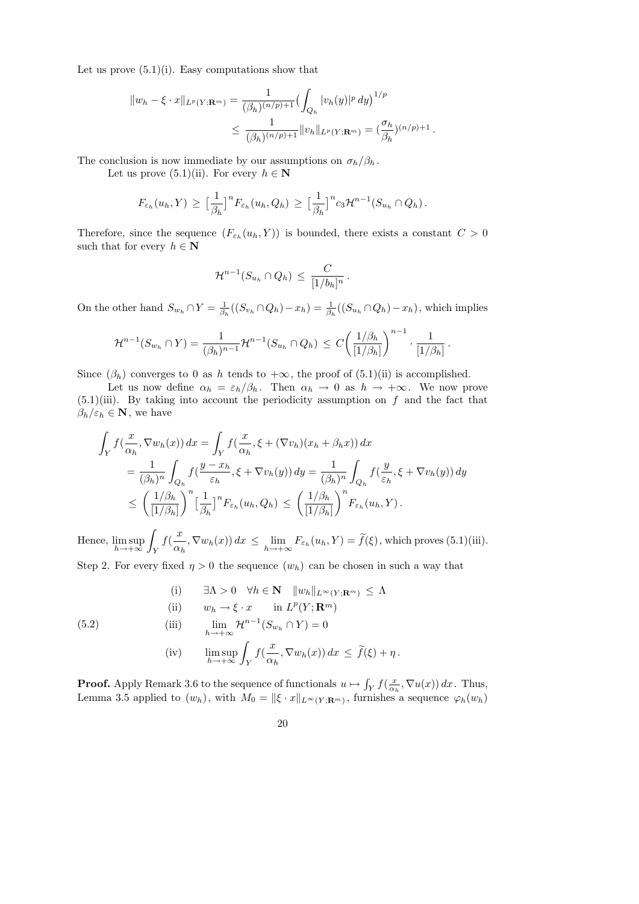Let us prove (5.1)(i). Easy computations show that

$$
\begin{aligned}
\|w_h - \xi\cdot x\|_{L^p(Y;\mathbf{R}^m)} &= \frac{1}{(\beta_h)^{(n/p)+1}}\Big(\int_{Q_h} |v_h(y)|^p\,dy\Big)^{1/p} \\
&\le \frac{1}{(\beta_h)^{(n/p)+1}}\|v_h\|_{L^p(Y;\mathbf{R}^m)} = (\frac{\sigma_h}{\beta_h})^{(n/p)+1}\,.
\end{aligned}
$$

The conclusion is now immediate by our assumptions on $\sigma_h/\beta_h$.

Let us prove (5.1)(ii). For every $h\in\mathbf{N}$

$$
F_{\varepsilon_h}(u_h,Y) \,\ge\, \big[\frac{1}{\beta_h}\big]^n F_{\varepsilon_h}(u_h,Q_h) \,\ge\, \big[\frac{1}{\beta_h}\big]^n c_3\mathcal{H}^{n-1}(S_{u_h}\cap Q_h)\,.
$$

Therefore, since the sequence $(F_{\varepsilon_h}(u_h,Y))$ is bounded, there exists a constant $C>0$ such that for every $h\in\mathbf{N}$

$$
\mathcal{H}^{n-1}(S_{u_h}\cap Q_h) \,\le\, \frac{C}{[1/b_h]^n}\,.
$$

On the other hand $S_{w_h}\cap Y = \frac{1}{\beta_h}((S_{v_h}\cap Q_h)-x_h) = \frac{1}{\beta_h}((S_{u_h}\cap Q_h)-x_h)$, which implies

$$
\mathcal{H}^{n-1}(S_{w_h}\cap Y) = \frac{1}{(\beta_h)^{n-1}}\mathcal{H}^{n-1}(S_{u_h}\cap Q_h) \,\le\, C\Big(\frac{1/\beta_h}{[1/\beta_h]}\Big)^{n-1}\cdot\frac{1}{[1/\beta_h]}\,.
$$

Since $(\beta_h)$ converges to 0 as $h$ tends to $+\infty$, the proof of (5.1)(ii) is accomplished.

Let us now define $\alpha_h = \varepsilon_h/\beta_h$. Then $\alpha_h\to 0$ as $h\to+\infty$. We now prove (5.1)(iii). By taking into account the periodicity assumption on $f$ and the fact that $\beta_h/\varepsilon_h\in\mathbf{N}$, we have

$$
\begin{aligned}
\int_Y f(\frac{x}{\alpha_h},\nabla w_h(x))\,dx &= \int_Y f(\frac{x}{\alpha_h},\xi+(\nabla v_h)(x_h+\beta_h x))\,dx \\
&= \frac{1}{(\beta_h)^n}\int_{Q_h} f(\frac{y-x_h}{\varepsilon_h},\xi+\nabla v_h(y))\,dy = \frac{1}{(\beta_h)^n}\int_{Q_h} f(\frac{y}{\varepsilon_h},\xi+\nabla v_h(y))\,dy \\
&\le \Big(\frac{1/\beta_h}{[1/\beta_h]}\Big)^n\big[\frac{1}{\beta_h}\big]^n F_{\varepsilon_h}(u_h,Q_h) \,\le\, \Big(\frac{1/\beta_h}{[1/\beta_h]}\Big)^n F_{\varepsilon_h}(u_h,Y)\,.
\end{aligned}
$$

Hence, $\displaystyle\limsup_{h\to+\infty}\int_Y f(\frac{x}{\alpha_h},\nabla w_h(x))\,dx \,\le\, \lim_{h\to+\infty}F_{\varepsilon_h}(u_h,Y) = \widetilde{f}(\xi)$, which proves (5.1)(iii).

Step 2. For every fixed $\eta>0$ the sequence $(w_h)$ can be chosen in such a way that

$$
\text{(5.2)}\qquad
\begin{aligned}
&\text{(i)} \qquad \exists\Lambda>0\quad \forall h\in\mathbf{N}\quad \|w_h\|_{L^\infty(Y;\mathbf{R}^m)}\,\le\,\Lambda \\
&\text{(ii)} \qquad w_h\to\xi\cdot x \qquad \text{in } L^p(Y;\mathbf{R}^m) \\
&\text{(iii)} \qquad \lim_{h\to+\infty}\mathcal{H}^{n-1}(S_{w_h}\cap Y) = 0 \\
&\text{(iv)} \qquad \limsup_{h\to+\infty}\int_Y f(\frac{x}{\alpha_h},\nabla w_h(x))\,dx \,\le\, \widetilde{f}(\xi)+\eta\,.
\end{aligned}
$$

**Proof.** Apply Remark 3.6 to the sequence of functionals $u\mapsto\int_Y f(\frac{x}{\alpha_h},\nabla u(x))\,dx$. Thus, Lemma 3.5 applied to $(w_h)$, with $M_0 = \|\xi\cdot x\|_{L^\infty(Y;\mathbf{R}^m)}$, furnishes a sequence $\varphi_h(w_h)$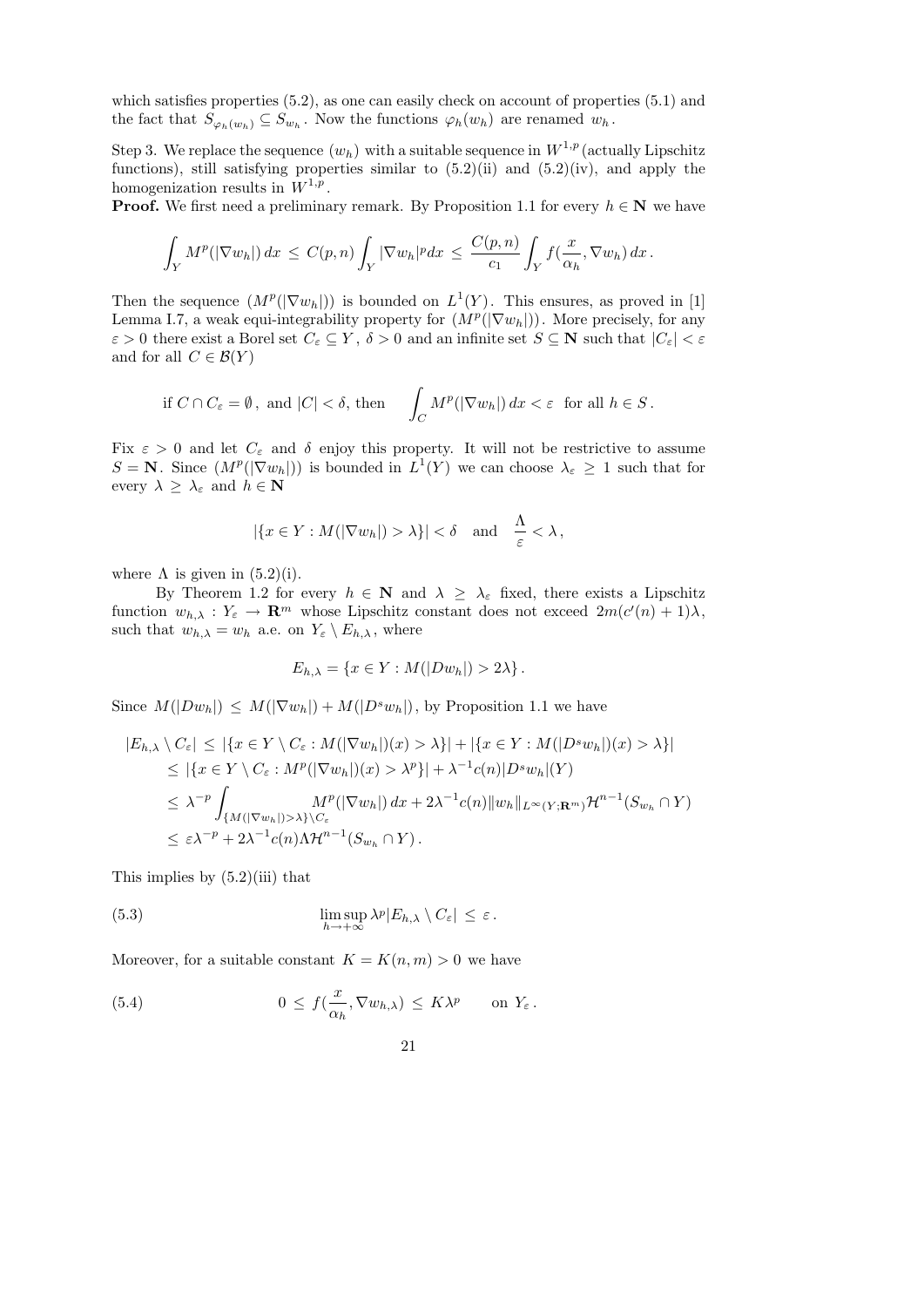which satisfies properties (5.2), as one can easily check on account of properties (5.1) and the fact that $S_{\varphi_h(w_h)} \subseteq S_{w_h}$. Now the functions $\varphi_h(w_h)$ are renamed $w_h$.

Step 3. We replace the sequence $(w_h)$ with a suitable sequence in $W^{1,p}$ (actually Lipschitz functions), still satisfying properties similar to (5.2)(ii) and (5.2)(iv), and apply the homogenization results in $W^{1,p}$.

**Proof.** We first need a preliminary remark. By Proposition 1.1 for every $h \in \mathbf{N}$ we have

$$\int_Y M^p(|\nabla w_h|)\, dx \,\le\, C(p,n) \int_Y |\nabla w_h|^p dx \,\le\, \frac{C(p,n)}{c_1} \int_Y f(\frac{x}{\alpha_h}, \nabla w_h)\, dx\,.$$

Then the sequence $(M^p(|\nabla w_h|))$ is bounded on $L^1(Y)$. This ensures, as proved in [1] Lemma I.7, a weak equi-integrability property for $(M^p(|\nabla w_h|))$. More precisely, for any $\varepsilon > 0$ there exist a Borel set $C_\varepsilon \subseteq Y$, $\delta > 0$ and an infinite set $S \subseteq \mathbf{N}$ such that $|C_\varepsilon| < \varepsilon$ and for all $C \in \mathcal{B}(Y)$

$$\text{if } C \cap C_\varepsilon = \emptyset\,, \text{ and } |C| < \delta, \text{ then } \qquad \int_C M^p(|\nabla w_h|)\, dx < \varepsilon \;\text{ for all } h \in S\,.$$

Fix $\varepsilon > 0$ and let $C_\varepsilon$ and $\delta$ enjoy this property. It will not be restrictive to assume $S = \mathbf{N}$. Since $(M^p(|\nabla w_h|))$ is bounded in $L^1(Y)$ we can choose $\lambda_\varepsilon \ge 1$ such that for every $\lambda \ge \lambda_\varepsilon$ and $h \in \mathbf{N}$

$$|\{x \in Y : M(|\nabla w_h|) > \lambda\}| < \delta \quad \text{and} \quad \frac{\Lambda}{\varepsilon} < \lambda\,,$$

where $\Lambda$ is given in (5.2)(i).

By Theorem 1.2 for every $h \in \mathbf{N}$ and $\lambda \ge \lambda_\varepsilon$ fixed, there exists a Lipschitz function $w_{h,\lambda} : Y_\varepsilon \to \mathbf{R}^m$ whose Lipschitz constant does not exceed $2m(c'(n)+1)\lambda$, such that $w_{h,\lambda} = w_h$ a.e. on $Y_\varepsilon \setminus E_{h,\lambda}$, where

$$E_{h,\lambda} = \{x \in Y : M(|Dw_h|) > 2\lambda\}\,.$$

Since $M(|Dw_h|) \le M(|\nabla w_h|) + M(|D^s w_h|)$, by Proposition 1.1 we have

$$\begin{aligned}
|E_{h,\lambda} \setminus C_\varepsilon| &\le |\{x \in Y \setminus C_\varepsilon : M(|\nabla w_h|)(x) > \lambda\}| + |\{x \in Y : M(|D^s w_h|)(x) > \lambda\}| \\
&\le |\{x \in Y \setminus C_\varepsilon : M^p(|\nabla w_h|)(x) > \lambda^p\}| + \lambda^{-1} c(n) |D^s w_h|(Y) \\
&\le \lambda^{-p} \int_{\{M(|\nabla w_h|) > \lambda\} \setminus C_\varepsilon} M^p(|\nabla w_h|)\, dx + 2\lambda^{-1} c(n) \|w_h\|_{L^\infty(Y;\mathbf{R}^m)} \mathcal{H}^{n-1}(S_{w_h} \cap Y) \\
&\le \varepsilon \lambda^{-p} + 2\lambda^{-1} c(n) \Lambda \mathcal{H}^{n-1}(S_{w_h} \cap Y)\,.
\end{aligned}$$

This implies by (5.2)(iii) that

$$\limsup_{h\to+\infty} \lambda^p |E_{h,\lambda} \setminus C_\varepsilon| \,\le\, \varepsilon\,. \tag{5.3}$$

Moreover, for a suitable constant $K = K(n,m) > 0$ we have

$$0 \,\le\, f(\frac{x}{\alpha_h}, \nabla w_{h,\lambda}) \,\le\, K\lambda^p \qquad \text{on } Y_\varepsilon\,. \tag{5.4}$$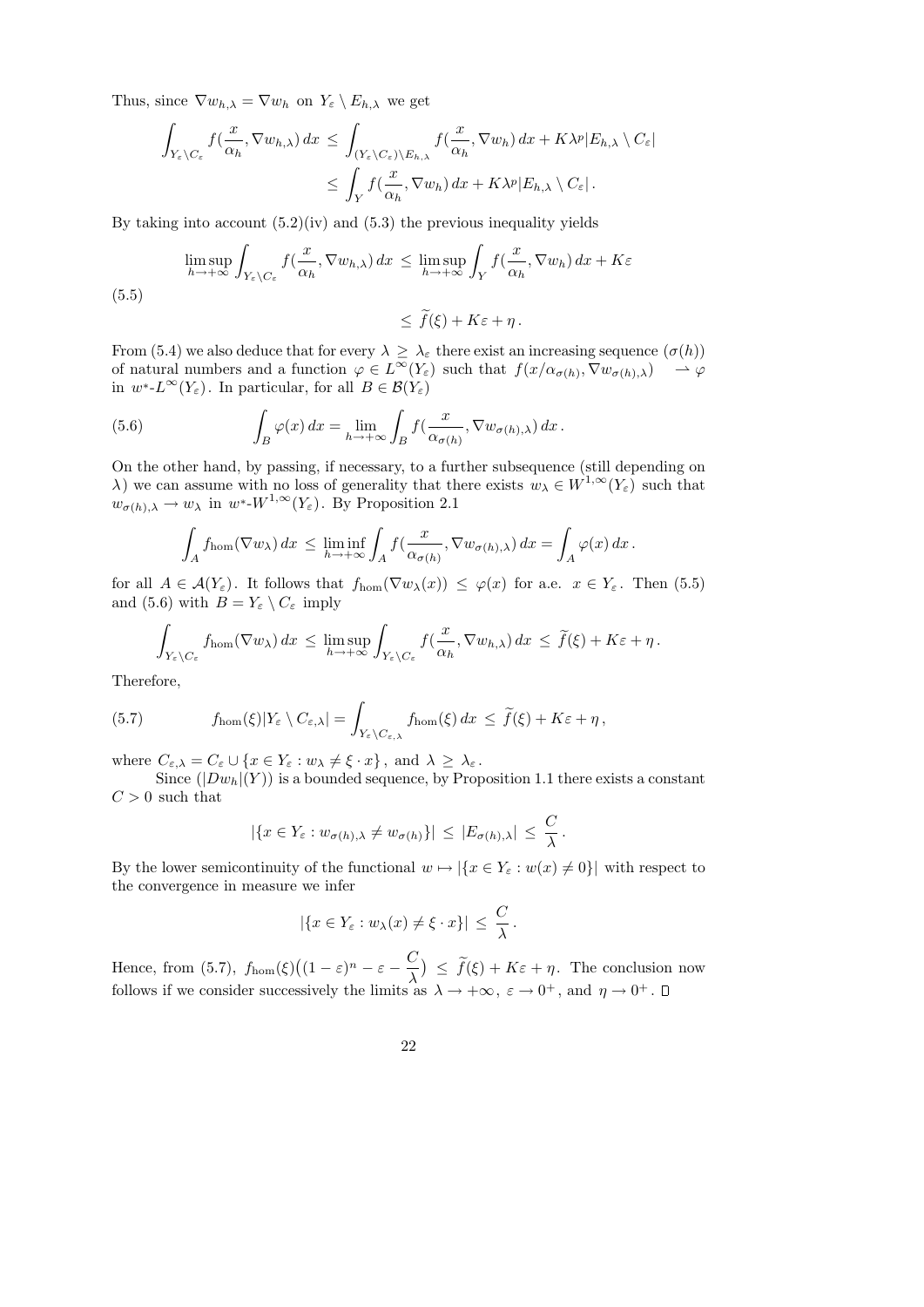Thus, since $\nabla w_{h,\lambda} = \nabla w_h$ on $Y_\varepsilon \setminus E_{h,\lambda}$ we get

$$
\begin{aligned}
\int_{Y_\varepsilon \setminus C_\varepsilon} f(\frac{x}{\alpha_h}, \nabla w_{h,\lambda})\, dx \;&\leq\; \int_{(Y_\varepsilon \setminus C_\varepsilon)\setminus E_{h,\lambda}} f(\frac{x}{\alpha_h}, \nabla w_h)\, dx + K\lambda^p |E_{h,\lambda} \setminus C_\varepsilon| \\
&\leq\; \int_Y f(\frac{x}{\alpha_h}, \nabla w_h)\, dx + K\lambda^p |E_{h,\lambda} \setminus C_\varepsilon|\,.
\end{aligned}
$$

By taking into account (5.2)(iv) and (5.3) the previous inequality yields

$$
\begin{aligned}
\limsup_{h\to+\infty} \int_{Y_\varepsilon \setminus C_\varepsilon} f(\frac{x}{\alpha_h}, \nabla w_{h,\lambda})\, dx \;&\leq\; \limsup_{h\to+\infty} \int_Y f(\frac{x}{\alpha_h}, \nabla w_h)\, dx + K\varepsilon \\
&\leq\; \widetilde{f}(\xi) + K\varepsilon + \eta\,.
\end{aligned}
\tag{5.5}
$$

From (5.4) we also deduce that for every $\lambda \geq \lambda_\varepsilon$ there exist an increasing sequence $(\sigma(h))$ of natural numbers and a function $\varphi \in L^\infty(Y_\varepsilon)$ such that $f(x/\alpha_{\sigma(h)}, \nabla w_{\sigma(h),\lambda}) \rightharpoonup \varphi$ in $w^*$-$L^\infty(Y_\varepsilon)$. In particular, for all $B \in \mathcal{B}(Y_\varepsilon)$

$$
\int_B \varphi(x)\, dx = \lim_{h\to+\infty} \int_B f(\frac{x}{\alpha_{\sigma(h)}}, \nabla w_{\sigma(h),\lambda})\, dx\,.
\tag{5.6}
$$

On the other hand, by passing, if necessary, to a further subsequence (still depending on $\lambda$) we can assume with no loss of generality that there exists $w_\lambda \in W^{1,\infty}(Y_\varepsilon)$ such that $w_{\sigma(h),\lambda} \to w_\lambda$ in $w^*$-$W^{1,\infty}(Y_\varepsilon)$. By Proposition 2.1

$$
\int_A f_{\rm hom}(\nabla w_\lambda)\, dx \;\leq\; \liminf_{h\to+\infty} \int_A f(\frac{x}{\alpha_{\sigma(h)}}, \nabla w_{\sigma(h),\lambda})\, dx = \int_A \varphi(x)\, dx\,.
$$

for all $A \in \mathcal{A}(Y_\varepsilon)$. It follows that $f_{\rm hom}(\nabla w_\lambda(x)) \leq \varphi(x)$ for a.e. $x \in Y_\varepsilon$. Then (5.5) and (5.6) with $B = Y_\varepsilon \setminus C_\varepsilon$ imply

$$
\int_{Y_\varepsilon \setminus C_\varepsilon} f_{\rm hom}(\nabla w_\lambda)\, dx \;\leq\; \limsup_{h\to+\infty} \int_{Y_\varepsilon \setminus C_\varepsilon} f(\frac{x}{\alpha_h}, \nabla w_{h,\lambda})\, dx \;\leq\; \widetilde{f}(\xi) + K\varepsilon + \eta\,.
$$

Therefore,

$$
f_{\rm hom}(\xi)|Y_\varepsilon \setminus C_{\varepsilon,\lambda}| = \int_{Y_\varepsilon \setminus C_{\varepsilon,\lambda}} f_{\rm hom}(\xi)\, dx \;\leq\; \widetilde{f}(\xi) + K\varepsilon + \eta\,,
\tag{5.7}
$$

where $C_{\varepsilon,\lambda} = C_\varepsilon \cup \{x \in Y_\varepsilon : w_\lambda \neq \xi \cdot x\}$, and $\lambda \geq \lambda_\varepsilon$.

Since $(|Dw_h|(Y))$ is a bounded sequence, by Proposition 1.1 there exists a constant $C > 0$ such that

$$
|\{x \in Y_\varepsilon : w_{\sigma(h),\lambda} \neq w_{\sigma(h)}\}| \;\leq\; |E_{\sigma(h),\lambda}| \;\leq\; \frac{C}{\lambda}\,.
$$

By the lower semicontinuity of the functional $w \mapsto |\{x \in Y_\varepsilon : w(x) \neq 0\}|$ with respect to the convergence in measure we infer

$$
|\{x \in Y_\varepsilon : w_\lambda(x) \neq \xi \cdot x\}| \;\leq\; \frac{C}{\lambda}\,.
$$

Hence, from (5.7), $f_{\rm hom}(\xi)\big((1-\varepsilon)^n - \varepsilon - \dfrac{C}{\lambda}\big) \leq \widetilde{f}(\xi) + K\varepsilon + \eta$. The conclusion now follows if we consider successively the limits as $\lambda \to +\infty$, $\varepsilon \to 0^+$, and $\eta \to 0^+$. $\square$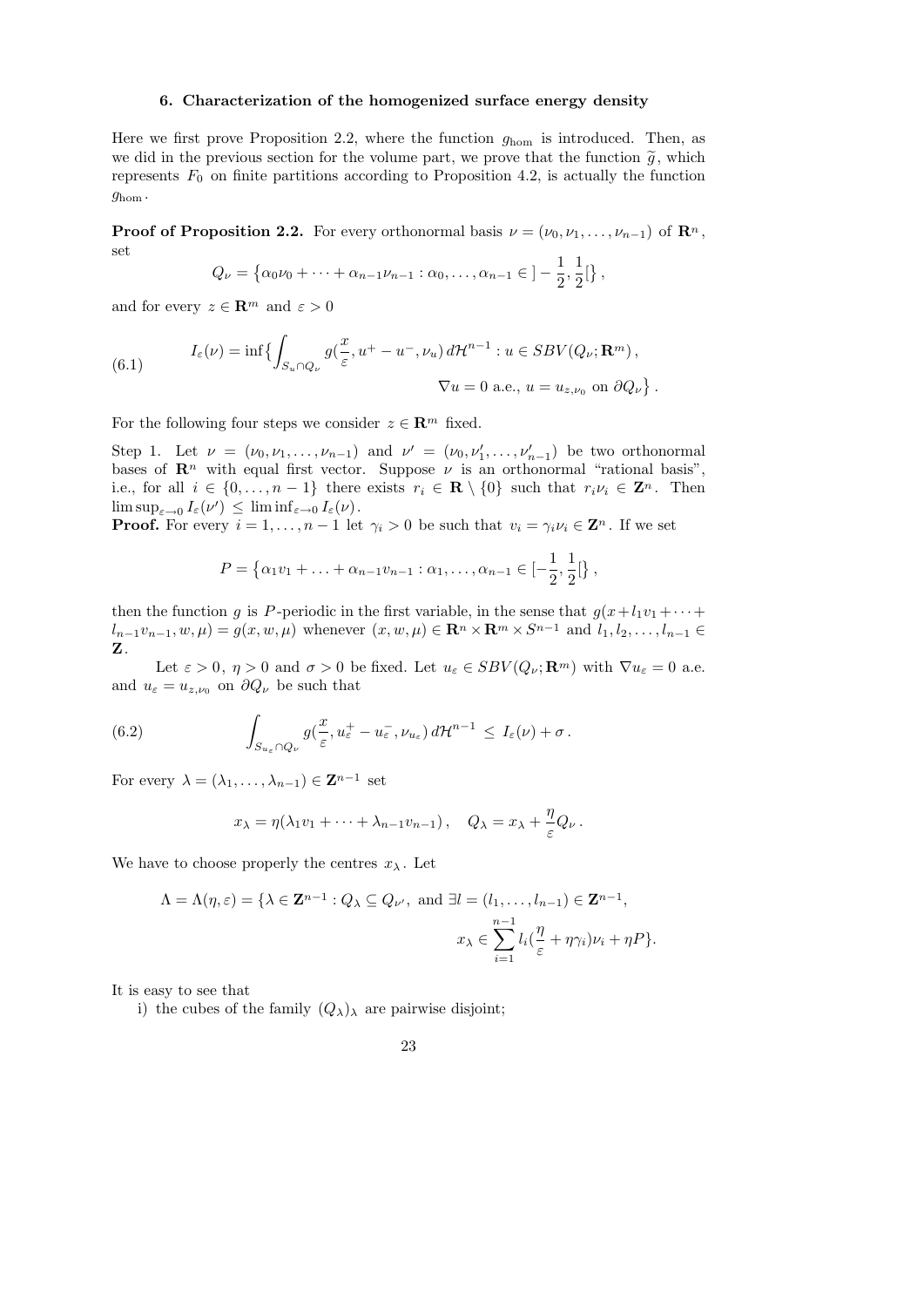### 6. Characterization of the homogenized surface energy density

Here we first prove Proposition 2.2, where the function $g_{\rm hom}$ is introduced. Then, as we did in the previous section for the volume part, we prove that the function $\widetilde{g}$, which represents $F_0$ on finite partitions according to Proposition 4.2, is actually the function $g_{\rm hom}$.

**Proof of Proposition 2.2.** For every orthonormal basis $\nu = (\nu_0, \nu_1, \ldots, \nu_{n-1})$ of $\mathbf{R}^n$, set

$$Q_\nu = \big\{\alpha_0\nu_0 + \cdots + \alpha_{n-1}\nu_{n-1} : \alpha_0, \ldots, \alpha_{n-1} \in \,]-\frac{1}{2}, \frac{1}{2}[\big\}\,,$$

and for every $z \in \mathbf{R}^m$ and $\varepsilon > 0$

$$I_\varepsilon(\nu) = \inf\big\{\int_{S_u \cap Q_\nu} g(\frac{x}{\varepsilon}, u^+ - u^-, \nu_u)\, d\mathcal{H}^{n-1} : u \in SBV(Q_\nu; \mathbf{R}^m)\,, \qquad \nabla u = 0 \text{ a.e., } u = u_{z,\nu_0} \text{ on } \partial Q_\nu\big\}\,. \tag{6.1}$$

For the following four steps we consider $z \in \mathbf{R}^m$ fixed.

Step 1. Let $\nu = (\nu_0, \nu_1, \ldots, \nu_{n-1})$ and $\nu' = (\nu_0, \nu_1', \ldots, \nu_{n-1}')$ be two orthonormal bases of $\mathbf{R}^n$ with equal first vector. Suppose $\nu$ is an orthonormal "rational basis", i.e., for all $i \in \{0, \ldots, n-1\}$ there exists $r_i \in \mathbf{R} \setminus \{0\}$ such that $r_i\nu_i \in \mathbf{Z}^n$. Then $\limsup_{\varepsilon \to 0} I_\varepsilon(\nu') \le \liminf_{\varepsilon \to 0} I_\varepsilon(\nu)$.
**Proof.** For every $i = 1, \ldots, n-1$ let $\gamma_i > 0$ be such that $v_i = \gamma_i\nu_i \in \mathbf{Z}^n$. If we set

$$P = \big\{\alpha_1 v_1 + \ldots + \alpha_{n-1}v_{n-1} : \alpha_1, \ldots, \alpha_{n-1} \in [-\frac{1}{2}, \frac{1}{2}[\big\}\,,$$

then the function $g$ is $P$-periodic in the first variable, in the sense that $g(x + l_1v_1 + \cdots + l_{n-1}v_{n-1}, w, \mu) = g(x, w, \mu)$ whenever $(x, w, \mu) \in \mathbf{R}^n \times \mathbf{R}^m \times S^{n-1}$ and $l_1, l_2, \ldots, l_{n-1} \in \mathbf{Z}$.

Let $\varepsilon > 0$, $\eta > 0$ and $\sigma > 0$ be fixed. Let $u_\varepsilon \in SBV(Q_\nu; \mathbf{R}^m)$ with $\nabla u_\varepsilon = 0$ a.e. and $u_\varepsilon = u_{z,\nu_0}$ on $\partial Q_\nu$ be such that

$$\int_{S_{u_\varepsilon} \cap Q_\nu} g(\frac{x}{\varepsilon}, u_\varepsilon^+ - u_\varepsilon^-, \nu_{u_\varepsilon})\, d\mathcal{H}^{n-1} \le I_\varepsilon(\nu) + \sigma\,. \tag{6.2}$$

For every $\lambda = (\lambda_1, \ldots, \lambda_{n-1}) \in \mathbf{Z}^{n-1}$ set

$$x_\lambda = \eta(\lambda_1 v_1 + \cdots + \lambda_{n-1}v_{n-1})\,, \quad Q_\lambda = x_\lambda + \frac{\eta}{\varepsilon}Q_\nu\,.$$

We have to choose properly the centres $x_\lambda$. Let

$$\Lambda = \Lambda(\eta, \varepsilon) = \{\lambda \in \mathbf{Z}^{n-1} : Q_\lambda \subseteq Q_{\nu'}, \text{ and } \exists l = (l_1, \ldots, l_{n-1}) \in \mathbf{Z}^{n-1}, \quad x_\lambda \in \sum_{i=1}^{n-1} l_i(\frac{\eta}{\varepsilon} + \eta\gamma_i)\nu_i + \eta P\}.$$

It is easy to see that

i) the cubes of the family $(Q_\lambda)_\lambda$ are pairwise disjoint;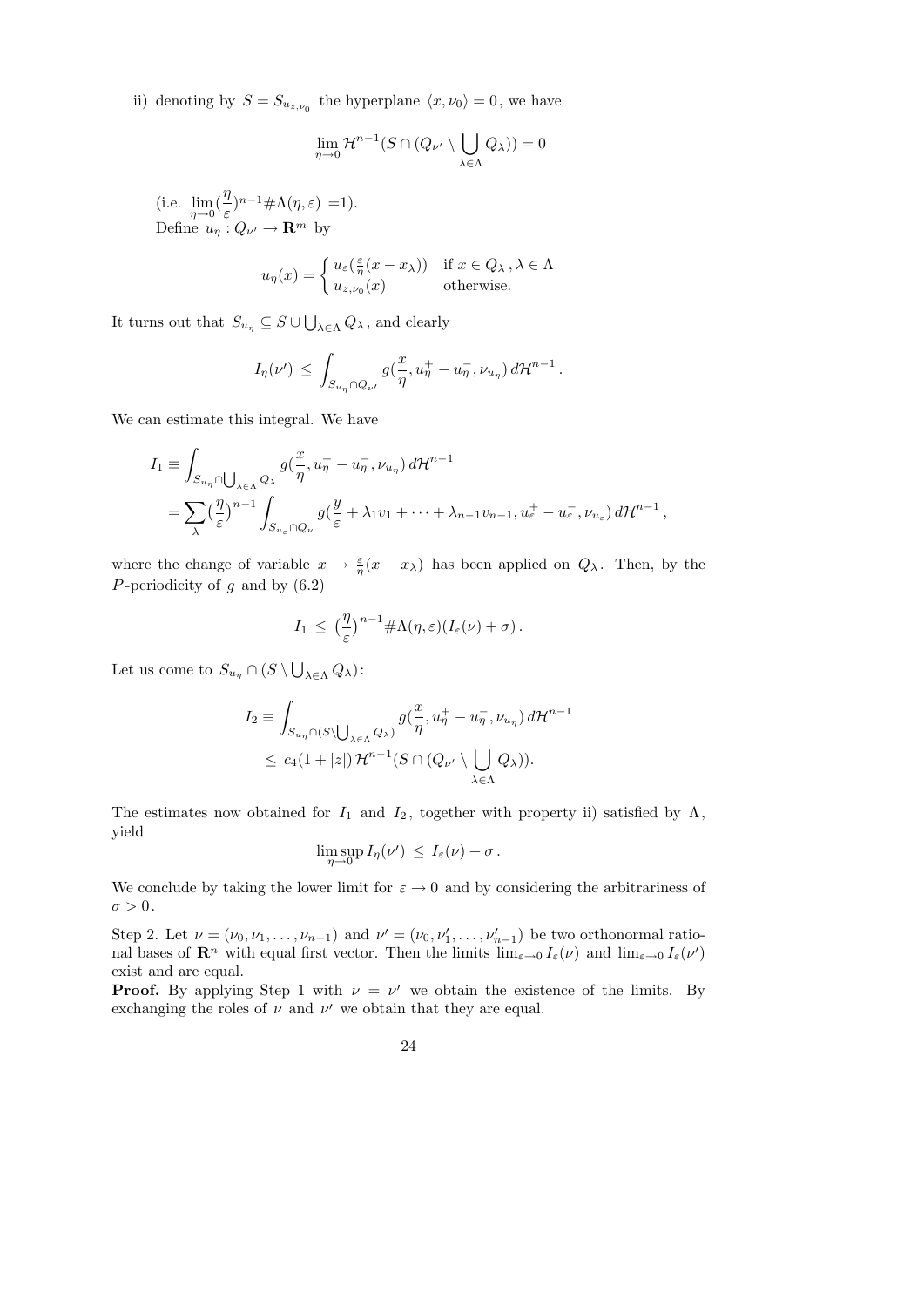ii) denoting by $S = S_{u_{z,\nu_0}}$ the hyperplane $\langle x, \nu_0 \rangle = 0$, we have

$$\lim_{\eta \to 0} \mathcal{H}^{n-1}(S \cap (Q_{\nu'} \setminus \bigcup_{\lambda \in \Lambda} Q_\lambda)) = 0$$

(i.e. $\lim_{\eta \to 0} (\frac{\eta}{\varepsilon})^{n-1} \# \Lambda(\eta, \varepsilon) = 1$).
Define $u_\eta : Q_{\nu'} \to \mathbf{R}^m$ by

$$u_\eta(x) = \begin{cases} u_\varepsilon(\frac{\varepsilon}{\eta}(x - x_\lambda)) & \text{if } x \in Q_\lambda \,, \lambda \in \Lambda \\ u_{z,\nu_0}(x) & \text{otherwise.} \end{cases}$$

It turns out that $S_{u_\eta} \subseteq S \cup \bigcup_{\lambda \in \Lambda} Q_\lambda$, and clearly

$$I_\eta(\nu') \,\leq\, \int_{S_{u_\eta} \cap Q_{\nu'}} g(\frac{x}{\eta}, u_\eta^+ - u_\eta^-, \nu_{u_\eta}) \, d\mathcal{H}^{n-1} \,.$$

We can estimate this integral. We have

$$\begin{aligned} I_1 &\equiv \int_{S_{u_\eta} \cap \bigcup_{\lambda \in \Lambda} Q_\lambda} g(\frac{x}{\eta}, u_\eta^+ - u_\eta^-, \nu_{u_\eta}) \, d\mathcal{H}^{n-1} \\ &= \sum_\lambda \big(\frac{\eta}{\varepsilon}\big)^{n-1} \int_{S_{u_\varepsilon} \cap Q_\nu} g(\frac{y}{\varepsilon} + \lambda_1 v_1 + \cdots + \lambda_{n-1} v_{n-1}, u_\varepsilon^+ - u_\varepsilon^-, \nu_{u_\varepsilon}) \, d\mathcal{H}^{n-1} \,, \end{aligned}$$

where the change of variable $x \mapsto \frac{\varepsilon}{\eta}(x - x_\lambda)$ has been applied on $Q_\lambda$. Then, by the $P$-periodicity of $g$ and by (6.2)

$$I_1 \,\leq\, \big(\frac{\eta}{\varepsilon}\big)^{n-1} \# \Lambda(\eta, \varepsilon) (I_\varepsilon(\nu) + \sigma) \,.$$

Let us come to $S_{u_\eta} \cap (S \setminus \bigcup_{\lambda \in \Lambda} Q_\lambda)$:

$$\begin{aligned} I_2 &\equiv \int_{S_{u_\eta} \cap (S \setminus \bigcup_{\lambda \in \Lambda} Q_\lambda)} g(\frac{x}{\eta}, u_\eta^+ - u_\eta^-, \nu_{u_\eta}) \, d\mathcal{H}^{n-1} \\ &\leq\, c_4 (1 + |z|) \, \mathcal{H}^{n-1}(S \cap (Q_{\nu'} \setminus \bigcup_{\lambda \in \Lambda} Q_\lambda)). \end{aligned}$$

The estimates now obtained for $I_1$ and $I_2$, together with property ii) satisfied by $\Lambda$, yield

$$\limsup_{\eta \to 0} I_\eta(\nu') \,\leq\, I_\varepsilon(\nu) + \sigma \,.$$

We conclude by taking the lower limit for $\varepsilon \to 0$ and by considering the arbitrariness of $\sigma > 0$.

Step 2. Let $\nu = (\nu_0, \nu_1, \ldots, \nu_{n-1})$ and $\nu' = (\nu_0, \nu_1', \ldots, \nu_{n-1}')$ be two orthonormal rational bases of $\mathbf{R}^n$ with equal first vector. Then the limits $\lim_{\varepsilon \to 0} I_\varepsilon(\nu)$ and $\lim_{\varepsilon \to 0} I_\varepsilon(\nu')$ exist and are equal.

**Proof.** By applying Step 1 with $\nu = \nu'$ we obtain the existence of the limits. By exchanging the roles of $\nu$ and $\nu'$ we obtain that they are equal.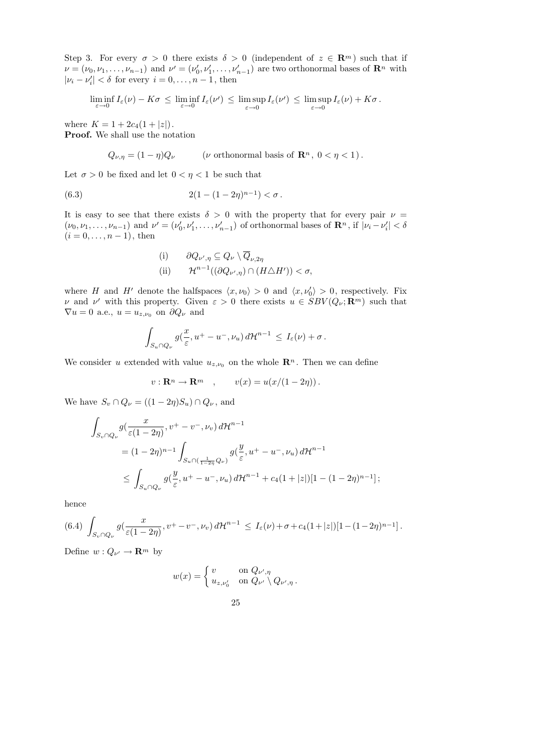Step 3. For every $\sigma > 0$ there exists $\delta > 0$ (independent of $z \in \mathbf{R}^m$) such that if $\nu = (\nu_0, \nu_1, \ldots, \nu_{n-1})$ and $\nu' = (\nu_0', \nu_1', \ldots, \nu_{n-1}')$ are two orthonormal bases of $\mathbf{R}^n$ with $|\nu_i - \nu_i'| < \delta$ for every $i = 0, \ldots, n-1$, then

$$\liminf_{\varepsilon \to 0} I_\varepsilon(\nu) - K\sigma \,\leq\, \liminf_{\varepsilon \to 0} I_\varepsilon(\nu') \,\leq\, \limsup_{\varepsilon \to 0} I_\varepsilon(\nu') \,\leq\, \limsup_{\varepsilon \to 0} I_\varepsilon(\nu) + K\sigma\,.$$

where $K = 1 + 2c_4(1 + |z|)$.

**Proof.** We shall use the notation

$$Q_{\nu,\eta} = (1-\eta)Q_\nu \qquad (\nu \text{ orthonormal basis of } \mathbf{R}^n,\ 0 < \eta < 1)\,.$$

Let $\sigma > 0$ be fixed and let $0 < \eta < 1$ be such that

$$2(1 - (1-2\eta)^{n-1}) < \sigma\,. \tag{6.3}$$

It is easy to see that there exists $\delta > 0$ with the property that for every pair $\nu = (\nu_0, \nu_1, \ldots, \nu_{n-1})$ and $\nu' = (\nu_0', \nu_1', \ldots, \nu_{n-1}')$ of orthonormal bases of $\mathbf{R}^n$, if $|\nu_i - \nu_i'| < \delta$ $(i = 0, \ldots, n-1)$, then

$$\text{(i)} \qquad \partial Q_{\nu',\eta} \subseteq Q_\nu \setminus \overline{Q}_{\nu,2\eta}$$

$$\text{(ii)} \qquad \mathcal{H}^{n-1}((\partial Q_{\nu',\eta}) \cap (H \triangle H')) < \sigma,$$

where $H$ and $H'$ denote the halfspaces $\langle x, \nu_0 \rangle > 0$ and $\langle x, \nu_0' \rangle > 0$, respectively. Fix $\nu$ and $\nu'$ with this property. Given $\varepsilon > 0$ there exists $u \in SBV(Q_\nu; \mathbf{R}^m)$ such that $\nabla u = 0$ a.e., $u = u_{z,\nu_0}$ on $\partial Q_\nu$ and

$$\int_{S_u \cap Q_\nu} g(\frac{x}{\varepsilon}, u^+ - u^-, \nu_u)\, d\mathcal{H}^{n-1} \,\leq\, I_\varepsilon(\nu) + \sigma\,.$$

We consider $u$ extended with value $u_{z,\nu_0}$ on the whole $\mathbf{R}^n$. Then we can define

$$v : \mathbf{R}^n \to \mathbf{R}^m \quad , \qquad v(x) = u(x/(1-2\eta))\,.$$

We have $S_v \cap Q_\nu = ((1-2\eta)S_u) \cap Q_\nu$, and

$$\begin{aligned}
\int_{S_v \cap Q_\nu} & g(\frac{x}{\varepsilon(1-2\eta)}, v^+ - v^-, \nu_v)\, d\mathcal{H}^{n-1} \\
&= (1-2\eta)^{n-1} \int_{S_u \cap (\frac{1}{1-2\eta} Q_\nu)} g(\frac{y}{\varepsilon}, u^+ - u^-, \nu_u)\, d\mathcal{H}^{n-1} \\
&\leq \int_{S_u \cap Q_\nu} g(\frac{y}{\varepsilon}, u^+ - u^-, \nu_u)\, d\mathcal{H}^{n-1} + c_4(1+|z|)[1 - (1-2\eta)^{n-1}]\,;
\end{aligned}$$

hence

$$\int_{S_v \cap Q_\nu} g(\frac{x}{\varepsilon(1-2\eta)}, v^+ - v^-, \nu_v)\, d\mathcal{H}^{n-1} \,\leq\, I_\varepsilon(\nu) + \sigma + c_4(1+|z|)[1 - (1-2\eta)^{n-1}]\,. \tag{6.4}$$

Define $w : Q_{\nu'} \to \mathbf{R}^m$ by

$$w(x) = \begin{cases} v & \text{on } Q_{\nu',\eta} \\ u_{z,\nu_0'} & \text{on } Q_{\nu'} \setminus Q_{\nu',\eta}\,. \end{cases}$$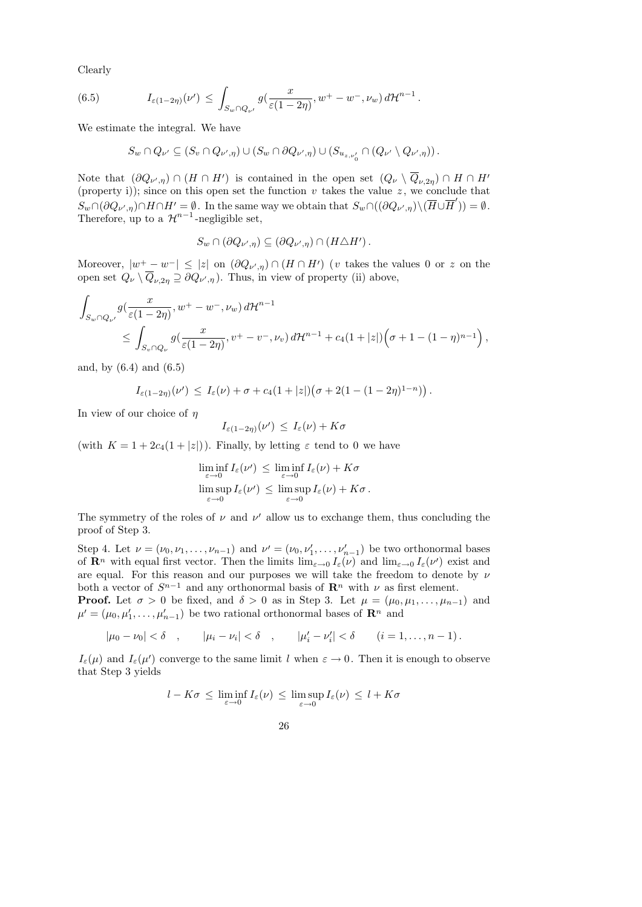Clearly

$$
(6.5) \qquad I_{\varepsilon(1-2\eta)}(\nu') \,\le\, \int_{S_w \cap Q_{\nu'}} g(\frac{x}{\varepsilon(1-2\eta)}, w^+ - w^-, \nu_w)\, d\mathcal{H}^{n-1}\,.
$$

We estimate the integral. We have

$$
S_w \cap Q_{\nu'} \subseteq (S_v \cap Q_{\nu',\eta}) \cup (S_w \cap \partial Q_{\nu',\eta}) \cup (S_{u_{z,\nu'_0}} \cap (Q_{\nu'} \setminus Q_{\nu',\eta}))\,.
$$

Note that $(\partial Q_{\nu',\eta}) \cap (H \cap H')$ is contained in the open set $(Q_\nu \setminus \overline{Q}_{\nu,2\eta}) \cap H \cap H'$ (property i)); since on this open set the function $v$ takes the value $z$, we conclude that $S_w \cap (\partial Q_{\nu',\eta}) \cap H \cap H' = \emptyset$. In the same way we obtain that $S_w \cap ((\partial Q_{\nu',\eta}) \setminus (\overline{H} \cup \overline{H}')) = \emptyset$. Therefore, up to a $\mathcal{H}^{n-1}$-negligible set,

$$
S_w \cap (\partial Q_{\nu',\eta}) \subseteq (\partial Q_{\nu',\eta}) \cap (H \triangle H')\,.
$$

Moreover, $|w^+ - w^-| \le |z|$ on $(\partial Q_{\nu',\eta}) \cap (H \cap H')$ ($v$ takes the values 0 or $z$ on the open set $Q_\nu \setminus \overline{Q}_{\nu,2\eta} \supseteq \partial Q_{\nu',\eta}$). Thus, in view of property (ii) above,

$$
\begin{aligned}
\int_{S_w \cap Q_{\nu'}} & g(\frac{x}{\varepsilon(1-2\eta)}, w^+ - w^-, \nu_w)\, d\mathcal{H}^{n-1} \\
&\le \int_{S_v \cap Q_\nu} g(\frac{x}{\varepsilon(1-2\eta)}, v^+ - v^-, \nu_v)\, d\mathcal{H}^{n-1} + c_4(1+|z|)\Big(\sigma + 1 - (1-\eta)^{n-1}\Big)\,,
\end{aligned}
$$

and, by (6.4) and (6.5)

$$
I_{\varepsilon(1-2\eta)}(\nu') \,\le\, I_\varepsilon(\nu) + \sigma + c_4(1+|z|)\big(\sigma + 2(1-(1-2\eta)^{1-n})\big)\,.
$$

In view of our choice of $\eta$

$$
I_{\varepsilon(1-2\eta)}(\nu') \,\le\, I_\varepsilon(\nu) + K\sigma
$$

(with $K = 1 + 2c_4(1+|z|)$). Finally, by letting $\varepsilon$ tend to 0 we have

$$
\begin{aligned}
\liminf_{\varepsilon\to 0} I_\varepsilon(\nu') \,&\le\, \liminf_{\varepsilon\to 0} I_\varepsilon(\nu) + K\sigma \\
\limsup_{\varepsilon\to 0} I_\varepsilon(\nu') \,&\le\, \limsup_{\varepsilon\to 0} I_\varepsilon(\nu) + K\sigma\,.
\end{aligned}
$$

The symmetry of the roles of $\nu$ and $\nu'$ allow us to exchange them, thus concluding the proof of Step 3.

Step 4. Let $\nu = (\nu_0, \nu_1, \dots, \nu_{n-1})$ and $\nu' = (\nu_0, \nu'_1, \dots, \nu'_{n-1})$ be two orthonormal bases of $\mathbf{R}^n$ with equal first vector. Then the limits $\lim_{\varepsilon\to 0} I_\varepsilon(\nu)$ and $\lim_{\varepsilon\to 0} I_\varepsilon(\nu')$ exist and are equal. For this reason and our purposes we will take the freedom to denote by $\nu$ both a vector of $S^{n-1}$ and any orthonormal basis of $\mathbf{R}^n$ with $\nu$ as first element.

**Proof.** Let $\sigma > 0$ be fixed, and $\delta > 0$ as in Step 3. Let $\mu = (\mu_0, \mu_1, \dots, \mu_{n-1})$ and $\mu' = (\mu_0, \mu'_1, \dots, \mu'_{n-1})$ be two rational orthonormal bases of $\mathbf{R}^n$ and

$$
|\mu_0 - \nu_0| < \delta \quad , \qquad |\mu_i - \nu_i| < \delta \quad , \qquad |\mu'_i - \nu'_i| < \delta \qquad (i = 1, \dots, n-1)\,.
$$

$I_\varepsilon(\mu)$ and $I_\varepsilon(\mu')$ converge to the same limit $l$ when $\varepsilon \to 0$. Then it is enough to observe that Step 3 yields

$$
l - K\sigma \,\le\, \liminf_{\varepsilon\to 0} I_\varepsilon(\nu) \,\le\, \limsup_{\varepsilon\to 0} I_\varepsilon(\nu) \,\le\, l + K\sigma
$$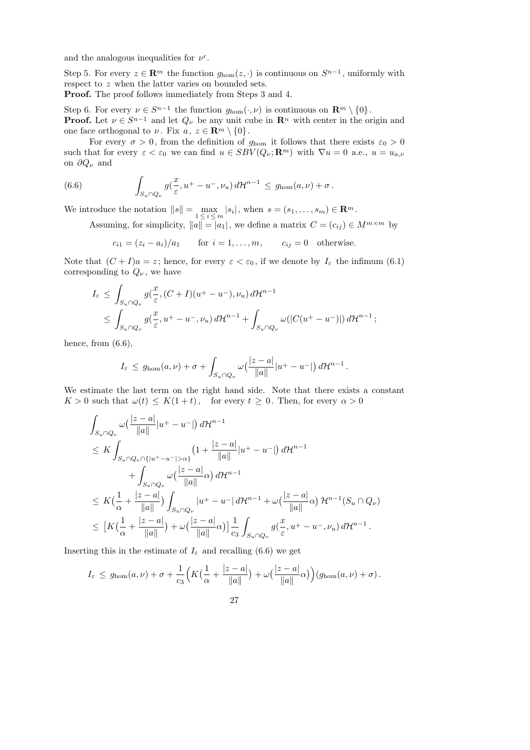and the analogous inequalities for $\nu'$.

Step 5. For every $z \in \mathbf{R}^m$ the function $g_{\rm hom}(z,\cdot)$ is continuous on $S^{n-1}$, uniformly with respect to $z$ when the latter varies on bounded sets.

**Proof.** The proof follows immediately from Steps 3 and 4.

Step 6. For every $\nu \in S^{n-1}$ the function $g_{\rm hom}(\cdot,\nu)$ is continuous on $\mathbf{R}^m \setminus \{0\}$.

**Proof.** Let $\nu \in S^{n-1}$ and let $Q_\nu$ be any unit cube in $\mathbf{R}^n$ with center in the origin and one face orthogonal to $\nu$. Fix $a,\ z \in \mathbf{R}^m \setminus \{0\}$.

For every $\sigma > 0$, from the definition of $g_{\rm hom}$ it follows that there exists $\varepsilon_0 > 0$ such that for every $\varepsilon < \varepsilon_0$ we can find $u \in SBV(Q_\nu;\mathbf{R}^m)$ with $\nabla u = 0$ a.e., $u = u_{a,\nu}$ on $\partial Q_\nu$ and

$$\int_{S_u \cap Q_\nu} g(\frac{x}{\varepsilon}, u^+ - u^-, \nu_u)\, d\mathcal{H}^{n-1} \leq g_{\rm hom}(a,\nu) + \sigma\,. \tag{6.6}$$

We introduce the notation $\|s\| = \max_{1\leq i\leq m} |s_i|$, when $s = (s_1,\ldots,s_m) \in \mathbf{R}^m$.

Assuming, for simplicity, $\|a\| = |a_1|$, we define a matrix $C = (c_{ij}) \in M^{m\times m}$ by

$$c_{i1} = (z_i - a_i)/a_1 \qquad \text{for } i = 1,\ldots,m, \qquad c_{ij} = 0 \quad \text{otherwise.}$$

Note that $(C+I)a = z$; hence, for every $\varepsilon < \varepsilon_0$, if we denote by $I_\varepsilon$ the infimum (6.1) corresponding to $Q_\nu$, we have

$$\begin{aligned}
I_\varepsilon &\leq \int_{S_u \cap Q_\nu} g(\frac{x}{\varepsilon}, (C+I)(u^+ - u^-), \nu_u)\, d\mathcal{H}^{n-1} \\
&\leq \int_{S_u \cap Q_\nu} g(\frac{x}{\varepsilon}, u^+ - u^-, \nu_u)\, d\mathcal{H}^{n-1} + \int_{S_u \cap Q_\nu} \omega(|C(u^+ - u^-)|)\, d\mathcal{H}^{n-1}\,;
\end{aligned}$$

hence, from (6.6),

$$I_\varepsilon \leq g_{\rm hom}(a,\nu) + \sigma + \int_{S_u \cap Q_\nu} \omega\big(\frac{|z-a|}{\|a\|}|u^+ - u^-|\big)\, d\mathcal{H}^{n-1}\,.$$

We estimate the last term on the right hand side. Note that there exists a constant $K > 0$ such that $\omega(t) \leq K(1+t)$, for every $t \geq 0$. Then, for every $\alpha > 0$

$$\begin{aligned}
&\int_{S_u \cap Q_\nu} \omega\big(\frac{|z-a|}{\|a\|}|u^+ - u^-|\big)\, d\mathcal{H}^{n-1} \\
&\leq K \int_{S_u \cap Q_\nu \cap \{|u^+ - u^-| > \alpha\}} \big(1 + \frac{|z-a|}{\|a\|}|u^+ - u^-|\big)\, d\mathcal{H}^{n-1} \\
&\qquad + \int_{S_u \cap Q_\nu} \omega\big(\frac{|z-a|}{\|a\|}\alpha\big)\, d\mathcal{H}^{n-1} \\
&\leq K\big(\frac{1}{\alpha} + \frac{|z-a|}{\|a\|}\big) \int_{S_u \cap Q_\nu} |u^+ - u^-|\, d\mathcal{H}^{n-1} + \omega\big(\frac{|z-a|}{\|a\|}\alpha\big)\, \mathcal{H}^{n-1}(S_u \cap Q_\nu) \\
&\leq \big[K\big(\frac{1}{\alpha} + \frac{|z-a|}{\|a\|}\big) + \omega\big(\frac{|z-a|}{\|a\|}\alpha\big)\big] \frac{1}{c_3} \int_{S_u \cap Q_\nu} g(\frac{x}{\varepsilon}, u^+ - u^-, \nu_u)\, d\mathcal{H}^{n-1}\,.
\end{aligned}$$

Inserting this in the estimate of $I_\varepsilon$ and recalling (6.6) we get

$$I_\varepsilon \leq g_{\rm hom}(a,\nu) + \sigma + \frac{1}{c_3}\Big(K\big(\frac{1}{\alpha} + \frac{|z-a|}{\|a\|}\big) + \omega\big(\frac{|z-a|}{\|a\|}\alpha\big)\Big)(g_{\rm hom}(a,\nu) + \sigma)\,.$$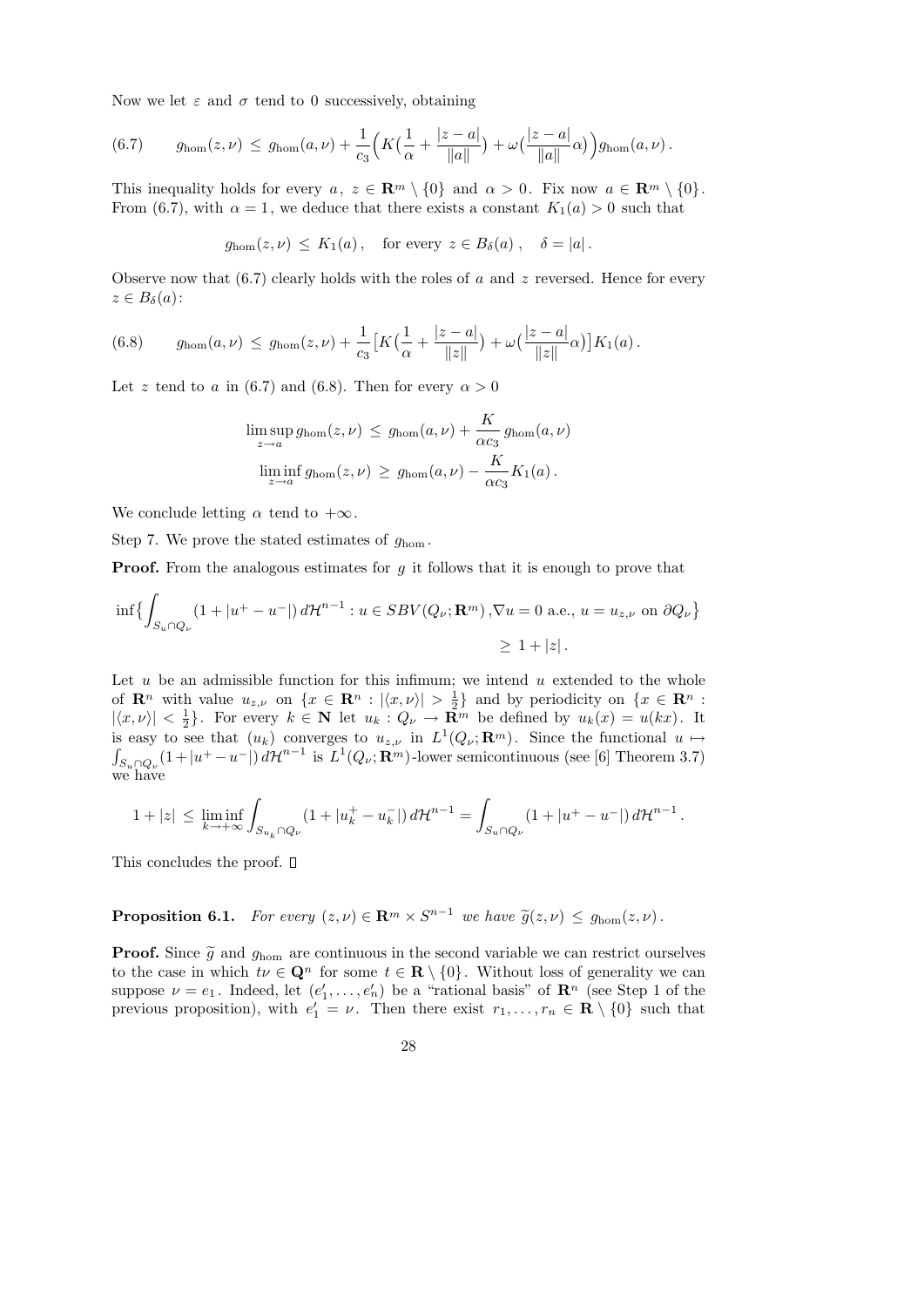Now we let $\varepsilon$ and $\sigma$ tend to 0 successively, obtaining

$$(6.7) \qquad g_{\rm hom}(z,\nu) \,\le\, g_{\rm hom}(a,\nu) + \frac{1}{c_3}\Big(K\big(\frac{1}{\alpha}+\frac{|z-a|}{\|a\|}\big)+\omega\big(\frac{|z-a|}{\|a\|}\alpha\big)\Big) g_{\rm hom}(a,\nu)\,.$$

This inequality holds for every $a,\ z \in \mathbf{R}^m\setminus\{0\}$ and $\alpha>0$. Fix now $a\in\mathbf{R}^m\setminus\{0\}$. From (6.7), with $\alpha=1$, we deduce that there exists a constant $K_1(a)>0$ such that

$$g_{\rm hom}(z,\nu) \,\le\, K_1(a)\,, \quad \text{for every } z\in B_\delta(a)\,, \quad \delta=|a|\,.$$

Observe now that (6.7) clearly holds with the roles of $a$ and $z$ reversed. Hence for every $z\in B_\delta(a)$:

$$(6.8) \qquad g_{\rm hom}(a,\nu) \,\le\, g_{\rm hom}(z,\nu) + \frac{1}{c_3}\big[K\big(\frac{1}{\alpha}+\frac{|z-a|}{\|z\|}\big)+\omega\big(\frac{|z-a|}{\|z\|}\alpha\big)\big]K_1(a)\,.$$

Let $z$ tend to $a$ in (6.7) and (6.8). Then for every $\alpha>0$

$$\limsup_{z\to a} g_{\rm hom}(z,\nu) \,\le\, g_{\rm hom}(a,\nu)+\frac{K}{\alpha c_3}\, g_{\rm hom}(a,\nu)$$
$$\liminf_{z\to a} g_{\rm hom}(z,\nu) \,\ge\, g_{\rm hom}(a,\nu)-\frac{K}{\alpha c_3}K_1(a)\,.$$

We conclude letting $\alpha$ tend to $+\infty$.

Step 7. We prove the stated estimates of $g_{\rm hom}$.

**Proof.** From the analogous estimates for $g$ it follows that it is enough to prove that

$$\inf\Big\{\int_{S_u\cap Q_\nu}(1+|u^+-u^-|)\,d\mathcal{H}^{n-1} : u\in SBV(Q_\nu;\mathbf{R}^m)\,,\nabla u=0 \text{ a.e., } u=u_{z,\nu} \text{ on } \partial Q_\nu\Big\} \ge 1+|z|\,.$$

Let $u$ be an admissible function for this infimum; we intend $u$ extended to the whole of $\mathbf{R}^n$ with value $u_{z,\nu}$ on $\{x\in\mathbf{R}^n : |\langle x,\nu\rangle|>\frac{1}{2}\}$ and by periodicity on $\{x\in\mathbf{R}^n : |\langle x,\nu\rangle|<\frac{1}{2}\}$. For every $k\in\mathbf{N}$ let $u_k : Q_\nu\to\mathbf{R}^m$ be defined by $u_k(x)=u(kx)$. It is easy to see that $(u_k)$ converges to $u_{z,\nu}$ in $L^1(Q_\nu;\mathbf{R}^m)$. Since the functional $u\mapsto \int_{S_u\cap Q_\nu}(1+|u^+-u^-|)\,d\mathcal{H}^{n-1}$ is $L^1(Q_\nu;\mathbf{R}^m)$-lower semicontinuous (see [6] Theorem 3.7) we have

$$1+|z| \,\le\, \liminf_{k\to+\infty}\int_{S_{u_k}\cap Q_\nu}(1+|u_k^+-u_k^-|)\,d\mathcal{H}^{n-1} = \int_{S_u\cap Q_\nu}(1+|u^+-u^-|)\,d\mathcal{H}^{n-1}\,.$$

This concludes the proof. □

**Proposition 6.1.** *For every $(z,\nu)\in\mathbf{R}^m\times S^{n-1}$ we have $\widetilde{g}(z,\nu)\,\le\, g_{\rm hom}(z,\nu)$.*

**Proof.** Since $\widetilde{g}$ and $g_{\rm hom}$ are continuous in the second variable we can restrict ourselves to the case in which $t\nu\in\mathbf{Q}^n$ for some $t\in\mathbf{R}\setminus\{0\}$. Without loss of generality we can suppose $\nu=e_1$. Indeed, let $(e_1',\dots,e_n')$ be a "rational basis" of $\mathbf{R}^n$ (see Step 1 of the previous proposition), with $e_1'=\nu$. Then there exist $r_1,\dots,r_n\in\mathbf{R}\setminus\{0\}$ such that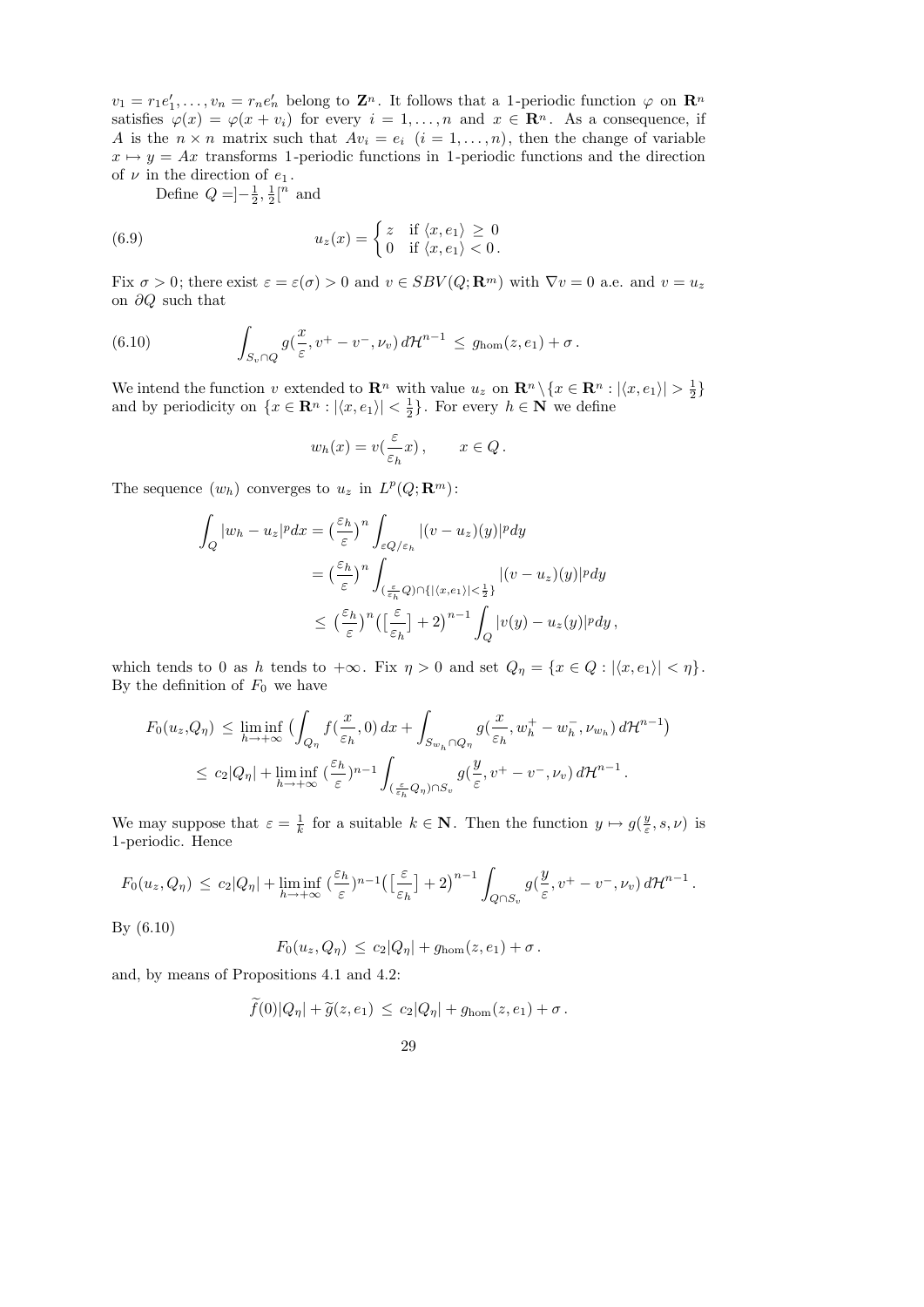$v_1 = r_1 e_1', \dots, v_n = r_n e_n'$ belong to $\mathbf{Z}^n$. It follows that a 1-periodic function $\varphi$ on $\mathbf{R}^n$ satisfies $\varphi(x) = \varphi(x + v_i)$ for every $i = 1, \dots, n$ and $x \in \mathbf{R}^n$. As a consequence, if $A$ is the $n \times n$ matrix such that $Av_i = e_i$ $(i = 1, \dots, n)$, then the change of variable $x \mapsto y = Ax$ transforms 1-periodic functions in 1-periodic functions and the direction of $\nu$ in the direction of $e_1$.

Define $Q = ]-\frac{1}{2}, \frac{1}{2}[^n$ and

$$
u_z(x) = \begin{cases} z & \text{if } \langle x, e_1 \rangle \geq 0 \\ 0 & \text{if } \langle x, e_1 \rangle < 0 \,. \end{cases} \tag{6.9}
$$

Fix $\sigma > 0$; there exist $\varepsilon = \varepsilon(\sigma) > 0$ and $v \in SBV(Q; \mathbf{R}^m)$ with $\nabla v = 0$ a.e. and $v = u_z$ on $\partial Q$ such that

$$
\int_{S_v \cap Q} g(\frac{x}{\varepsilon}, v^+ - v^-, \nu_v) \, d\mathcal{H}^{n-1} \leq g_{\mathrm{hom}}(z, e_1) + \sigma \,. \tag{6.10}
$$

We intend the function $v$ extended to $\mathbf{R}^n$ with value $u_z$ on $\mathbf{R}^n \setminus \{x \in \mathbf{R}^n : |\langle x, e_1 \rangle| > \frac{1}{2}\}$ and by periodicity on $\{x \in \mathbf{R}^n : |\langle x, e_1 \rangle| < \frac{1}{2}\}$. For every $h \in \mathbf{N}$ we define

$$
w_h(x) = v(\frac{\varepsilon}{\varepsilon_h} x) \,, \qquad x \in Q \,.
$$

The sequence $(w_h)$ converges to $u_z$ in $L^p(Q; \mathbf{R}^m)$:

$$
\begin{aligned}
\int_Q |w_h - u_z|^p dx &= \big(\frac{\varepsilon_h}{\varepsilon}\big)^n \int_{\varepsilon Q / \varepsilon_h} |(v - u_z)(y)|^p dy \\
&= \big(\frac{\varepsilon_h}{\varepsilon}\big)^n \int_{(\frac{\varepsilon}{\varepsilon_h} Q) \cap \{|\langle x, e_1 \rangle| < \frac{1}{2}\}} |(v - u_z)(y)|^p dy \\
&\leq \big(\frac{\varepsilon_h}{\varepsilon}\big)^n \big(\big[\frac{\varepsilon}{\varepsilon_h}\big] + 2\big)^{n-1} \int_Q |v(y) - u_z(y)|^p dy \,,
\end{aligned}
$$

which tends to 0 as $h$ tends to $+\infty$. Fix $\eta > 0$ and set $Q_\eta = \{x \in Q : |\langle x, e_1 \rangle| < \eta\}$. By the definition of $F_0$ we have

$$
\begin{aligned}
F_0(u_z, Q_\eta) &\leq \liminf_{h \to +\infty} \big( \int_{Q_\eta} f(\frac{x}{\varepsilon_h}, 0) \, dx + \int_{S_{w_h} \cap Q_\eta} g(\frac{x}{\varepsilon_h}, w_h^+ - w_h^-, \nu_{w_h}) \, d\mathcal{H}^{n-1} \big) \\
&\leq c_2 |Q_\eta| + \liminf_{h \to +\infty} (\frac{\varepsilon_h}{\varepsilon})^{n-1} \int_{(\frac{\varepsilon}{\varepsilon_h} Q_\eta) \cap S_v} g(\frac{y}{\varepsilon}, v^+ - v^-, \nu_v) \, d\mathcal{H}^{n-1} \,.
\end{aligned}
$$

We may suppose that $\varepsilon = \frac{1}{k}$ for a suitable $k \in \mathbf{N}$. Then the function $y \mapsto g(\frac{y}{\varepsilon}, s, \nu)$ is 1-periodic. Hence

$$
F_0(u_z, Q_\eta) \leq c_2 |Q_\eta| + \liminf_{h \to +\infty} (\frac{\varepsilon_h}{\varepsilon})^{n-1} \big(\big[\frac{\varepsilon}{\varepsilon_h}\big] + 2\big)^{n-1} \int_{Q \cap S_v} g(\frac{y}{\varepsilon}, v^+ - v^-, \nu_v) \, d\mathcal{H}^{n-1} \,.
$$

By (6.10)

$$
F_0(u_z, Q_\eta) \leq c_2 |Q_\eta| + g_{\mathrm{hom}}(z, e_1) + \sigma \,.
$$

and, by means of Propositions 4.1 and 4.2:

$$
\widetilde{f}(0) |Q_\eta| + \widetilde{g}(z, e_1) \leq c_2 |Q_\eta| + g_{\mathrm{hom}}(z, e_1) + \sigma \,.
$$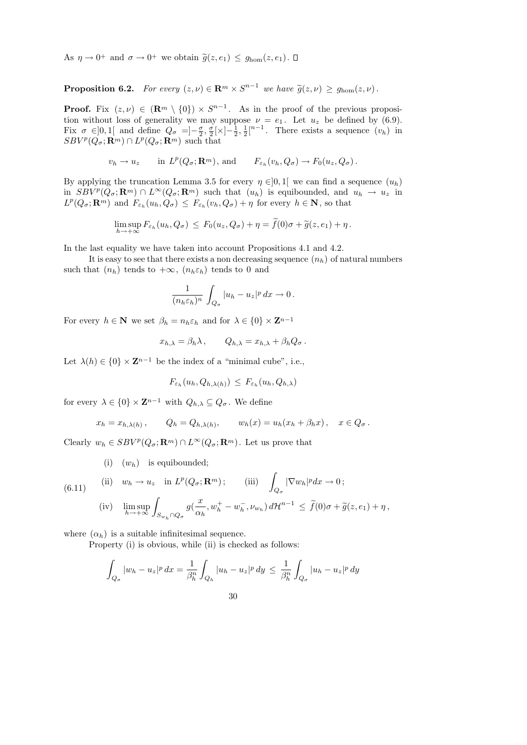As $\eta \to 0^+$ and $\sigma \to 0^+$ we obtain $\widetilde{g}(z, e_1) \le g_{\rm hom}(z, e_1)$. □

**Proposition 6.2.** *For every $(z,\nu) \in \mathbf{R}^m \times S^{n-1}$ we have $\widetilde{g}(z,\nu) \ge g_{\rm hom}(z,\nu)$.*

**Proof.** Fix $(z,\nu) \in (\mathbf{R}^m \setminus \{0\}) \times S^{n-1}$. As in the proof of the previous proposition without loss of generality we may suppose $\nu = e_1$. Let $u_z$ be defined by (6.9). Fix $\sigma \in ]0,1[$ and define $Q_\sigma = ]-\frac{\sigma}{2}, \frac{\sigma}{2}[\times]-\frac{1}{2}, \frac{1}{2}[^{n-1}$. There exists a sequence $(v_h)$ in $SBV^p(Q_\sigma;\mathbf{R}^m) \cap L^p(Q_\sigma;\mathbf{R}^m)$ such that

$$v_h \to u_z \qquad \text{in } L^p(Q_\sigma;\mathbf{R}^m), \text{ and} \qquad F_{\varepsilon_h}(v_h, Q_\sigma) \to F_0(u_z, Q_\sigma)\,.$$

By applying the truncation Lemma 3.5 for every $\eta \in ]0,1[$ we can find a sequence $(u_h)$ in $SBV^p(Q_\sigma;\mathbf{R}^m) \cap L^\infty(Q_\sigma;\mathbf{R}^m)$ such that $(u_h)$ is equibounded, and $u_h \to u_z$ in $L^p(Q_\sigma;\mathbf{R}^m)$ and $F_{\varepsilon_h}(u_h, Q_\sigma) \le F_{\varepsilon_h}(v_h, Q_\sigma) + \eta$ for every $h \in \mathbf{N}$, so that

$$\limsup_{h\to+\infty} F_{\varepsilon_h}(u_h, Q_\sigma) \le F_0(u_z, Q_\sigma) + \eta = \widetilde{f}(0)\sigma + \widetilde{g}(z, e_1) + \eta\,.$$

In the last equality we have taken into account Propositions 4.1 and 4.2.

It is easy to see that there exists a non decreasing sequence $(n_h)$ of natural numbers such that $(n_h)$ tends to $+\infty$, $(n_h\varepsilon_h)$ tends to 0 and

$$\frac{1}{(n_h\varepsilon_h)^n} \int_{Q_\sigma} |u_h - u_z|^p\, dx \to 0\,.$$

For every $h \in \mathbf{N}$ we set $\beta_h = n_h\varepsilon_h$ and for $\lambda \in \{0\} \times \mathbf{Z}^{n-1}$

$$x_{h,\lambda} = \beta_h \lambda\,, \qquad Q_{h,\lambda} = x_{h,\lambda} + \beta_h Q_\sigma\,.$$

Let $\lambda(h) \in \{0\} \times \mathbf{Z}^{n-1}$ be the index of a "minimal cube", i.e.,

$$F_{\varepsilon_h}(u_h, Q_{h,\lambda(h)}) \le F_{\varepsilon_h}(u_h, Q_{h,\lambda})$$

for every $\lambda \in \{0\} \times \mathbf{Z}^{n-1}$ with $Q_{h,\lambda} \subseteq Q_\sigma$. We define

$$x_h = x_{h,\lambda(h)}\,, \qquad Q_h = Q_{h,\lambda(h)}, \qquad w_h(x) = u_h(x_h + \beta_h x)\,, \quad x \in Q_\sigma\,.$$

Clearly $w_h \in SBV^p(Q_\sigma;\mathbf{R}^m) \cap L^\infty(Q_\sigma;\mathbf{R}^m)$. Let us prove that

$$\begin{aligned}
&\text{(i)} \quad (w_h) \quad \text{is equibounded;} \\
&\text{(ii)} \quad w_h \to u_z \quad \text{in } L^p(Q_\sigma;\mathbf{R}^m)\,; \qquad \text{(iii)} \quad \int_{Q_\sigma} |\nabla w_h|^p dx \to 0\,; \\
&\text{(iv)} \quad \limsup_{h\to+\infty} \int_{S_{w_h}\cap Q_\sigma} g(\frac{x}{\alpha_h}, w_h^+ - w_h^-, \nu_{w_h})\, d\mathcal{H}^{n-1} \le \widetilde{f}(0)\sigma + \widetilde{g}(z, e_1) + \eta\,,
\end{aligned} \tag{6.11}$$

where $(\alpha_h)$ is a suitable infinitesimal sequence.

Property (i) is obvious, while (ii) is checked as follows:

$$\int_{Q_\sigma} |w_h - u_z|^p\, dx = \frac{1}{\beta_h^n} \int_{Q_h} |u_h - u_z|^p\, dy \le \frac{1}{\beta_h^n} \int_{Q_\sigma} |u_h - u_z|^p\, dy$$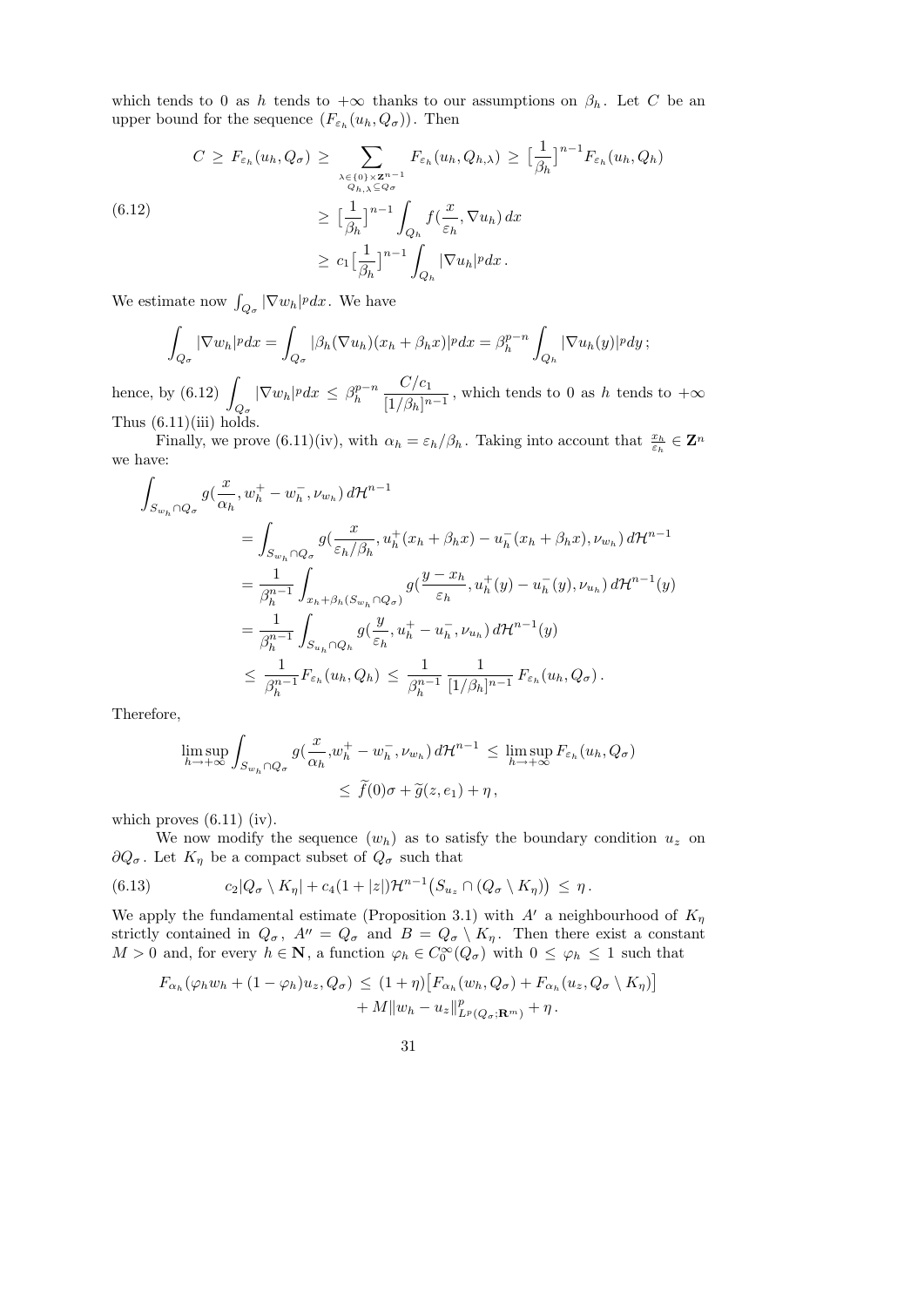which tends to 0 as $h$ tends to $+\infty$ thanks to our assumptions on $\beta_h$. Let $C$ be an upper bound for the sequence $(F_{\varepsilon_h}(u_h, Q_\sigma))$. Then

$$
\begin{aligned}
C \geq F_{\varepsilon_h}(u_h, Q_\sigma) &\geq \sum_{\substack{\lambda \in \{0\}\times \mathbf{Z}^{n-1} \\ Q_{h,\lambda} \subseteq Q_\sigma}} F_{\varepsilon_h}(u_h, Q_{h,\lambda}) \geq \Big[\frac{1}{\beta_h}\Big]^{n-1} F_{\varepsilon_h}(u_h, Q_h) \\
&\geq \Big[\frac{1}{\beta_h}\Big]^{n-1} \int_{Q_h} f(\frac{x}{\varepsilon_h}, \nabla u_h)\, dx \\
&\geq c_1 \Big[\frac{1}{\beta_h}\Big]^{n-1} \int_{Q_h} |\nabla u_h|^p dx\,.
\end{aligned}
\tag{6.12}
$$

We estimate now $\int_{Q_\sigma} |\nabla w_h|^p dx$. We have

$$
\int_{Q_\sigma} |\nabla w_h|^p dx = \int_{Q_\sigma} |\beta_h (\nabla u_h)(x_h + \beta_h x)|^p dx = \beta_h^{p-n} \int_{Q_h} |\nabla u_h(y)|^p dy\,;
$$

hence, by (6.12) $\displaystyle\int_{Q_\sigma} |\nabla w_h|^p dx \leq \beta_h^{p-n} \frac{C/c_1}{[1/\beta_h]^{n-1}}$, which tends to 0 as $h$ tends to $+\infty$ Thus (6.11)(iii) holds.

Finally, we prove (6.11)(iv), with $\alpha_h = \varepsilon_h / \beta_h$. Taking into account that $\frac{x_h}{\varepsilon_h} \in \mathbf{Z}^n$ we have:

$$
\begin{aligned}
\int_{S_{w_h} \cap Q_\sigma} & g(\frac{x}{\alpha_h}, w_h^+ - w_h^-, \nu_{w_h})\, d\mathcal{H}^{n-1} \\
&= \int_{S_{w_h} \cap Q_\sigma} g(\frac{x}{\varepsilon_h/\beta_h}, u_h^+(x_h + \beta_h x) - u_h^-(x_h + \beta_h x), \nu_{w_h})\, d\mathcal{H}^{n-1} \\
&= \frac{1}{\beta_h^{n-1}} \int_{x_h + \beta_h (S_{w_h} \cap Q_\sigma)} g(\frac{y - x_h}{\varepsilon_h}, u_h^+(y) - u_h^-(y), \nu_{u_h})\, d\mathcal{H}^{n-1}(y) \\
&= \frac{1}{\beta_h^{n-1}} \int_{S_{u_h} \cap Q_h} g(\frac{y}{\varepsilon_h}, u_h^+ - u_h^-, \nu_{u_h})\, d\mathcal{H}^{n-1}(y) \\
&\leq \frac{1}{\beta_h^{n-1}} F_{\varepsilon_h}(u_h, Q_h) \leq \frac{1}{\beta_h^{n-1}} \frac{1}{[1/\beta_h]^{n-1}} F_{\varepsilon_h}(u_h, Q_\sigma)\,.
\end{aligned}
$$

Therefore,

$$
\begin{aligned}
\limsup_{h\to+\infty} \int_{S_{w_h} \cap Q_\sigma} g(\frac{x}{\alpha_h}, w_h^+ - w_h^-, \nu_{w_h})\, d\mathcal{H}^{n-1} &\leq \limsup_{h\to+\infty} F_{\varepsilon_h}(u_h, Q_\sigma) \\
&\leq \widetilde{f}(0)\sigma + \widetilde{g}(z, e_1) + \eta\,,
\end{aligned}
$$

which proves (6.11) (iv).

We now modify the sequence $(w_h)$ as to satisfy the boundary condition $u_z$ on $\partial Q_\sigma$. Let $K_\eta$ be a compact subset of $Q_\sigma$ such that

$$
c_2 |Q_\sigma \setminus K_\eta| + c_4(1 + |z|)\mathcal{H}^{n-1}\big(S_{u_z} \cap (Q_\sigma \setminus K_\eta)\big) \leq \eta\,.
\tag{6.13}
$$

We apply the fundamental estimate (Proposition 3.1) with $A'$ a neighbourhood of $K_\eta$ strictly contained in $Q_\sigma$, $A'' = Q_\sigma$ and $B = Q_\sigma \setminus K_\eta$. Then there exist a constant $M > 0$ and, for every $h \in \mathbf{N}$, a function $\varphi_h \in C_0^\infty(Q_\sigma)$ with $0 \leq \varphi_h \leq 1$ such that

$$
\begin{aligned}
F_{\alpha_h}(\varphi_h w_h + (1 - \varphi_h) u_z, Q_\sigma) \leq\; & (1 + \eta)\big[F_{\alpha_h}(w_h, Q_\sigma) + F_{\alpha_h}(u_z, Q_\sigma \setminus K_\eta)\big] \\
&+ M \|w_h - u_z\|^p_{L^p(Q_\sigma; \mathbf{R}^m)} + \eta\,.
\end{aligned}
$$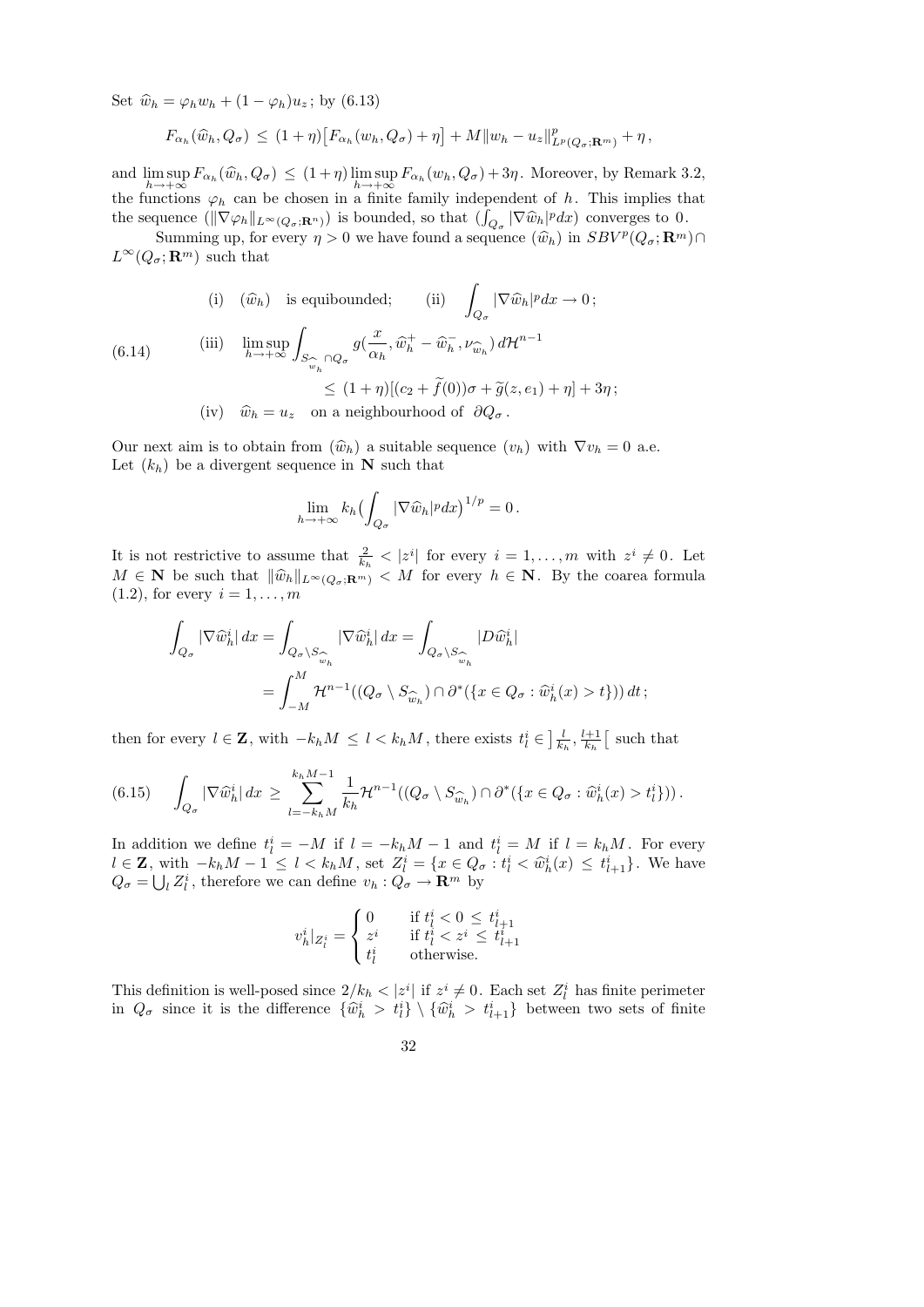Set $\widehat{w}_h = \varphi_h w_h + (1-\varphi_h) u_z$ ; by (6.13)

$$F_{\alpha_h}(\widehat{w}_h, Q_\sigma) \leq (1+\eta)\big[F_{\alpha_h}(w_h, Q_\sigma) + \eta\big] + M\|w_h - u_z\|^p_{L^p(Q_\sigma;\mathbf{R}^m)} + \eta\,,$$

and $\limsup\limits_{h\to+\infty} F_{\alpha_h}(\widehat{w}_h, Q_\sigma) \leq (1+\eta)\limsup\limits_{h\to+\infty} F_{\alpha_h}(w_h, Q_\sigma) + 3\eta$. Moreover, by Remark 3.2, the functions $\varphi_h$ can be chosen in a finite family independent of $h$. This implies that the sequence $(\|\nabla\varphi_h\|_{L^\infty(Q_\sigma;\mathbf{R}^n)})$ is bounded, so that $(\int_{Q_\sigma} |\nabla \widehat{w}_h|^p dx)$ converges to $0$.

Summing up, for every $\eta > 0$ we have found a sequence $(\widehat{w}_h)$ in $SBV^p(Q_\sigma;\mathbf{R}^m) \cap L^\infty(Q_\sigma;\mathbf{R}^m)$ such that

$$
\begin{aligned}
&\text{(i)}\quad (\widehat{w}_h) \quad \text{is equibounded;} \qquad \text{(ii)}\quad \int_{Q_\sigma} |\nabla \widehat{w}_h|^p dx \to 0\,;\\
&\text{(iii)}\quad \limsup_{h\to+\infty} \int_{S_{\widehat{w}_h}\cap Q_\sigma} g\big(\frac{x}{\alpha_h}, \widehat{w}_h^+ - \widehat{w}_h^-, \nu_{\widehat{w}_h}\big)\, d\mathcal{H}^{n-1}\\
&\qquad\qquad \leq (1+\eta)[(c_2 + \widetilde{f}(0))\sigma + \widetilde{g}(z, e_1) + \eta] + 3\eta\,;\\
&\text{(iv)}\quad \widehat{w}_h = u_z \quad \text{on a neighbourhood of } \partial Q_\sigma\,.
\end{aligned} \tag{6.14}
$$

Our next aim is to obtain from $(\widehat{w}_h)$ a suitable sequence $(v_h)$ with $\nabla v_h = 0$ a.e. Let $(k_h)$ be a divergent sequence in $\mathbf{N}$ such that

$$\lim_{h\to+\infty} k_h \big(\int_{Q_\sigma} |\nabla \widehat{w}_h|^p dx\big)^{1/p} = 0\,.$$

It is not restrictive to assume that $\frac{2}{k_h} < |z^i|$ for every $i = 1,\dots,m$ with $z^i \neq 0$. Let $M \in \mathbf{N}$ be such that $\|\widehat{w}_h\|_{L^\infty(Q_\sigma;\mathbf{R}^m)} < M$ for every $h \in \mathbf{N}$. By the coarea formula (1.2), for every $i = 1,\dots,m$

$$
\begin{aligned}
\int_{Q_\sigma} |\nabla \widehat{w}^i_h|\, dx &= \int_{Q_\sigma\setminus S_{\widehat{w}_h}} |\nabla \widehat{w}^i_h|\, dx = \int_{Q_\sigma\setminus S_{\widehat{w}_h}} |D\widehat{w}^i_h|\\
&= \int_{-M}^{M} \mathcal{H}^{n-1}((Q_\sigma \setminus S_{\widehat{w}_h}) \cap \partial^*(\{x \in Q_\sigma : \widehat{w}^i_h(x) > t\}))\, dt\,;
\end{aligned}
$$

then for every $l \in \mathbf{Z}$, with $-k_h M \leq l < k_h M$, there exists $t^i_l \in \big]\frac{l}{k_h}, \frac{l+1}{k_h}\big[$ such that

$$\int_{Q_\sigma} |\nabla \widehat{w}^i_h|\, dx \geq \sum_{l=-k_h M}^{k_h M - 1} \frac{1}{k_h} \mathcal{H}^{n-1}((Q_\sigma \setminus S_{\widehat{w}_h}) \cap \partial^*(\{x \in Q_\sigma : \widehat{w}^i_h(x) > t^i_l\}))\,. \tag{6.15}$$

In addition we define $t^i_l = -M$ if $l = -k_h M - 1$ and $t^i_l = M$ if $l = k_h M$. For every $l \in \mathbf{Z}$, with $-k_h M - 1 \leq l < k_h M$, set $Z^i_l = \{x \in Q_\sigma : t^i_l < \widehat{w}^i_h(x) \leq t^i_{l+1}\}$. We have $Q_\sigma = \bigcup_l Z^i_l$, therefore we can define $v_h : Q_\sigma \to \mathbf{R}^m$ by

$$v^i_h|_{Z^i_l} = \begin{cases} 0 & \text{if } t^i_l < 0 \leq t^i_{l+1}\\ z^i & \text{if } t^i_l < z^i \leq t^i_{l+1}\\ t^i_l & \text{otherwise.}\end{cases}$$

This definition is well-posed since $2/k_h < |z^i|$ if $z^i \neq 0$. Each set $Z^i_l$ has finite perimeter in $Q_\sigma$ since it is the difference $\{\widehat{w}^i_h > t^i_l\} \setminus \{\widehat{w}^i_h > t^i_{l+1}\}$ between two sets of finite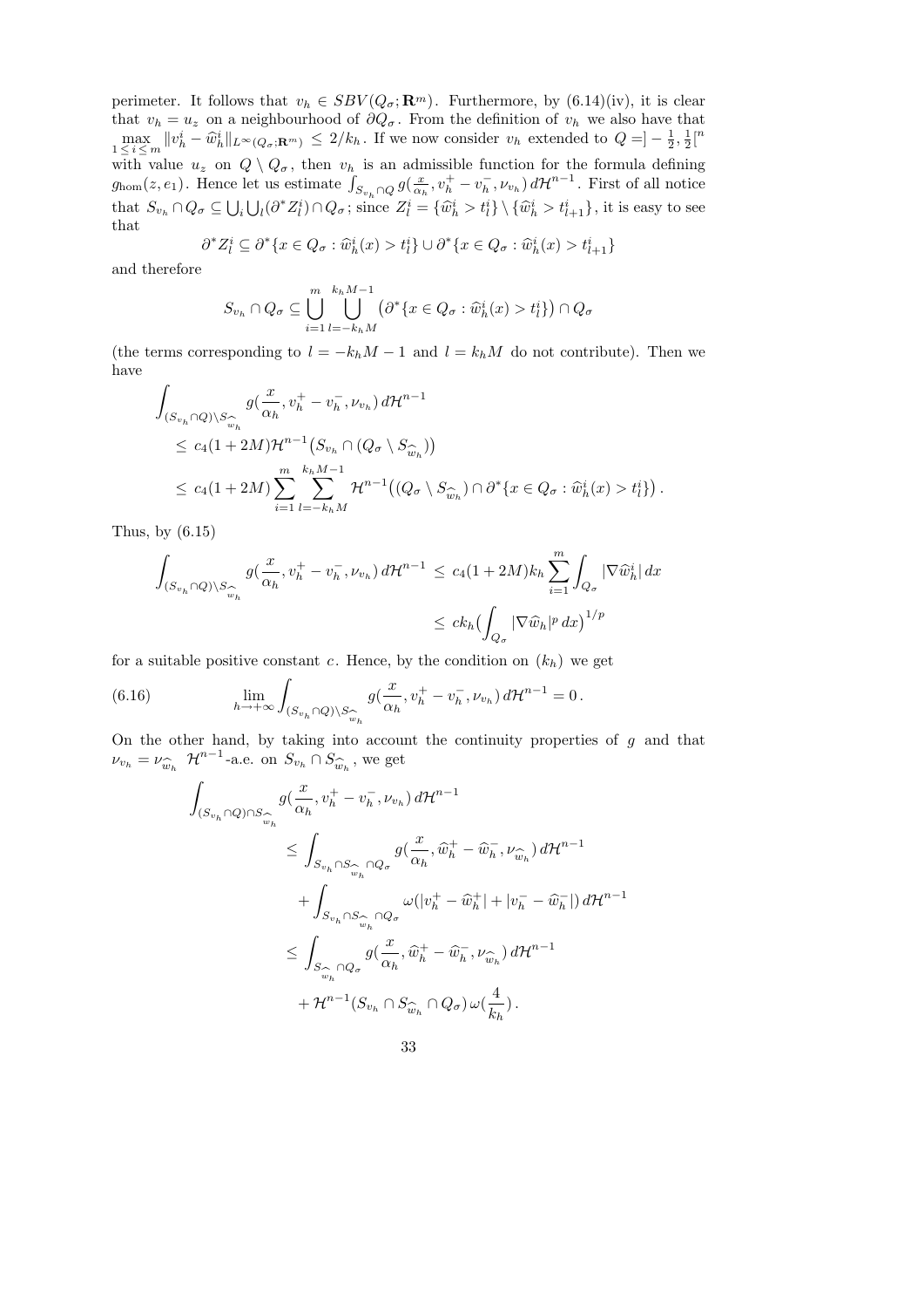perimeter. It follows that $v_h \in SBV(Q_\sigma;\mathbf{R}^m)$. Furthermore, by (6.14)(iv), it is clear that $v_h = u_z$ on a neighbourhood of $\partial Q_\sigma$. From the definition of $v_h$ we also have that $\max_{1\le i\le m} \|v_h^i - \widehat{w}_h^i\|_{L^\infty(Q_\sigma;\mathbf{R}^m)} \le 2/k_h$. If we now consider $v_h$ extended to $Q = ]-\frac{1}{2},\frac{1}{2}[^n$ with value $u_z$ on $Q \setminus Q_\sigma$, then $v_h$ is an admissible function for the formula defining $g_{\hom}(z,e_1)$. Hence let us estimate $\int_{S_{v_h}\cap Q} g(\frac{x}{\alpha_h}, v_h^+ - v_h^-, \nu_{v_h})\, d\mathcal{H}^{n-1}$. First of all notice that $S_{v_h}\cap Q_\sigma \subseteq \bigcup_i \bigcup_l (\partial^* Z_l^i)\cap Q_\sigma$; since $Z_l^i = \{\widehat{w}_h^i > t_l^i\}\setminus\{\widehat{w}_h^i > t_{l+1}^i\}$, it is easy to see that

$$\partial^* Z_l^i \subseteq \partial^*\{x\in Q_\sigma : \widehat{w}_h^i(x) > t_l^i\} \cup \partial^*\{x\in Q_\sigma : \widehat{w}_h^i(x) > t_{l+1}^i\}$$

and therefore

$$S_{v_h}\cap Q_\sigma \subseteq \bigcup_{i=1}^m \bigcup_{l=-k_hM}^{k_hM-1} \big(\partial^*\{x\in Q_\sigma : \widehat{w}_h^i(x) > t_l^i\}\big)\cap Q_\sigma$$

(the terms corresponding to $l = -k_hM-1$ and $l = k_hM$ do not contribute). Then we have

$$\begin{aligned}
&\int_{(S_{v_h}\cap Q)\setminus S_{\widehat{w}_h}} g(\frac{x}{\alpha_h}, v_h^+ - v_h^-, \nu_{v_h})\, d\mathcal{H}^{n-1} \\
&\le\; c_4(1+2M)\mathcal{H}^{n-1}\big(S_{v_h}\cap(Q_\sigma\setminus S_{\widehat{w}_h})\big) \\
&\le\; c_4(1+2M)\sum_{i=1}^m \sum_{l=-k_hM}^{k_hM-1} \mathcal{H}^{n-1}\big((Q_\sigma\setminus S_{\widehat{w}_h})\cap \partial^*\{x\in Q_\sigma : \widehat{w}_h^i(x) > t_l^i\}\big)\,.
\end{aligned}$$

Thus, by (6.15)

$$\begin{aligned}
\int_{(S_{v_h}\cap Q)\setminus S_{\widehat{w}_h}} g(\frac{x}{\alpha_h}, v_h^+ - v_h^-, \nu_{v_h})\, d\mathcal{H}^{n-1} &\le\; c_4(1+2M)k_h \sum_{i=1}^m \int_{Q_\sigma} |\nabla \widehat{w}_h^i|\, dx \\
&\le\; ck_h\Big(\int_{Q_\sigma} |\nabla \widehat{w}_h|^p\, dx\Big)^{1/p}
\end{aligned}$$

for a suitable positive constant $c$. Hence, by the condition on $(k_h)$ we get

$$\lim_{h\to+\infty} \int_{(S_{v_h}\cap Q)\setminus S_{\widehat{w}_h}} g(\frac{x}{\alpha_h}, v_h^+ - v_h^-, \nu_{v_h})\, d\mathcal{H}^{n-1} = 0\,. \tag{6.16}$$

On the other hand, by taking into account the continuity properties of $g$ and that $\nu_{v_h} = \nu_{\widehat{w}_h}$ $\mathcal{H}^{n-1}$-a.e. on $S_{v_h}\cap S_{\widehat{w}_h}$, we get

$$\begin{aligned}
&\int_{(S_{v_h}\cap Q)\cap S_{\widehat{w}_h}} g(\frac{x}{\alpha_h}, v_h^+ - v_h^-, \nu_{v_h})\, d\mathcal{H}^{n-1} \\
&\qquad\le \int_{S_{v_h}\cap S_{\widehat{w}_h}\cap Q_\sigma} g(\frac{x}{\alpha_h}, \widehat{w}_h^+ - \widehat{w}_h^-, \nu_{\widehat{w}_h})\, d\mathcal{H}^{n-1} \\
&\qquad\quad + \int_{S_{v_h}\cap S_{\widehat{w}_h}\cap Q_\sigma} \omega(|v_h^+ - \widehat{w}_h^+| + |v_h^- - \widehat{w}_h^-|)\, d\mathcal{H}^{n-1} \\
&\qquad\le \int_{S_{\widehat{w}_h}\cap Q_\sigma} g(\frac{x}{\alpha_h}, \widehat{w}_h^+ - \widehat{w}_h^-, \nu_{\widehat{w}_h})\, d\mathcal{H}^{n-1} \\
&\qquad\quad + \mathcal{H}^{n-1}(S_{v_h}\cap S_{\widehat{w}_h}\cap Q_\sigma)\,\omega(\frac{4}{k_h})\,.
\end{aligned}$$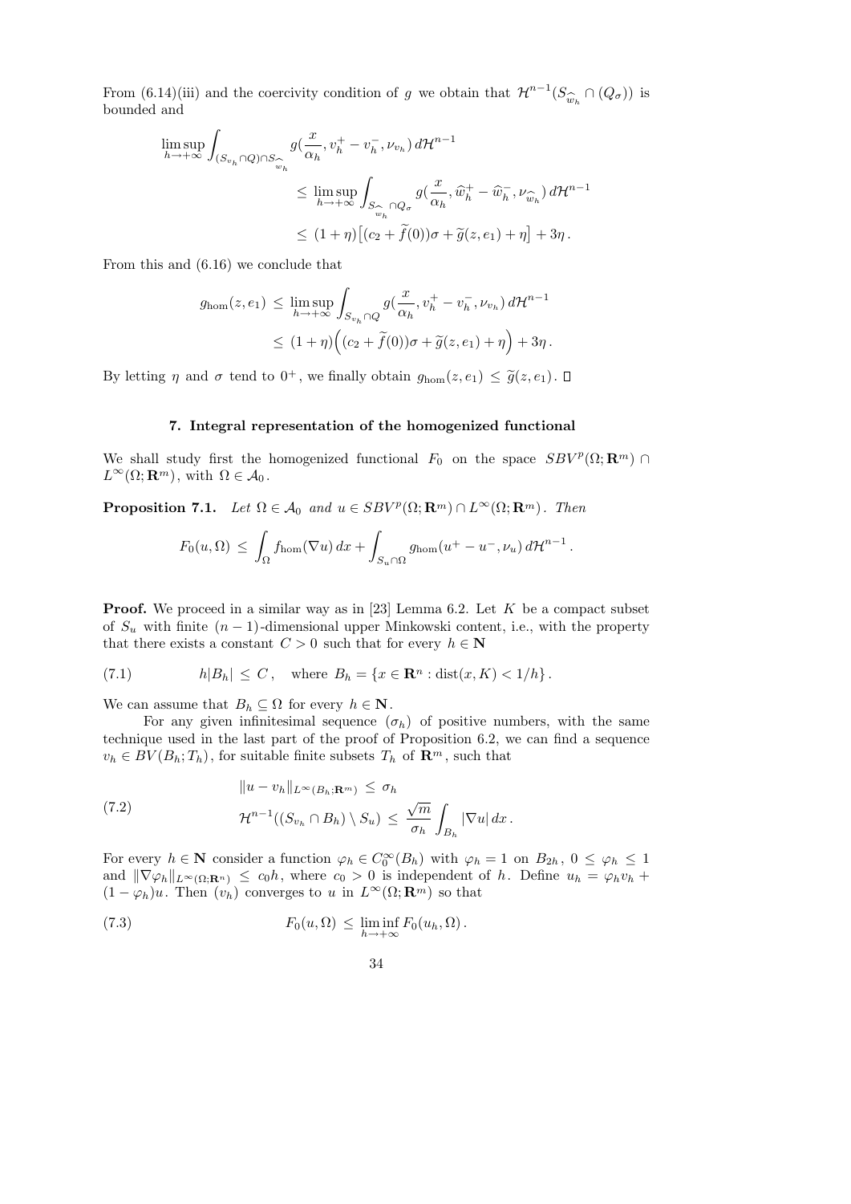From (6.14)(iii) and the coercivity condition of $g$ we obtain that $\mathcal{H}^{n-1}(S_{\widehat{w}_h} \cap (Q_\sigma))$ is bounded and

$$\limsup_{h\to+\infty} \int_{(S_{v_h}\cap Q)\cap S_{\widehat{w}_h}} g(\frac{x}{\alpha_h}, v_h^+ - v_h^-, \nu_{v_h})\, d\mathcal{H}^{n-1}$$
$$\leq \limsup_{h\to+\infty} \int_{S_{\widehat{w}_h}\cap Q_\sigma} g(\frac{x}{\alpha_h}, \widehat{w}_h^+ - \widehat{w}_h^-, \nu_{\widehat{w}_h})\, d\mathcal{H}^{n-1}$$
$$\leq (1+\eta)\big[(c_2 + \widetilde{f}(0))\sigma + \widetilde{g}(z, e_1) + \eta\big] + 3\eta\,.$$

From this and (6.16) we conclude that

$$g_{\rm hom}(z, e_1) \leq \limsup_{h\to+\infty} \int_{S_{v_h}\cap Q} g(\frac{x}{\alpha_h}, v_h^+ - v_h^-, \nu_{v_h})\, d\mathcal{H}^{n-1}$$
$$\leq (1+\eta)\Big((c_2 + \widetilde{f}(0))\sigma + \widetilde{g}(z, e_1) + \eta\Big) + 3\eta\,.$$

By letting $\eta$ and $\sigma$ tend to $0^+$, we finally obtain $g_{\rm hom}(z, e_1) \leq \widetilde{g}(z, e_1)$. □

## 7. Integral representation of the homogenized functional

We shall study first the homogenized functional $F_0$ on the space $SBV^p(\Omega; \mathbf{R}^m) \cap L^\infty(\Omega; \mathbf{R}^m)$, with $\Omega \in \mathcal{A}_0$.

**Proposition 7.1.** *Let $\Omega \in \mathcal{A}_0$ and $u \in SBV^p(\Omega; \mathbf{R}^m) \cap L^\infty(\Omega; \mathbf{R}^m)$. Then*

$$F_0(u, \Omega) \leq \int_\Omega f_{\rm hom}(\nabla u)\, dx + \int_{S_u\cap\Omega} g_{\rm hom}(u^+ - u^-, \nu_u)\, d\mathcal{H}^{n-1}\,.$$

**Proof.** We proceed in a similar way as in [23] Lemma 6.2. Let $K$ be a compact subset of $S_u$ with finite $(n-1)$-dimensional upper Minkowski content, i.e., with the property that there exists a constant $C > 0$ such that for every $h \in \mathbf{N}$

$$h|B_h| \leq C\,, \quad \text{where } B_h = \{x \in \mathbf{R}^n : \text{dist}(x, K) < 1/h\}\,. \tag{7.1}$$

We can assume that $B_h \subseteq \Omega$ for every $h \in \mathbf{N}$.

For any given infinitesimal sequence $(\sigma_h)$ of positive numbers, with the same technique used in the last part of the proof of Proposition 6.2, we can find a sequence $v_h \in BV(B_h; T_h)$, for suitable finite subsets $T_h$ of $\mathbf{R}^m$, such that

$$\begin{aligned} &\|u - v_h\|_{L^\infty(B_h;\mathbf{R}^m)} \leq \sigma_h \\ &\mathcal{H}^{n-1}((S_{v_h} \cap B_h) \setminus S_u) \leq \frac{\sqrt{m}}{\sigma_h} \int_{B_h} |\nabla u|\, dx\,. \end{aligned} \tag{7.2}$$

For every $h \in \mathbf{N}$ consider a function $\varphi_h \in C_0^\infty(B_h)$ with $\varphi_h = 1$ on $B_{2h}$, $0 \leq \varphi_h \leq 1$ and $\|\nabla\varphi_h\|_{L^\infty(\Omega;\mathbf{R}^n)} \leq c_0 h$, where $c_0 > 0$ is independent of $h$. Define $u_h = \varphi_h v_h + (1 - \varphi_h)u$. Then $(v_h)$ converges to $u$ in $L^\infty(\Omega; \mathbf{R}^m)$ so that

$$F_0(u, \Omega) \leq \liminf_{h\to+\infty} F_0(u_h, \Omega)\,. \tag{7.3}$$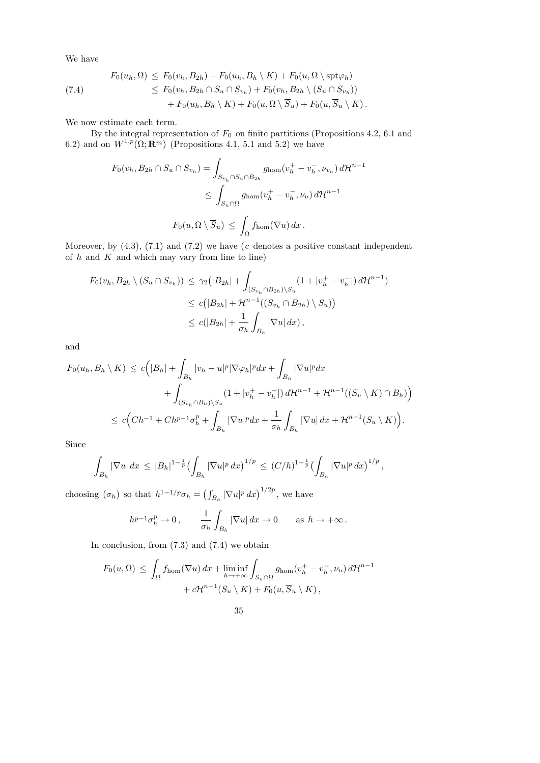We have

$$
\begin{aligned}
F_0(u_h,\Omega) \;&\le\; F_0(v_h,B_{2h}) + F_0(u_h, B_h\setminus K) + F_0(u,\Omega\setminus \mathrm{spt}\varphi_h)\\
&\le\; F_0(v_h,B_{2h}\cap S_u\cap S_{v_h}) + F_0(v_h, B_{2h}\setminus (S_u\cap S_{v_h}))\\
&\quad + F_0(u_h,B_h\setminus K) + F_0(u,\Omega\setminus \overline{S}_u) + F_0(u,\overline{S}_u\setminus K)\,.
\end{aligned}
\tag{7.4}
$$

We now estimate each term.

By the integral representation of $F_0$ on finite partitions (Propositions 4.2, 6.1 and 6.2) and on $W^{1,p}(\Omega;\mathbf{R}^m)$ (Propositions 4.1, 5.1 and 5.2) we have

$$
\begin{aligned}
F_0(v_h, B_{2h}\cap S_u\cap S_{v_h}) &= \int_{S_{v_h}\cap S_u\cap B_{2h}} g_{\rm hom}(v_h^+ - v_h^-,\nu_{v_h})\,d\mathcal{H}^{n-1}\\
&\le \int_{S_u\cap\Omega} g_{\rm hom}(v_h^+ - v_h^-,\nu_u)\,d\mathcal{H}^{n-1}
\end{aligned}
$$

$$
F_0(u,\Omega\setminus\overline{S}_u) \;\le\; \int_\Omega f_{\rm hom}(\nabla u)\,dx\,.
$$

Moreover, by (4.3), (7.1) and (7.2) we have ($c$ denotes a positive constant independent of $h$ and $K$ and which may vary from line to line)

$$
\begin{aligned}
F_0(v_h, B_{2h}\setminus(S_u\cap S_{v_h})) \;&\le\; \gamma_2\big(|B_{2h}| + \int_{(S_{v_h}\cap B_{2h})\setminus S_u}(1+|v_h^+ - v_h^-|)\,d\mathcal{H}^{n-1}\big)\\
&\le\; c\big(|B_{2h}| + \mathcal{H}^{n-1}((S_{v_h}\cap B_{2h})\setminus S_u)\big)\\
&\le\; c(|B_{2h}| + \frac{1}{\sigma_h}\int_{B_h}|\nabla u|\,dx)\,,
\end{aligned}
$$

and

$$
\begin{aligned}
F_0(u_h, B_h\setminus K) \;\le\; & c\Big(|B_h| + \int_{B_h}|v_h-u|^p|\nabla\varphi_h|^p dx + \int_{B_h}|\nabla u|^p dx\\
&+ \int_{(S_{v_h}\cap B_h)\setminus S_u}(1+|v_h^+ - v_h^-|)\,d\mathcal{H}^{n-1} + \mathcal{H}^{n-1}((S_u\setminus K)\cap B_h)\Big)\\
\le\; & c\Big(Ch^{-1} + Ch^{p-1}\sigma_h^p + \int_{B_h}|\nabla u|^p dx + \frac{1}{\sigma_h}\int_{B_h}|\nabla u|\,dx + \mathcal{H}^{n-1}(S_u\setminus K)\Big).
\end{aligned}
$$

Since

$$
\int_{B_h}|\nabla u|\,dx \;\le\; |B_h|^{1-\frac{1}{p}}\big(\int_{B_h}|\nabla u|^p\,dx\big)^{1/p} \;\le\; (C/h)^{1-\frac{1}{p}}\big(\int_{B_h}|\nabla u|^p\,dx\big)^{1/p},
$$

choosing $(\sigma_h)$ so that $h^{1-1/p}\sigma_h = \big(\int_{B_h}|\nabla u|^p\,dx\big)^{1/2p}$, we have

$$
h^{p-1}\sigma_h^p \to 0\,, \qquad \frac{1}{\sigma_h}\int_{B_h}|\nabla u|\,dx \to 0 \qquad \text{as } h\to+\infty\,.
$$

In conclusion, from (7.3) and (7.4) we obtain

$$
\begin{aligned}
F_0(u,\Omega) \;\le\; & \int_\Omega f_{\rm hom}(\nabla u)\,dx + \liminf_{h\to+\infty}\int_{S_u\cap\Omega} g_{\rm hom}(v_h^+ - v_h^-,\nu_u)\,d\mathcal{H}^{n-1}\\
&+ c\mathcal{H}^{n-1}(S_u\setminus K) + F_0(u,\overline{S}_u\setminus K)\,,
\end{aligned}
$$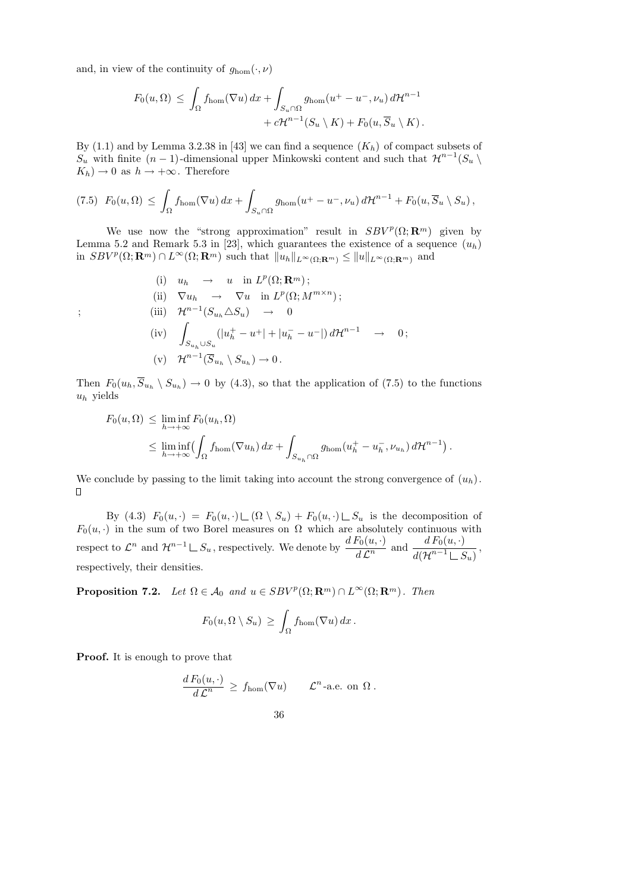and, in view of the continuity of $g_{\rm hom}(\cdot,\nu)$

$$F_0(u,\Omega) \le \int_\Omega f_{\rm hom}(\nabla u)\,dx + \int_{S_u\cap\Omega} g_{\rm hom}(u^+-u^-,\nu_u)\,d\mathcal{H}^{n-1} + c\mathcal{H}^{n-1}(S_u\setminus K) + F_0(u,\overline{S}_u\setminus K)\,.$$

By (1.1) and by Lemma 3.2.38 in [43] we can find a sequence $(K_h)$ of compact subsets of $S_u$ with finite $(n-1)$-dimensional upper Minkowski content and such that $\mathcal{H}^{n-1}(S_u\setminus K_h)\to 0$ as $h\to+\infty$. Therefore

$$F_0(u,\Omega) \le \int_\Omega f_{\rm hom}(\nabla u)\,dx + \int_{S_u\cap\Omega} g_{\rm hom}(u^+-u^-,\nu_u)\,d\mathcal{H}^{n-1} + F_0(u,\overline{S}_u\setminus S_u)\,, \tag{7.5}$$

We use now the "strong approximation" result in $SBV^p(\Omega;\mathbf{R}^m)$ given by Lemma 5.2 and Remark 5.3 in [23], which guarantees the existence of a sequence $(u_h)$ in $SBV^p(\Omega;\mathbf{R}^m)\cap L^\infty(\Omega;\mathbf{R}^m)$ such that $\|u_h\|_{L^\infty(\Omega;\mathbf{R}^m)}\le\|u\|_{L^\infty(\Omega;\mathbf{R}^m)}$ and

$$\begin{array}{ll}
\text{(i)} & u_h \to u \quad \text{in } L^p(\Omega;\mathbf{R}^m)\,;\\
\text{(ii)} & \nabla u_h \to \nabla u \quad \text{in } L^p(\Omega;M^{m\times n})\,;\\
\text{(iii)} & \mathcal{H}^{n-1}(S_{u_h}\triangle S_u) \to 0\\
\text{(iv)} & \displaystyle\int_{S_{u_h}\cup S_u}(|u_h^+-u^+|+|u_h^--u^-|)\,d\mathcal{H}^{n-1} \to 0\,;\\
\text{(v)} & \mathcal{H}^{n-1}(\overline{S}_{u_h}\setminus S_{u_h})\to 0\,.
\end{array}$$

Then $F_0(u_h,\overline{S}_{u_h}\setminus S_{u_h})\to 0$ by (4.3), so that the application of (7.5) to the functions $u_h$ yields

$$\begin{aligned}
F_0(u,\Omega) &\le \liminf_{h\to+\infty} F_0(u_h,\Omega)\\
&\le \liminf_{h\to+\infty}\Big(\int_\Omega f_{\rm hom}(\nabla u_h)\,dx + \int_{S_{u_h}\cap\Omega} g_{\rm hom}(u_h^+-u_h^-,\nu_{u_h})\,d\mathcal{H}^{n-1}\Big)\,.
\end{aligned}$$

We conclude by passing to the limit taking into account the strong convergence of $(u_h)$. □

By (4.3) $F_0(u,\cdot) = F_0(u,\cdot)\llcorner(\Omega\setminus S_u) + F_0(u,\cdot)\llcorner S_u$ is the decomposition of $F_0(u,\cdot)$ in the sum of two Borel measures on $\Omega$ which are absolutely continuous with respect to $\mathcal{L}^n$ and $\mathcal{H}^{n-1}\llcorner S_u$, respectively. We denote by $\dfrac{d\,F_0(u,\cdot)}{d\,\mathcal{L}^n}$ and $\dfrac{d\,F_0(u,\cdot)}{d(\mathcal{H}^{n-1}\llcorner S_u)}$, respectively, their densities.

**Proposition 7.2.** *Let $\Omega\in\mathcal{A}_0$ and $u\in SBV^p(\Omega;\mathbf{R}^m)\cap L^\infty(\Omega;\mathbf{R}^m)$. Then*

$$F_0(u,\Omega\setminus S_u) \ge \int_\Omega f_{\rm hom}(\nabla u)\,dx\,.$$

**Proof.** It is enough to prove that

$$\frac{d\,F_0(u,\cdot)}{d\,\mathcal{L}^n} \ge f_{\rm hom}(\nabla u) \qquad \mathcal{L}^n\text{-a.e. on } \Omega\,.$$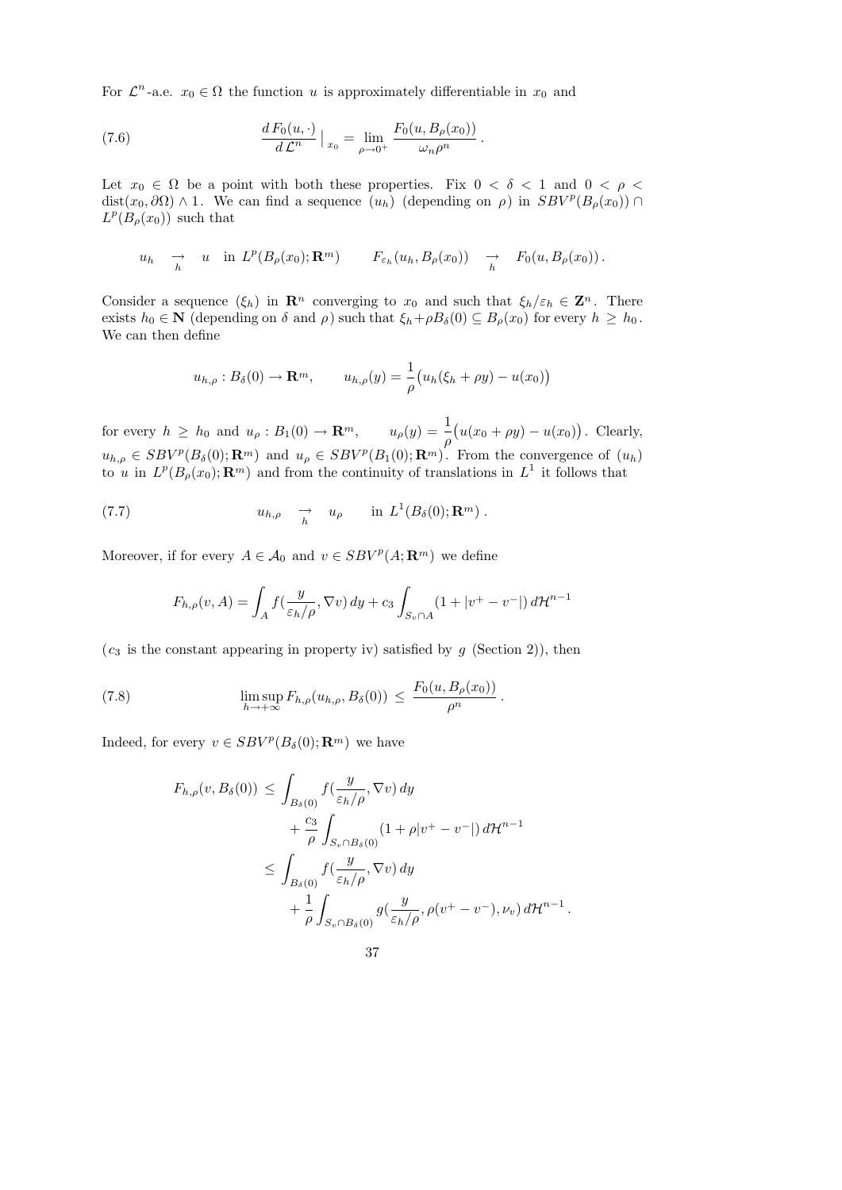For $\mathcal{L}^n$-a.e. $x_0 \in \Omega$ the function $u$ is approximately differentiable in $x_0$ and

$$\frac{d F_0(u,\cdot)}{d\mathcal{L}^n}\Big|_{x_0} = \lim_{\rho\to 0^+} \frac{F_0(u,B_\rho(x_0))}{\omega_n \rho^n}\,. \tag{7.6}$$

Let $x_0 \in \Omega$ be a point with both these properties. Fix $0<\delta<1$ and $0<\rho<\operatorname{dist}(x_0,\partial\Omega)\wedge 1$. We can find a sequence $(u_h)$ (depending on $\rho$) in $SBV^p(B_\rho(x_0))\cap L^p(B_\rho(x_0))$ such that

$$u_h \underset{h}{\to} u \quad \text{in } L^p(B_\rho(x_0);\mathbf{R}^m) \qquad F_{\varepsilon_h}(u_h,B_\rho(x_0)) \underset{h}{\to} F_0(u,B_\rho(x_0))\,.$$

Consider a sequence $(\xi_h)$ in $\mathbf{R}^n$ converging to $x_0$ and such that $\xi_h/\varepsilon_h\in\mathbf{Z}^n$. There exists $h_0\in\mathbf{N}$ (depending on $\delta$ and $\rho$) such that $\xi_h+\rho B_\delta(0)\subseteq B_\rho(x_0)$ for every $h\geq h_0$. We can then define

$$u_{h,\rho}: B_\delta(0)\to\mathbf{R}^m, \qquad u_{h,\rho}(y)=\frac{1}{\rho}\big(u_h(\xi_h+\rho y)-u(x_0)\big)$$

for every $h\geq h_0$ and $u_\rho : B_1(0)\to\mathbf{R}^m$, $\quad u_\rho(y)=\dfrac{1}{\rho}\big(u(x_0+\rho y)-u(x_0)\big)$. Clearly, $u_{h,\rho}\in SBV^p(B_\delta(0);\mathbf{R}^m)$ and $u_\rho\in SBV^p(B_1(0);\mathbf{R}^m)$. From the convergence of $(u_h)$ to $u$ in $L^p(B_\rho(x_0);\mathbf{R}^m)$ and from the continuity of translations in $L^1$ it follows that

$$u_{h,\rho} \underset{h}{\to} u_\rho \qquad \text{in } L^1(B_\delta(0);\mathbf{R}^m)\,. \tag{7.7}$$

Moreover, if for every $A\in\mathcal{A}_0$ and $v\in SBV^p(A;\mathbf{R}^m)$ we define

$$F_{h,\rho}(v,A)=\int_A f(\frac{y}{\varepsilon_h/\rho},\nabla v)\,dy + c_3\int_{S_v\cap A}(1+|v^+-v^-|)\,d\mathcal{H}^{n-1}$$

($c_3$ is the constant appearing in property iv) satisfied by $g$ (Section 2)), then

$$\limsup_{h\to+\infty} F_{h,\rho}(u_{h,\rho},B_\delta(0)) \leq \frac{F_0(u,B_\rho(x_0))}{\rho^n}\,. \tag{7.8}$$

Indeed, for every $v\in SBV^p(B_\delta(0);\mathbf{R}^m)$ we have

$$\begin{aligned}
F_{h,\rho}(v,B_\delta(0)) \leq{}& \int_{B_\delta(0)} f(\frac{y}{\varepsilon_h/\rho},\nabla v)\,dy \\
&+\frac{c_3}{\rho}\int_{S_v\cap B_\delta(0)}(1+\rho|v^+-v^-|)\,d\mathcal{H}^{n-1}\\
\leq{}& \int_{B_\delta(0)} f(\frac{y}{\varepsilon_h/\rho},\nabla v)\,dy \\
&+\frac{1}{\rho}\int_{S_v\cap B_\delta(0)} g(\frac{y}{\varepsilon_h/\rho},\rho(v^+-v^-),\nu_v)\,d\mathcal{H}^{n-1}\,.
\end{aligned}$$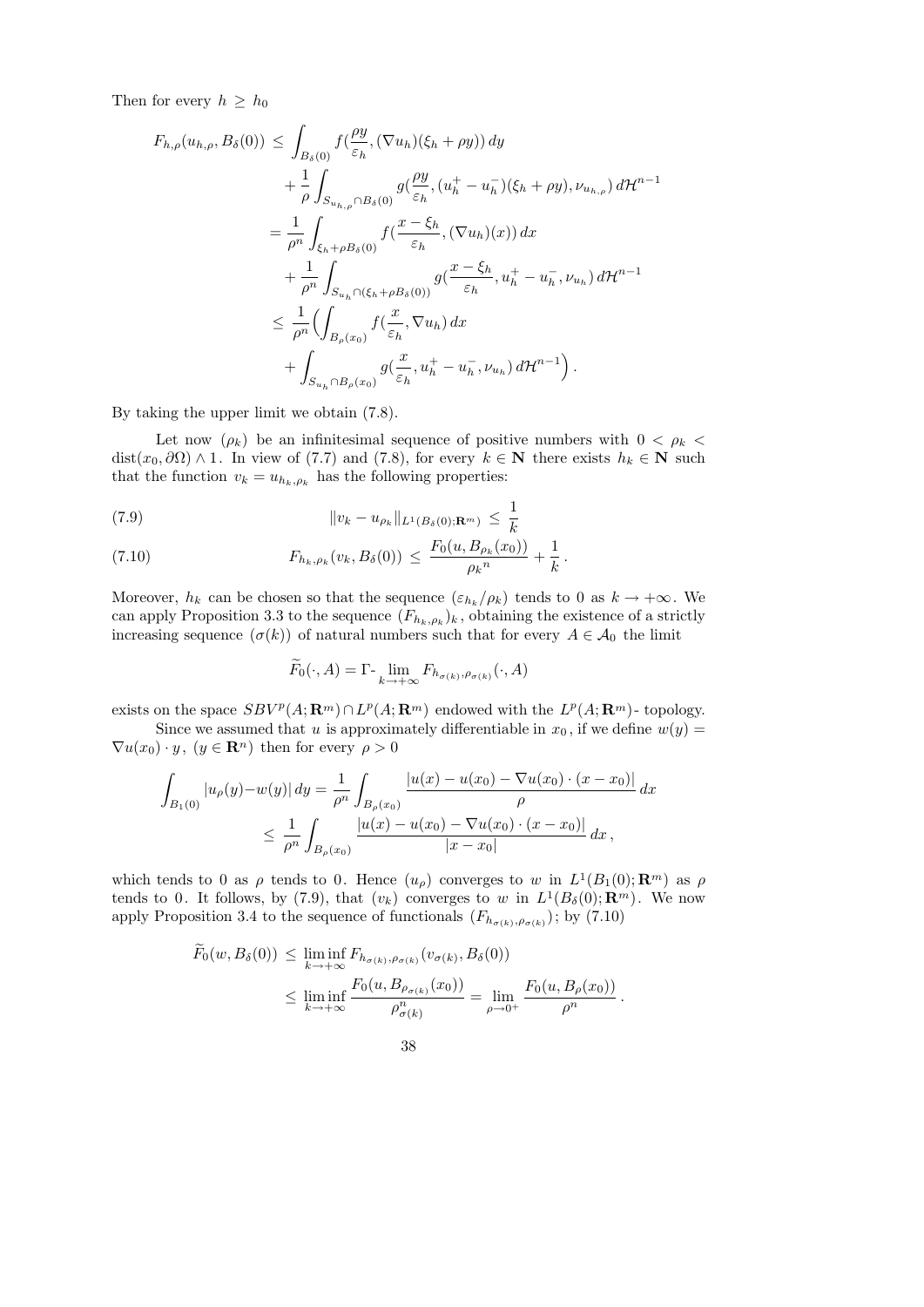Then for every $h \geq h_0$

$$
\begin{aligned}
F_{h,\rho}(u_{h,\rho}, B_\delta(0)) \leq & \int_{B_\delta(0)} f(\frac{\rho y}{\varepsilon_h}, (\nabla u_h)(\xi_h + \rho y))\, dy \\
& + \frac{1}{\rho} \int_{S_{u_{h,\rho}} \cap B_\delta(0)} g(\frac{\rho y}{\varepsilon_h}, (u_h^+ - u_h^-)(\xi_h + \rho y), \nu_{u_{h,\rho}})\, d\mathcal{H}^{n-1} \\
= & \frac{1}{\rho^n} \int_{\xi_h + \rho B_\delta(0)} f(\frac{x - \xi_h}{\varepsilon_h}, (\nabla u_h)(x))\, dx \\
& + \frac{1}{\rho^n} \int_{S_{u_h} \cap (\xi_h + \rho B_\delta(0))} g(\frac{x - \xi_h}{\varepsilon_h}, u_h^+ - u_h^-, \nu_{u_h})\, d\mathcal{H}^{n-1} \\
\leq & \frac{1}{\rho^n} \Big( \int_{B_\rho(x_0)} f(\frac{x}{\varepsilon_h}, \nabla u_h)\, dx \\
& + \int_{S_{u_h} \cap B_\rho(x_0)} g(\frac{x}{\varepsilon_h}, u_h^+ - u_h^-, \nu_{u_h})\, d\mathcal{H}^{n-1} \Big) .
\end{aligned}
$$

By taking the upper limit we obtain (7.8).

Let now $(\rho_k)$ be an infinitesimal sequence of positive numbers with $0 < \rho_k < \operatorname{dist}(x_0, \partial\Omega) \wedge 1$. In view of (7.7) and (7.8), for every $k \in \mathbf{N}$ there exists $h_k \in \mathbf{N}$ such that the function $v_k = u_{h_k, \rho_k}$ has the following properties:

$$
\|v_k - u_{\rho_k}\|_{L^1(B_\delta(0); \mathbf{R}^m)} \leq \frac{1}{k} \tag{7.9}
$$

$$
F_{h_k, \rho_k}(v_k, B_\delta(0)) \leq \frac{F_0(u, B_{\rho_k}(x_0))}{{\rho_k}^n} + \frac{1}{k} . \tag{7.10}
$$

Moreover, $h_k$ can be chosen so that the sequence $(\varepsilon_{h_k}/\rho_k)$ tends to 0 as $k \to +\infty$. We can apply Proposition 3.3 to the sequence $(F_{h_k, \rho_k})_k$, obtaining the existence of a strictly increasing sequence $(\sigma(k))$ of natural numbers such that for every $A \in \mathcal{A}_0$ the limit

$$
\widetilde{F}_0(\cdot, A) = \Gamma\text{-} \lim_{k \to +\infty} F_{h_{\sigma(k)}, \rho_{\sigma(k)}}(\cdot, A)
$$

exists on the space $SBV^p(A; \mathbf{R}^m) \cap L^p(A; \mathbf{R}^m)$ endowed with the $L^p(A; \mathbf{R}^m)$- topology.

Since we assumed that $u$ is approximately differentiable in $x_0$, if we define $w(y) = \nabla u(x_0) \cdot y$, $(y \in \mathbf{R}^n)$ then for every $\rho > 0$

$$
\begin{aligned}
\int_{B_1(0)} |u_\rho(y) - w(y)|\, dy &= \frac{1}{\rho^n} \int_{B_\rho(x_0)} \frac{|u(x) - u(x_0) - \nabla u(x_0) \cdot (x - x_0)|}{\rho}\, dx \\
&\leq \frac{1}{\rho^n} \int_{B_\rho(x_0)} \frac{|u(x) - u(x_0) - \nabla u(x_0) \cdot (x - x_0)|}{|x - x_0|}\, dx ,
\end{aligned}
$$

which tends to 0 as $\rho$ tends to 0. Hence $(u_\rho)$ converges to $w$ in $L^1(B_1(0); \mathbf{R}^m)$ as $\rho$ tends to 0. It follows, by (7.9), that $(v_k)$ converges to $w$ in $L^1(B_\delta(0); \mathbf{R}^m)$. We now apply Proposition 3.4 to the sequence of functionals $(F_{h_{\sigma(k)}, \rho_{\sigma(k)}})$; by (7.10)

$$
\begin{aligned}
\widetilde{F}_0(w, B_\delta(0)) &\leq \liminf_{k \to +\infty} F_{h_{\sigma(k)}, \rho_{\sigma(k)}}(v_{\sigma(k)}, B_\delta(0)) \\
&\leq \liminf_{k \to +\infty} \frac{F_0(u, B_{\rho_{\sigma(k)}}(x_0))}{\rho^n_{\sigma(k)}} = \lim_{\rho \to 0^+} \frac{F_0(u, B_\rho(x_0))}{\rho^n} .
\end{aligned}
$$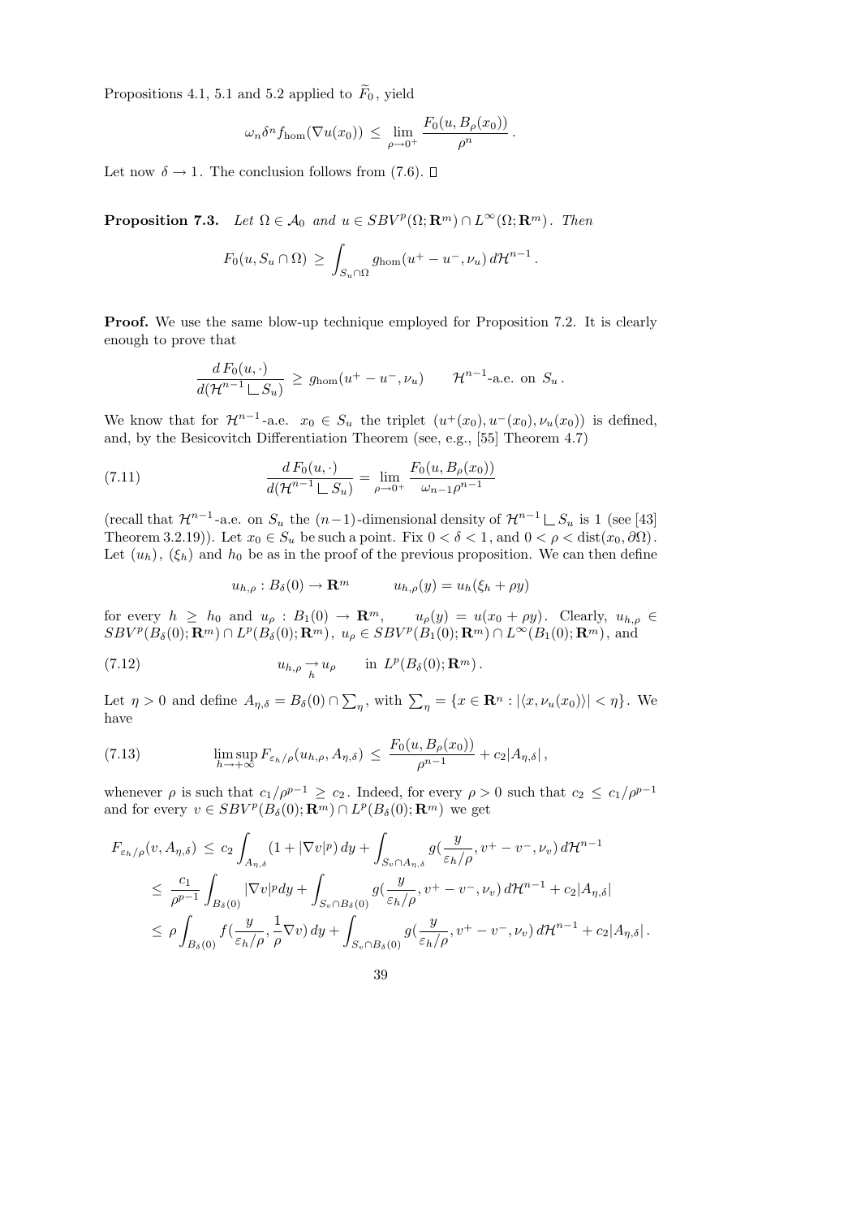Propositions 4.1, 5.1 and 5.2 applied to $\widetilde{F}_0$, yield

$$\omega_n \delta^n f_{\mathrm{hom}}(\nabla u(x_0)) \le \lim_{\rho \to 0^+} \frac{F_0(u, B_\rho(x_0))}{\rho^n}.$$

Let now $\delta \to 1$. The conclusion follows from (7.6). □

**Proposition 7.3.** *Let $\Omega \in \mathcal{A}_0$ and $u \in SBV^p(\Omega; \mathbf{R}^m) \cap L^\infty(\Omega; \mathbf{R}^m)$. Then*

$$F_0(u, S_u \cap \Omega) \ge \int_{S_u \cap \Omega} g_{\mathrm{hom}}(u^+ - u^-, \nu_u)\, d\mathcal{H}^{n-1}.$$

**Proof.** We use the same blow-up technique employed for Proposition 7.2. It is clearly enough to prove that

$$\frac{d\, F_0(u, \cdot)}{d(\mathcal{H}^{n-1} \llcorner S_u)} \ge g_{\mathrm{hom}}(u^+ - u^-, \nu_u) \qquad \mathcal{H}^{n-1}\text{-a.e. on } S_u.$$

We know that for $\mathcal{H}^{n-1}$-a.e. $x_0 \in S_u$ the triplet $(u^+(x_0), u^-(x_0), \nu_u(x_0))$ is defined, and, by the Besicovitch Differentiation Theorem (see, e.g., [55] Theorem 4.7)

$$\frac{d\, F_0(u, \cdot)}{d(\mathcal{H}^{n-1} \llcorner S_u)} = \lim_{\rho \to 0^+} \frac{F_0(u, B_\rho(x_0))}{\omega_{n-1}\rho^{n-1}} \tag{7.11}$$

(recall that $\mathcal{H}^{n-1}$-a.e. on $S_u$ the $(n-1)$-dimensional density of $\mathcal{H}^{n-1} \llcorner S_u$ is 1 (see [43] Theorem 3.2.19)). Let $x_0 \in S_u$ be such a point. Fix $0 < \delta < 1$, and $0 < \rho < \mathrm{dist}(x_0, \partial\Omega)$. Let $(u_h)$, $(\xi_h)$ and $h_0$ be as in the proof of the previous proposition. We can then define

$$u_{h,\rho} : B_\delta(0) \to \mathbf{R}^m \qquad u_{h,\rho}(y) = u_h(\xi_h + \rho y)$$

for every $h \ge h_0$ and $u_\rho : B_1(0) \to \mathbf{R}^m$, $\quad u_\rho(y) = u(x_0 + \rho y)$. Clearly, $u_{h,\rho} \in SBV^p(B_\delta(0); \mathbf{R}^m) \cap L^p(B_\delta(0); \mathbf{R}^m)$, $u_\rho \in SBV^p(B_1(0); \mathbf{R}^m) \cap L^\infty(B_1(0); \mathbf{R}^m)$, and

$$u_{h,\rho} \underset{h}{\to} u_\rho \qquad \text{in } L^p(B_\delta(0); \mathbf{R}^m). \tag{7.12}$$

Let $\eta > 0$ and define $A_{\eta,\delta} = B_\delta(0) \cap \sum_\eta$, with $\sum_\eta = \{x \in \mathbf{R}^n : |\langle x, \nu_u(x_0)\rangle| < \eta\}$. We have

$$\limsup_{h \to +\infty} F_{\varepsilon_h/\rho}(u_{h,\rho}, A_{\eta,\delta}) \le \frac{F_0(u, B_\rho(x_0))}{\rho^{n-1}} + c_2 |A_{\eta,\delta}|, \tag{7.13}$$

whenever $\rho$ is such that $c_1/\rho^{p-1} \ge c_2$. Indeed, for every $\rho > 0$ such that $c_2 \le c_1/\rho^{p-1}$ and for every $v \in SBV^p(B_\delta(0); \mathbf{R}^m) \cap L^p(B_\delta(0); \mathbf{R}^m)$ we get

$$\begin{aligned}
F_{\varepsilon_h/\rho}(v, A_{\eta,\delta}) &\le c_2 \int_{A_{\eta,\delta}} (1 + |\nabla v|^p)\, dy + \int_{S_v \cap A_{\eta,\delta}} g(\frac{y}{\varepsilon_h/\rho}, v^+ - v^-, \nu_v)\, d\mathcal{H}^{n-1} \\
&\le \frac{c_1}{\rho^{p-1}} \int_{B_\delta(0)} |\nabla v|^p dy + \int_{S_v \cap B_\delta(0)} g(\frac{y}{\varepsilon_h/\rho}, v^+ - v^-, \nu_v)\, d\mathcal{H}^{n-1} + c_2 |A_{\eta,\delta}| \\
&\le \rho \int_{B_\delta(0)} f(\frac{y}{\varepsilon_h/\rho}, \frac{1}{\rho}\nabla v)\, dy + \int_{S_v \cap B_\delta(0)} g(\frac{y}{\varepsilon_h/\rho}, v^+ - v^-, \nu_v)\, d\mathcal{H}^{n-1} + c_2 |A_{\eta,\delta}|.
\end{aligned}$$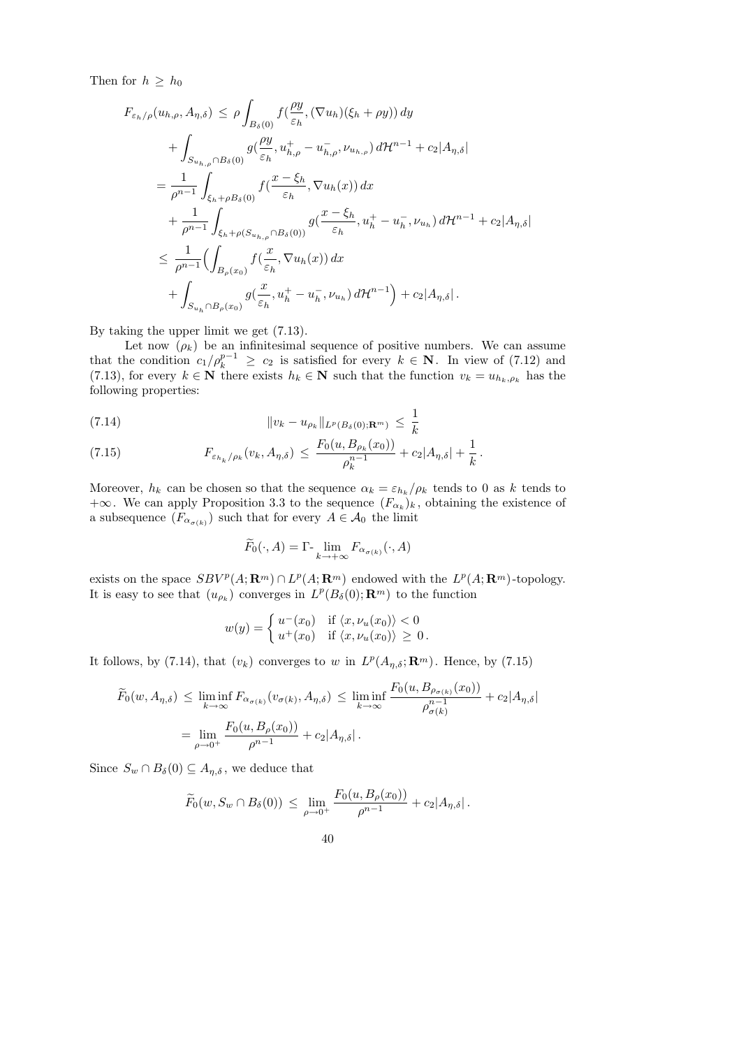Then for $h \geq h_0$

$$
\begin{aligned}
F_{\varepsilon_h/\rho}(u_{h,\rho}, A_{\eta,\delta}) \,&\leq\, \rho \int_{B_\delta(0)} f(\frac{\rho y}{\varepsilon_h}, (\nabla u_h)(\xi_h + \rho y))\, dy \\
&\quad + \int_{S_{u_{h,\rho}} \cap B_\delta(0)} g(\frac{\rho y}{\varepsilon_h}, u_{h,\rho}^+ - u_{h,\rho}^-, \nu_{u_{h,\rho}})\, d\mathcal{H}^{n-1} + c_2 |A_{\eta,\delta}| \\
&= \frac{1}{\rho^{n-1}} \int_{\xi_h + \rho B_\delta(0)} f(\frac{x - \xi_h}{\varepsilon_h}, \nabla u_h(x))\, dx \\
&\quad + \frac{1}{\rho^{n-1}} \int_{\xi_h + \rho(S_{u_{h,\rho}} \cap B_\delta(0))} g(\frac{x - \xi_h}{\varepsilon_h}, u_h^+ - u_h^-, \nu_{u_h})\, d\mathcal{H}^{n-1} + c_2 |A_{\eta,\delta}| \\
&\leq\, \frac{1}{\rho^{n-1}} \Big( \int_{B_\rho(x_0)} f(\frac{x}{\varepsilon_h}, \nabla u_h(x))\, dx \\
&\quad + \int_{S_{u_h} \cap B_\rho(x_0)} g(\frac{x}{\varepsilon_h}, u_h^+ - u_h^-, \nu_{u_h})\, d\mathcal{H}^{n-1} \Big) + c_2 |A_{\eta,\delta}|\,.
\end{aligned}
$$

By taking the upper limit we get (7.13).

Let now $(\rho_k)$ be an infinitesimal sequence of positive numbers. We can assume that the condition $c_1/\rho_k^{p-1} \geq c_2$ is satisfied for every $k \in \mathbf{N}$. In view of (7.12) and (7.13), for every $k \in \mathbf{N}$ there exists $h_k \in \mathbf{N}$ such that the function $v_k = u_{h_k, \rho_k}$ has the following properties:

$$
\|v_k - u_{\rho_k}\|_{L^p(B_\delta(0);\mathbf{R}^m)} \,\leq\, \frac{1}{k} \tag{7.14}
$$

$$
F_{\varepsilon_{h_k}/\rho_k}(v_k, A_{\eta,\delta}) \,\leq\, \frac{F_0(u, B_{\rho_k}(x_0))}{\rho_k^{n-1}} + c_2 |A_{\eta,\delta}| + \frac{1}{k}\,. \tag{7.15}
$$

Moreover, $h_k$ can be chosen so that the sequence $\alpha_k = \varepsilon_{h_k}/\rho_k$ tends to 0 as $k$ tends to $+\infty$. We can apply Proposition 3.3 to the sequence $(F_{\alpha_k})_k$, obtaining the existence of a subsequence $(F_{\alpha_{\sigma(k)}})$ such that for every $A \in \mathcal{A}_0$ the limit

$$
\widetilde{F}_0(\cdot, A) = \Gamma\text{-}\lim_{k \to +\infty} F_{\alpha_{\sigma(k)}}(\cdot, A)
$$

exists on the space $SBV^p(A;\mathbf{R}^m) \cap L^p(A;\mathbf{R}^m)$ endowed with the $L^p(A;\mathbf{R}^m)$-topology. It is easy to see that $(u_{\rho_k})$ converges in $L^p(B_\delta(0);\mathbf{R}^m)$ to the function

$$
w(y) = \begin{cases} u^-(x_0) & \text{if } \langle x, \nu_u(x_0) \rangle < 0 \\ u^+(x_0) & \text{if } \langle x, \nu_u(x_0) \rangle \,\geq\, 0\,. \end{cases}
$$

It follows, by (7.14), that $(v_k)$ converges to $w$ in $L^p(A_{\eta,\delta};\mathbf{R}^m)$. Hence, by (7.15)

$$
\begin{aligned}
\widetilde{F}_0(w, A_{\eta,\delta}) \,&\leq\, \liminf_{k \to \infty} F_{\alpha_{\sigma(k)}}(v_{\sigma(k)}, A_{\eta,\delta}) \,\leq\, \liminf_{k \to \infty} \frac{F_0(u, B_{\rho_{\sigma(k)}}(x_0))}{\rho_{\sigma(k)}^{n-1}} + c_2 |A_{\eta,\delta}| \\
&= \lim_{\rho \to 0^+} \frac{F_0(u, B_\rho(x_0))}{\rho^{n-1}} + c_2 |A_{\eta,\delta}|\,.
\end{aligned}
$$

Since $S_w \cap B_\delta(0) \subseteq A_{\eta,\delta}$, we deduce that

$$
\widetilde{F}_0(w, S_w \cap B_\delta(0)) \,\leq\, \lim_{\rho \to 0^+} \frac{F_0(u, B_\rho(x_0))}{\rho^{n-1}} + c_2 |A_{\eta,\delta}|\,.
$$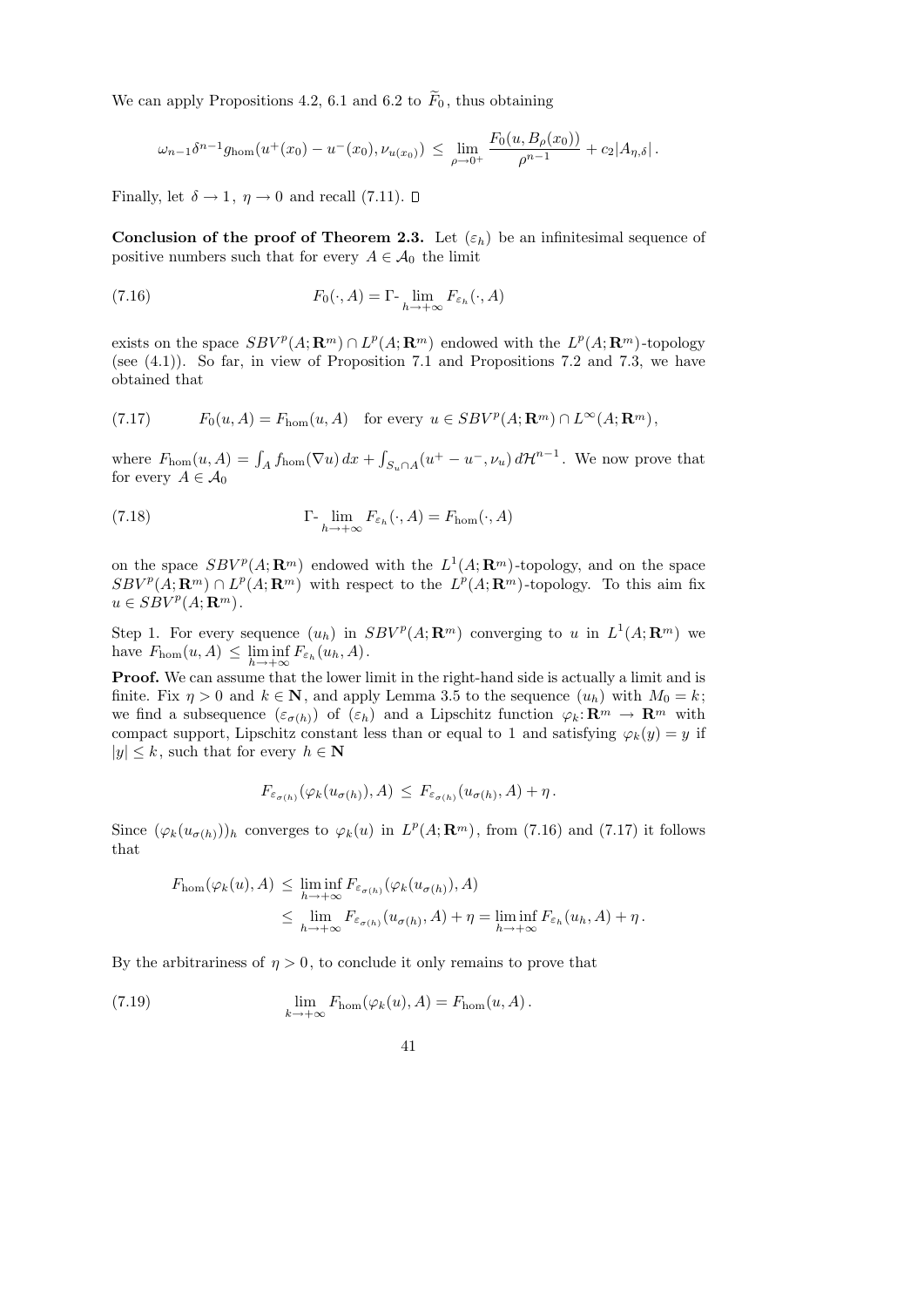We can apply Propositions 4.2, 6.1 and 6.2 to $\widetilde{F}_0$, thus obtaining

$$\omega_{n-1}\delta^{n-1}g_{\rm hom}(u^+(x_0)-u^-(x_0),\nu_{u(x_0)}) \leq \lim_{\rho\to 0^+}\frac{F_0(u,B_\rho(x_0))}{\rho^{n-1}} + c_2|A_{\eta,\delta}|\,.$$

Finally, let $\delta\to 1$, $\eta\to 0$ and recall (7.11). □

**Conclusion of the proof of Theorem 2.3.** Let $(\varepsilon_h)$ be an infinitesimal sequence of positive numbers such that for every $A\in\mathcal{A}_0$ the limit

$$F_0(\cdot,A) = \Gamma\text{-}\lim_{h\to+\infty} F_{\varepsilon_h}(\cdot,A) \tag{7.16}$$

exists on the space $SBV^p(A;\mathbf{R}^m)\cap L^p(A;\mathbf{R}^m)$ endowed with the $L^p(A;\mathbf{R}^m)$-topology (see (4.1)). So far, in view of Proposition 7.1 and Propositions 7.2 and 7.3, we have obtained that

$$F_0(u,A) = F_{\rm hom}(u,A) \quad \text{for every } u\in SBV^p(A;\mathbf{R}^m)\cap L^\infty(A;\mathbf{R}^m)\,, \tag{7.17}$$

where $F_{\rm hom}(u,A) = \int_A f_{\rm hom}(\nabla u)\,dx + \int_{S_u\cap A}(u^+-u^-,\nu_u)\,d\mathcal{H}^{n-1}$. We now prove that for every $A\in\mathcal{A}_0$

$$\Gamma\text{-}\lim_{h\to+\infty} F_{\varepsilon_h}(\cdot,A) = F_{\rm hom}(\cdot,A) \tag{7.18}$$

on the space $SBV^p(A;\mathbf{R}^m)$ endowed with the $L^1(A;\mathbf{R}^m)$-topology, and on the space $SBV^p(A;\mathbf{R}^m)\cap L^p(A;\mathbf{R}^m)$ with respect to the $L^p(A;\mathbf{R}^m)$-topology. To this aim fix $u\in SBV^p(A;\mathbf{R}^m)$.

Step 1. For every sequence $(u_h)$ in $SBV^p(A;\mathbf{R}^m)$ converging to $u$ in $L^1(A;\mathbf{R}^m)$ we have $F_{\rm hom}(u,A)\leq \liminf\limits_{h\to+\infty} F_{\varepsilon_h}(u_h,A)$.

**Proof.** We can assume that the lower limit in the right-hand side is actually a limit and is finite. Fix $\eta>0$ and $k\in\mathbf{N}$, and apply Lemma 3.5 to the sequence $(u_h)$ with $M_0=k$; we find a subsequence $(\varepsilon_{\sigma(h)})$ of $(\varepsilon_h)$ and a Lipschitz function $\varphi_k\colon\mathbf{R}^m\to\mathbf{R}^m$ with compact support, Lipschitz constant less than or equal to 1 and satisfying $\varphi_k(y)=y$ if $|y|\leq k$, such that for every $h\in\mathbf{N}$

$$F_{\varepsilon_{\sigma(h)}}(\varphi_k(u_{\sigma(h)}),A) \leq F_{\varepsilon_{\sigma(h)}}(u_{\sigma(h)},A)+\eta\,.$$

Since $(\varphi_k(u_{\sigma(h)}))_h$ converges to $\varphi_k(u)$ in $L^p(A;\mathbf{R}^m)$, from (7.16) and (7.17) it follows that

$$\begin{aligned} F_{\rm hom}(\varphi_k(u),A) &\leq \liminf_{h\to+\infty} F_{\varepsilon_{\sigma(h)}}(\varphi_k(u_{\sigma(h)}),A) \\ &\leq \lim_{h\to+\infty} F_{\varepsilon_{\sigma(h)}}(u_{\sigma(h)},A)+\eta = \liminf_{h\to+\infty} F_{\varepsilon_h}(u_h,A)+\eta\,. \end{aligned}$$

By the arbitrariness of $\eta>0$, to conclude it only remains to prove that

$$\lim_{k\to+\infty} F_{\rm hom}(\varphi_k(u),A) = F_{\rm hom}(u,A)\,. \tag{7.19}$$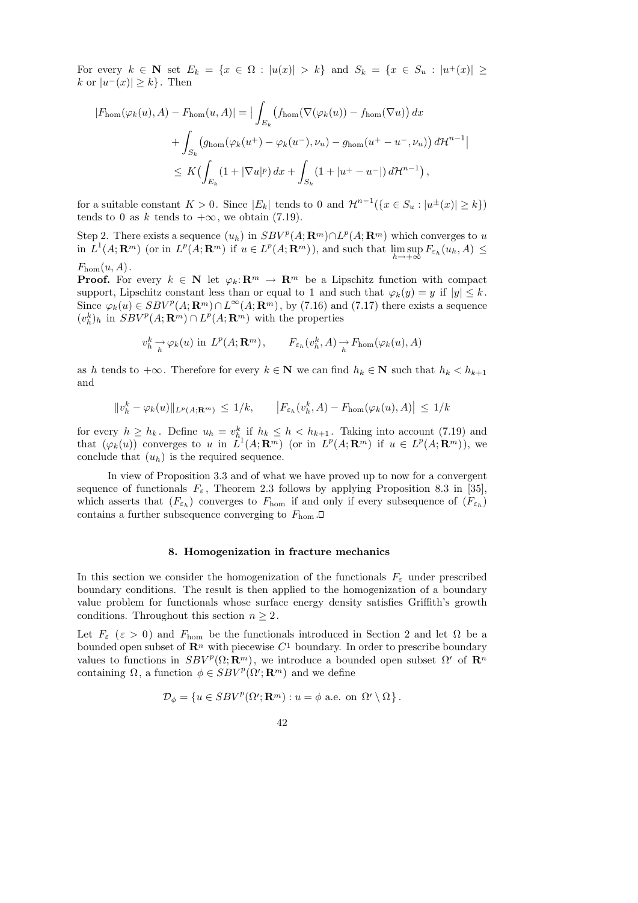For every $k \in \mathbf{N}$ set $E_k = \{x \in \Omega : |u(x)| > k\}$ and $S_k = \{x \in S_u : |u^+(x)| \geq k \text{ or } |u^-(x)| \geq k\}$. Then

$$
\begin{aligned}
|F_{\rm hom}(\varphi_k(u), A) - F_{\rm hom}(u, A)| = \Big| \int_{E_k} \big(f_{\rm hom}(\nabla(\varphi_k(u)) - f_{\rm hom}(\nabla u)\big)\, dx \\
+ \int_{S_k} \big(g_{\rm hom}(\varphi_k(u^+) - \varphi_k(u^-), \nu_u) - g_{\rm hom}(u^+ - u^-, \nu_u)\big)\, d\mathcal{H}^{n-1}\Big| \\
\leq K\Big(\int_{E_k} (1 + |\nabla u|^p)\, dx + \int_{S_k} (1 + |u^+ - u^-|)\, d\mathcal{H}^{n-1}\Big),
\end{aligned}
$$

for a suitable constant $K > 0$. Since $|E_k|$ tends to 0 and $\mathcal{H}^{n-1}(\{x \in S_u : |u^\pm(x)| \geq k\})$ tends to 0 as $k$ tends to $+\infty$, we obtain (7.19).

Step 2. There exists a sequence $(u_h)$ in $SBV^p(A; \mathbf{R}^m) \cap L^p(A; \mathbf{R}^m)$ which converges to $u$ in $L^1(A; \mathbf{R}^m)$ (or in $L^p(A; \mathbf{R}^m)$ if $u \in L^p(A; \mathbf{R}^m)$), and such that $\limsup_{h\to+\infty} F_{\varepsilon_h}(u_h, A) \leq F_{\rm hom}(u, A)$.

**Proof.** For every $k \in \mathbf{N}$ let $\varphi_k \colon \mathbf{R}^m \to \mathbf{R}^m$ be a Lipschitz function with compact support, Lipschitz constant less than or equal to 1 and such that $\varphi_k(y) = y$ if $|y| \leq k$. Since $\varphi_k(u) \in SBV^p(A; \mathbf{R}^m) \cap L^\infty(A; \mathbf{R}^m)$, by (7.16) and (7.17) there exists a sequence $(v_h^k)_h$ in $SBV^p(A; \mathbf{R}^m) \cap L^p(A; \mathbf{R}^m)$ with the properties

$$
v_h^k \underset{h}{\to} \varphi_k(u) \text{ in } L^p(A; \mathbf{R}^m), \qquad F_{\varepsilon_h}(v_h^k, A) \underset{h}{\to} F_{\rm hom}(\varphi_k(u), A)
$$

as $h$ tends to $+\infty$. Therefore for every $k \in \mathbf{N}$ we can find $h_k \in \mathbf{N}$ such that $h_k < h_{k+1}$ and

$$
\|v_h^k - \varphi_k(u)\|_{L^p(A;\mathbf{R}^m)} \leq 1/k, \qquad \big|F_{\varepsilon_h}(v_h^k, A) - F_{\rm hom}(\varphi_k(u), A)\big| \leq 1/k
$$

for every $h \geq h_k$. Define $u_h = v_h^k$ if $h_k \leq h < h_{k+1}$. Taking into account (7.19) and that $(\varphi_k(u))$ converges to $u$ in $L^1(A; \mathbf{R}^m)$ (or in $L^p(A; \mathbf{R}^m)$ if $u \in L^p(A; \mathbf{R}^m)$), we conclude that $(u_h)$ is the required sequence.

In view of Proposition 3.3 and of what we have proved up to now for a convergent sequence of functionals $F_\varepsilon$, Theorem 2.3 follows by applying Proposition 8.3 in [35], which asserts that $(F_{\varepsilon_h})$ converges to $F_{\rm hom}$ if and only if every subsequence of $(F_{\varepsilon_h})$ contains a further subsequence converging to $F_{\rm hom}$. ☐

## 8. Homogenization in fracture mechanics

In this section we consider the homogenization of the functionals $F_\varepsilon$ under prescribed boundary conditions. The result is then applied to the homogenization of a boundary value problem for functionals whose surface energy density satisfies Griffith's growth conditions. Throughout this section $n \geq 2$.

Let $F_\varepsilon$ ($\varepsilon > 0$) and $F_{\rm hom}$ be the functionals introduced in Section 2 and let $\Omega$ be a bounded open subset of $\mathbf{R}^n$ with piecewise $C^1$ boundary. In order to prescribe boundary values to functions in $SBV^p(\Omega; \mathbf{R}^m)$, we introduce a bounded open subset $\Omega'$ of $\mathbf{R}^n$ containing $\Omega$, a function $\phi \in SBV^p(\Omega'; \mathbf{R}^m)$ and we define

$$
\mathcal{D}_\phi = \{u \in SBV^p(\Omega'; \mathbf{R}^m) : u = \phi \text{ a.e. on } \Omega' \setminus \Omega\}.
$$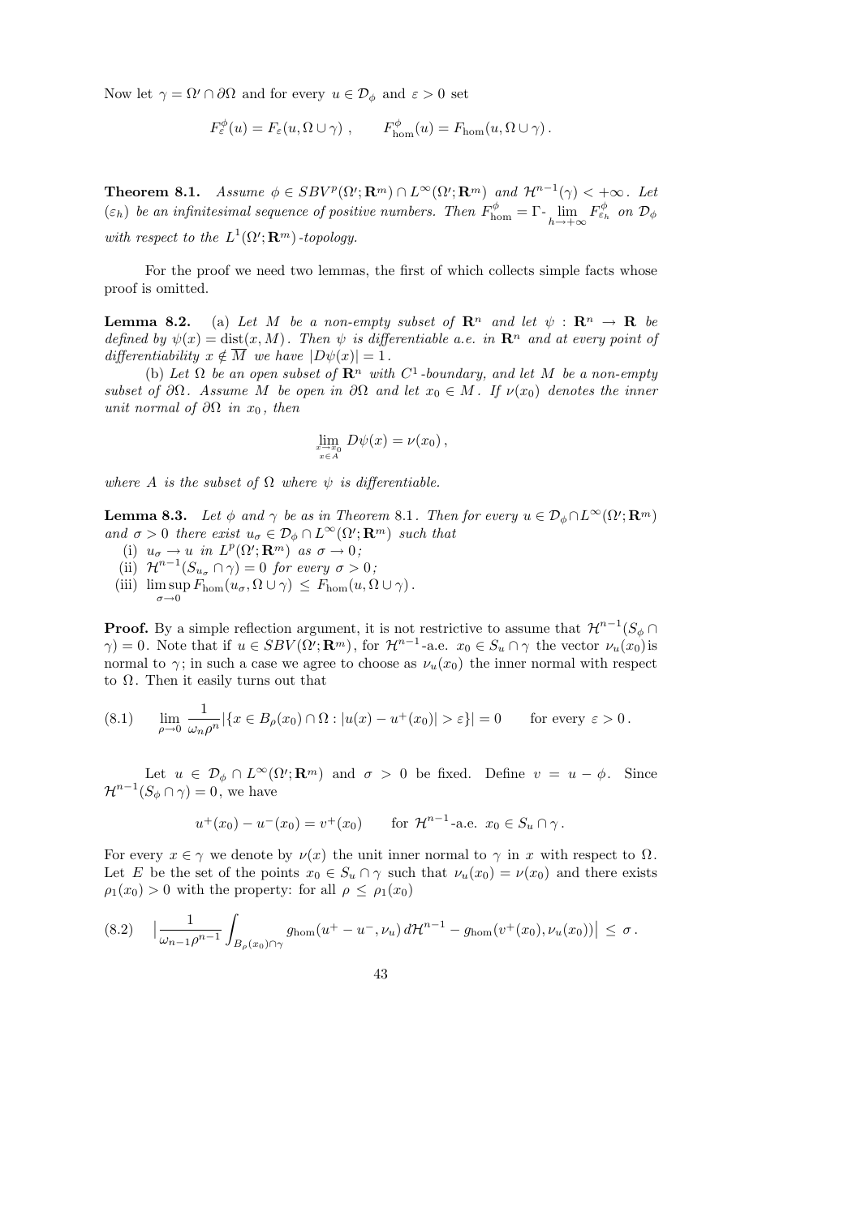Now let $\gamma = \Omega' \cap \partial\Omega$ and for every $u \in \mathcal{D}_\phi$ and $\varepsilon > 0$ set

$$F^\phi_\varepsilon(u) = F_\varepsilon(u, \Omega \cup \gamma)\,, \qquad F^\phi_{\rm hom}(u) = F_{\rm hom}(u, \Omega \cup \gamma)\,.$$

**Theorem 8.1.** *Assume $\phi \in SBV^p(\Omega'; \mathbf{R}^m) \cap L^\infty(\Omega'; \mathbf{R}^m)$ and $\mathcal{H}^{n-1}(\gamma) < +\infty$. Let $(\varepsilon_h)$ be an infinitesimal sequence of positive numbers. Then $F^\phi_{\rm hom} = \Gamma\text{-}\lim\limits_{h\to+\infty} F^\phi_{\varepsilon_h}$ on $\mathcal{D}_\phi$ with respect to the $L^1(\Omega'; \mathbf{R}^m)$-topology.*

For the proof we need two lemmas, the first of which collects simple facts whose proof is omitted.

**Lemma 8.2.** (a) *Let $M$ be a non-empty subset of $\mathbf{R}^n$ and let $\psi : \mathbf{R}^n \to \mathbf{R}$ be defined by $\psi(x) = \operatorname{dist}(x, M)$. Then $\psi$ is differentiable a.e. in $\mathbf{R}^n$ and at every point of differentiability $x \notin \overline{M}$ we have $|D\psi(x)| = 1$.*

(b) *Let $\Omega$ be an open subset of $\mathbf{R}^n$ with $C^1$-boundary, and let $M$ be a non-empty subset of $\partial\Omega$. Assume $M$ be open in $\partial\Omega$ and let $x_0 \in M$. If $\nu(x_0)$ denotes the inner unit normal of $\partial\Omega$ in $x_0$, then*

$$\lim_{\substack{x\to x_0\\ x\in A}} D\psi(x) = \nu(x_0)\,,$$

*where $A$ is the subset of $\Omega$ where $\psi$ is differentiable.*

**Lemma 8.3.** *Let $\phi$ and $\gamma$ be as in Theorem 8.1. Then for every $u \in \mathcal{D}_\phi \cap L^\infty(\Omega'; \mathbf{R}^m)$ and $\sigma > 0$ there exist $u_\sigma \in \mathcal{D}_\phi \cap L^\infty(\Omega'; \mathbf{R}^m)$ such that*

(i) *$u_\sigma \to u$ in $L^p(\Omega'; \mathbf{R}^m)$ as $\sigma \to 0$;*
(ii) *$\mathcal{H}^{n-1}(S_{u_\sigma} \cap \gamma) = 0$ for every $\sigma > 0$;*
(iii) *$\limsup\limits_{\sigma\to 0} F_{\rm hom}(u_\sigma, \Omega \cup \gamma) \le F_{\rm hom}(u, \Omega \cup \gamma)$.*

**Proof.** By a simple reflection argument, it is not restrictive to assume that $\mathcal{H}^{n-1}(S_\phi \cap \gamma) = 0$. Note that if $u \in SBV(\Omega'; \mathbf{R}^m)$, for $\mathcal{H}^{n-1}$-a.e. $x_0 \in S_u \cap \gamma$ the vector $\nu_u(x_0)$ is normal to $\gamma$; in such a case we agree to choose as $\nu_u(x_0)$ the inner normal with respect to $\Omega$. Then it easily turns out that

$$\lim_{\rho\to 0} \frac{1}{\omega_n \rho^n} |\{x \in B_\rho(x_0) \cap \Omega : |u(x) - u^+(x_0)| > \varepsilon\}| = 0 \qquad \text{for every } \varepsilon > 0\,. \tag{8.1}$$

Let $u \in \mathcal{D}_\phi \cap L^\infty(\Omega'; \mathbf{R}^m)$ and $\sigma > 0$ be fixed. Define $v = u - \phi$. Since $\mathcal{H}^{n-1}(S_\phi \cap \gamma) = 0$, we have

$$u^+(x_0) - u^-(x_0) = v^+(x_0) \qquad \text{for } \mathcal{H}^{n-1}\text{-a.e. } x_0 \in S_u \cap \gamma\,.$$

For every $x \in \gamma$ we denote by $\nu(x)$ the unit inner normal to $\gamma$ in $x$ with respect to $\Omega$. Let $E$ be the set of the points $x_0 \in S_u \cap \gamma$ such that $\nu_u(x_0) = \nu(x_0)$ and there exists $\rho_1(x_0) > 0$ with the property: for all $\rho \le \rho_1(x_0)$

$$\Big| \frac{1}{\omega_{n-1}\rho^{n-1}} \int_{B_\rho(x_0)\cap\gamma} g_{\rm hom}(u^+ - u^-, \nu_u)\, d\mathcal{H}^{n-1} - g_{\rm hom}(v^+(x_0), \nu_u(x_0)) \Big| \le \sigma\,. \tag{8.2}$$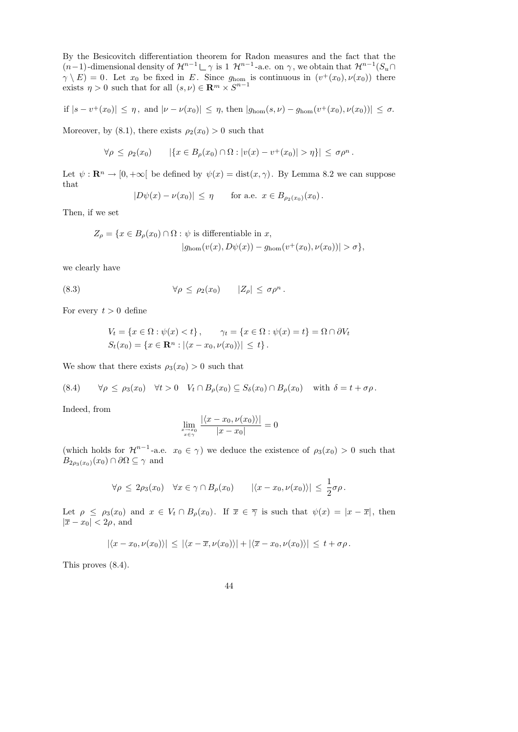By the Besicovitch differentiation theorem for Radon measures and the fact that the $(n-1)$-dimensional density of $\mathcal{H}^{n-1} \llcorner \gamma$ is 1 $\mathcal{H}^{n-1}$-a.e. on $\gamma$, we obtain that $\mathcal{H}^{n-1}(S_u \cap \gamma \setminus E) = 0$. Let $x_0$ be fixed in $E$. Since $g_{\rm hom}$ is continuous in $(v^+(x_0), \nu(x_0))$ there exists $\eta > 0$ such that for all $(s, \nu) \in \mathbf{R}^m \times S^{n-1}$

$$\text{if } |s - v^+(x_0)| \leq \eta\,, \text{ and } |\nu - \nu(x_0)| \leq \eta, \text{ then } |g_{\rm hom}(s,\nu) - g_{\rm hom}(v^+(x_0), \nu(x_0))| \leq \sigma.$$

Moreover, by (8.1), there exists $\rho_2(x_0) > 0$ such that

$$\forall \rho \leq \rho_2(x_0) \qquad |\{x \in B_\rho(x_0) \cap \Omega : |v(x) - v^+(x_0)| > \eta\}| \leq \sigma \rho^n\,.$$

Let $\psi : \mathbf{R}^n \to [0, +\infty[$ be defined by $\psi(x) = \mathrm{dist}(x, \gamma)$. By Lemma 8.2 we can suppose that

$$|D\psi(x) - \nu(x_0)| \leq \eta \qquad \text{for a.e. } x \in B_{\rho_2(x_0)}(x_0)\,.$$

Then, if we set

$$\begin{aligned} Z_\rho = \{x \in B_\rho(x_0) \cap \Omega : \psi \text{ is differentiable in } x, \\ |g_{\rm hom}(v(x), D\psi(x)) - g_{\rm hom}(v^+(x_0), \nu(x_0))| > \sigma\}, \end{aligned}$$

we clearly have

$$\forall \rho \leq \rho_2(x_0) \qquad |Z_\rho| \leq \sigma \rho^n\,. \tag{8.3}$$

For every $t > 0$ define

$$\begin{aligned} &V_t = \{x \in \Omega : \psi(x) < t\}\,, \qquad \gamma_t = \{x \in \Omega : \psi(x) = t\} = \Omega \cap \partial V_t \\ &S_t(x_0) = \{x \in \mathbf{R}^n : |\langle x - x_0, \nu(x_0)\rangle| \leq t\}\,. \end{aligned}$$

We show that there exists $\rho_3(x_0) > 0$ such that

$$\forall \rho \leq \rho_3(x_0) \quad \forall t > 0 \quad V_t \cap B_\rho(x_0) \subseteq S_\delta(x_0) \cap B_\rho(x_0) \quad \text{with } \delta = t + \sigma\rho\,. \tag{8.4}$$

Indeed, from

$$\lim_{\substack{x \to x_0 \\ x \in \gamma}} \frac{|\langle x - x_0, \nu(x_0)\rangle|}{|x - x_0|} = 0$$

(which holds for $\mathcal{H}^{n-1}$-a.e. $x_0 \in \gamma$) we deduce the existence of $\rho_3(x_0) > 0$ such that $B_{2\rho_3(x_0)}(x_0) \cap \partial\Omega \subseteq \gamma$ and

$$\forall \rho \leq 2\rho_3(x_0) \quad \forall x \in \gamma \cap B_\rho(x_0) \qquad |\langle x - x_0, \nu(x_0)\rangle| \leq \frac{1}{2}\sigma\rho\,.$$

Let $\rho \leq \rho_3(x_0)$ and $x \in V_t \cap B_\rho(x_0)$. If $\overline{x} \in \overline{\gamma}$ is such that $\psi(x) = |x - \overline{x}|$, then $|\overline{x} - x_0| < 2\rho$, and

$$|\langle x - x_0, \nu(x_0)\rangle| \leq |\langle x - \overline{x}, \nu(x_0)\rangle| + |\langle \overline{x} - x_0, \nu(x_0)\rangle| \leq t + \sigma\rho\,.$$

This proves (8.4).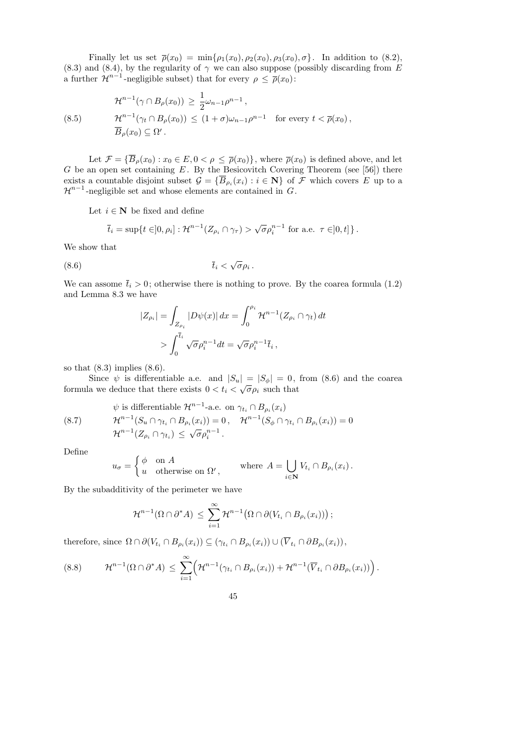Finally let us set $\overline{\rho}(x_0) = \min\{\rho_1(x_0), \rho_2(x_0), \rho_3(x_0), \sigma\}$. In addition to (8.2), (8.3) and (8.4), by the regularity of $\gamma$ we can also suppose (possibly discarding from $E$ a further $\mathcal{H}^{n-1}$-negligible subset) that for every $\rho \le \overline{\rho}(x_0)$:

$$
\begin{aligned}
&\mathcal{H}^{n-1}(\gamma \cap B_\rho(x_0)) \ge \frac{1}{2}\omega_{n-1}\rho^{n-1}, \\
&\mathcal{H}^{n-1}(\gamma_t \cap B_\rho(x_0)) \le (1+\sigma)\omega_{n-1}\rho^{n-1} \quad \text{for every } t < \overline{\rho}(x_0), \\
&\overline{B}_\rho(x_0) \subseteq \Omega'.
\end{aligned}
\tag{8.5}
$$

Let $\mathcal{F} = \{\overline{B}_\rho(x_0) : x_0 \in E, 0 < \rho \le \overline{\rho}(x_0)\}$, where $\overline{\rho}(x_0)$ is defined above, and let $G$ be an open set containing $E$. By the Besicovitch Covering Theorem (see [56]) there exists a countable disjoint subset $\mathcal{G} = \{\overline{B}_{\rho_i}(x_i) : i \in \mathbf{N}\}$ of $\mathcal{F}$ which covers $E$ up to a $\mathcal{H}^{n-1}$-negligible set and whose elements are contained in $G$.

Let $i \in \mathbf{N}$ be fixed and define

$$
\overline{t}_i = \sup\{t \in ]0, \rho_i] : \mathcal{H}^{n-1}(Z_{\rho_i} \cap \gamma_\tau) > \sqrt{\sigma}\rho_i^{n-1} \text{ for a.e. } \tau \in ]0,t]\}.
$$

We show that

$$
\overline{t}_i < \sqrt{\sigma}\rho_i. \tag{8.6}
$$

We can assome $\overline{t}_i > 0$; otherwise there is nothing to prove. By the coarea formula (1.2) and Lemma 8.3 we have

$$
\begin{aligned}
|Z_{\rho_i}| = \int_{Z_{\rho_i}} |D\psi(x)|\, dx &= \int_0^{\rho_i} \mathcal{H}^{n-1}(Z_{\rho_i} \cap \gamma_t)\, dt \\
&> \int_0^{\overline{t}_i} \sqrt{\sigma}\rho_i^{n-1} dt = \sqrt{\sigma}\rho_i^{n-1}\overline{t}_i,
\end{aligned}
$$

so that (8.3) implies (8.6).

Since $\psi$ is differentiable a.e. and $|S_u| = |S_\phi| = 0$, from (8.6) and the coarea formula we deduce that there exists $0 < t_i < \sqrt{\sigma}\rho_i$ such that

$$
\begin{aligned}
&\psi \text{ is differentiable } \mathcal{H}^{n-1}\text{-a.e. on } \gamma_{t_i} \cap B_{\rho_i}(x_i) \\
&\mathcal{H}^{n-1}(S_u \cap \gamma_{t_i} \cap B_{\rho_i}(x_i)) = 0, \quad \mathcal{H}^{n-1}(S_\phi \cap \gamma_{t_i} \cap B_{\rho_i}(x_i)) = 0 \\
&\mathcal{H}^{n-1}(Z_{\rho_i} \cap \gamma_{t_i}) \le \sqrt{\sigma}\rho_i^{n-1}.
\end{aligned}
\tag{8.7}
$$

Define

$$
u_\sigma = \begin{cases} \phi & \text{on } A \\ u & \text{otherwise on } \Omega', \end{cases} \qquad \text{where } A = \bigcup_{i \in \mathbf{N}} V_{t_i} \cap B_{\rho_i}(x_i).
$$

By the subadditivity of the perimeter we have

$$
\mathcal{H}^{n-1}(\Omega \cap \partial^* A) \le \sum_{i=1}^{\infty} \mathcal{H}^{n-1}\big(\Omega \cap \partial(V_{t_i} \cap B_{\rho_i}(x_i))\big);
$$

therefore, since $\Omega \cap \partial(V_{t_i} \cap B_{\rho_i}(x_i)) \subseteq (\gamma_{t_i} \cap B_{\rho_i}(x_i)) \cup (\overline{V}_{t_i} \cap \partial B_{\rho_i}(x_i))$,

$$
\mathcal{H}^{n-1}(\Omega \cap \partial^* A) \le \sum_{i=1}^{\infty} \Big(\mathcal{H}^{n-1}(\gamma_{t_i} \cap B_{\rho_i}(x_i)) + \mathcal{H}^{n-1}(\overline{V}_{t_i} \cap \partial B_{\rho_i}(x_i))\Big). \tag{8.8}
$$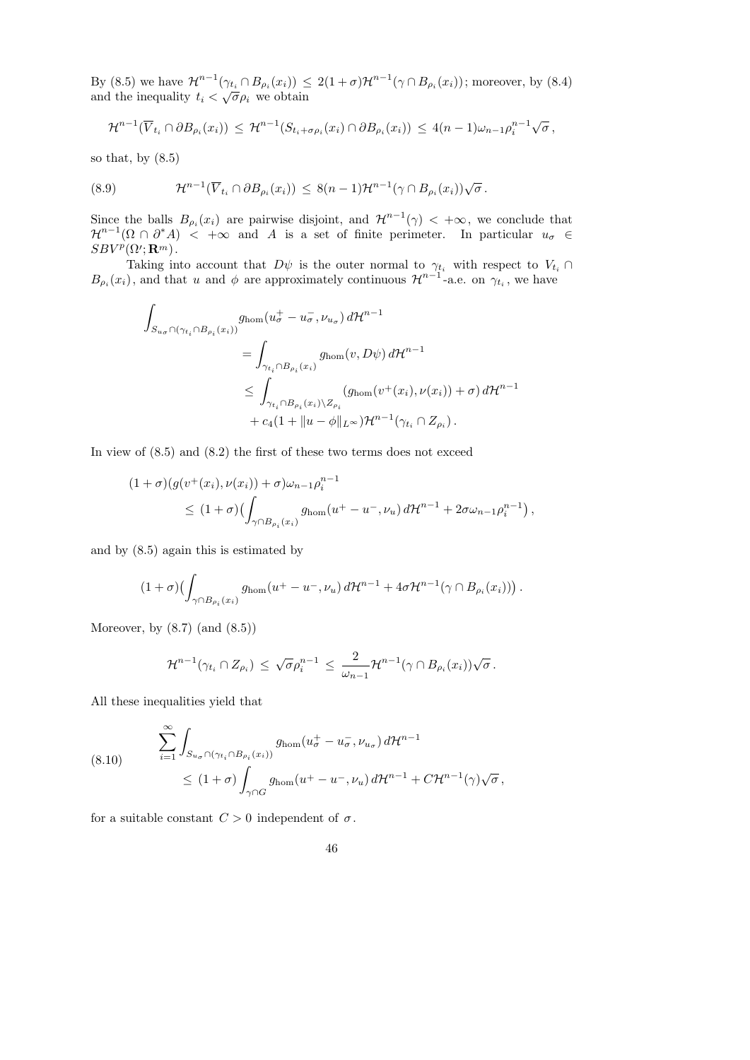By (8.5) we have $\mathcal{H}^{n-1}(\gamma_{t_i}\cap B_{\rho_i}(x_i)) \le 2(1+\sigma)\mathcal{H}^{n-1}(\gamma\cap B_{\rho_i}(x_i))$; moreover, by (8.4) and the inequality $t_i < \sqrt{\sigma}\rho_i$ we obtain

$$\mathcal{H}^{n-1}(\overline{V}_{t_i}\cap \partial B_{\rho_i}(x_i)) \le \mathcal{H}^{n-1}(S_{t_i+\sigma\rho_i}(x_i)\cap \partial B_{\rho_i}(x_i)) \le 4(n-1)\omega_{n-1}\rho_i^{n-1}\sqrt{\sigma}\,,$$

so that, by (8.5)

$$\mathcal{H}^{n-1}(\overline{V}_{t_i}\cap \partial B_{\rho_i}(x_i)) \le 8(n-1)\mathcal{H}^{n-1}(\gamma\cap B_{\rho_i}(x_i))\sqrt{\sigma}\,. \tag{8.9}$$

Since the balls $B_{\rho_i}(x_i)$ are pairwise disjoint, and $\mathcal{H}^{n-1}(\gamma) < +\infty$, we conclude that $\mathcal{H}^{n-1}(\Omega\cap\partial^* A) < +\infty$ and $A$ is a set of finite perimeter. In particular $u_\sigma \in SBV^p(\Omega';\mathbf{R}^m)$.

Taking into account that $D\psi$ is the outer normal to $\gamma_{t_i}$ with respect to $V_{t_i}\cap B_{\rho_i}(x_i)$, and that $u$ and $\phi$ are approximately continuous $\mathcal{H}^{n-1}$-a.e. on $\gamma_{t_i}$, we have

$$\begin{aligned}
\int_{S_{u_\sigma}\cap(\gamma_{t_i}\cap B_{\rho_i}(x_i))} & g_{\rm hom}(u_\sigma^+ - u_\sigma^-, \nu_{u_\sigma})\, d\mathcal{H}^{n-1} \\
&= \int_{\gamma_{t_i}\cap B_{\rho_i}(x_i)} g_{\rm hom}(v, D\psi)\, d\mathcal{H}^{n-1} \\
&\le \int_{\gamma_{t_i}\cap B_{\rho_i}(x_i)\setminus Z_{\rho_i}} (g_{\rm hom}(v^+(x_i),\nu(x_i)) + \sigma)\, d\mathcal{H}^{n-1} \\
&\quad + c_4(1+\|u-\phi\|_{L^\infty})\mathcal{H}^{n-1}(\gamma_{t_i}\cap Z_{\rho_i})\,.
\end{aligned}$$

In view of (8.5) and (8.2) the first of these two terms does not exceed

$$\begin{aligned}
(1+\sigma)&(g(v^+(x_i),\nu(x_i))+\sigma)\omega_{n-1}\rho_i^{n-1} \\
&\le (1+\sigma)\Big(\int_{\gamma\cap B_{\rho_i}(x_i)} g_{\rm hom}(u^+-u^-,\nu_u)\, d\mathcal{H}^{n-1} + 2\sigma\omega_{n-1}\rho_i^{n-1}\Big)\,,
\end{aligned}$$

and by (8.5) again this is estimated by

$$(1+\sigma)\Big(\int_{\gamma\cap B_{\rho_i}(x_i)} g_{\rm hom}(u^+-u^-,\nu_u)\, d\mathcal{H}^{n-1} + 4\sigma\mathcal{H}^{n-1}(\gamma\cap B_{\rho_i}(x_i))\Big)\,.$$

Moreover, by (8.7) (and (8.5))

$$\mathcal{H}^{n-1}(\gamma_{t_i}\cap Z_{\rho_i}) \le \sqrt{\sigma}\rho_i^{n-1} \le \frac{2}{\omega_{n-1}}\mathcal{H}^{n-1}(\gamma\cap B_{\rho_i}(x_i))\sqrt{\sigma}\,.$$

All these inequalities yield that

$$\begin{aligned}
\sum_{i=1}^\infty \int_{S_{u_\sigma}\cap(\gamma_{t_i}\cap B_{\rho_i}(x_i))} & g_{\rm hom}(u_\sigma^+ - u_\sigma^-, \nu_{u_\sigma})\, d\mathcal{H}^{n-1} \\
&\le (1+\sigma)\int_{\gamma\cap G} g_{\rm hom}(u^+-u^-,\nu_u)\, d\mathcal{H}^{n-1} + C\mathcal{H}^{n-1}(\gamma)\sqrt{\sigma}\,,
\end{aligned} \tag{8.10}$$

for a suitable constant $C > 0$ independent of $\sigma$.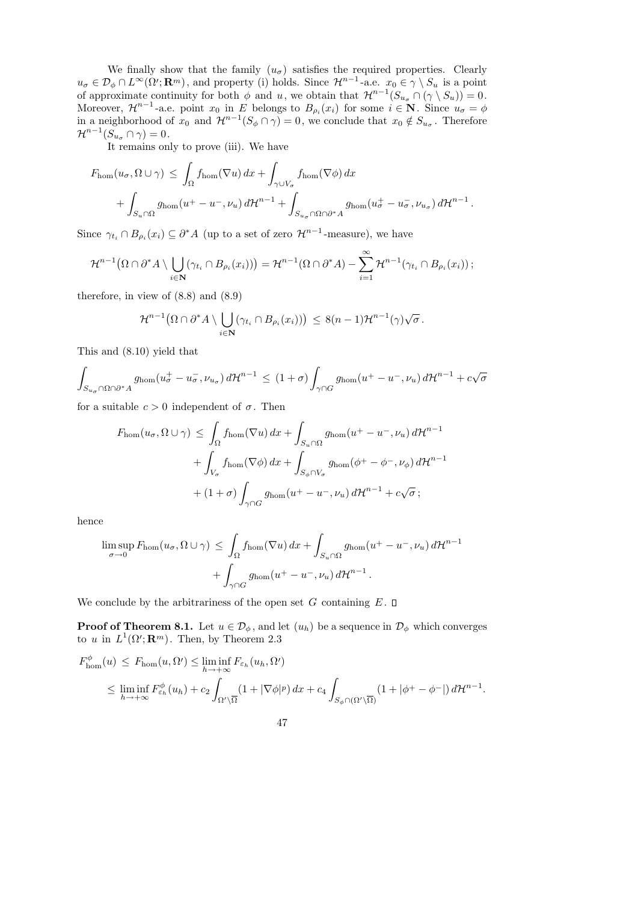We finally show that the family $(u_\sigma)$ satisfies the required properties. Clearly $u_\sigma \in \mathcal{D}_\phi \cap L^\infty(\Omega';\mathbf{R}^m)$, and property (i) holds. Since $\mathcal{H}^{n-1}$-a.e. $x_0 \in \gamma \setminus S_u$ is a point of approximate continuity for both $\phi$ and $u$, we obtain that $\mathcal{H}^{n-1}(S_{u_\sigma} \cap (\gamma \setminus S_u)) = 0$. Moreover, $\mathcal{H}^{n-1}$-a.e. point $x_0$ in $E$ belongs to $B_{\rho_i}(x_i)$ for some $i \in \mathbf{N}$. Since $u_\sigma = \phi$ in a neighborhood of $x_0$ and $\mathcal{H}^{n-1}(S_\phi \cap \gamma) = 0$, we conclude that $x_0 \notin S_{u_\sigma}$. Therefore $\mathcal{H}^{n-1}(S_{u_\sigma} \cap \gamma) = 0$.

It remains only to prove (iii). We have

$$
\begin{aligned}
F_{\rm hom}(u_\sigma, \Omega \cup \gamma) \;\le\; & \int_\Omega f_{\rm hom}(\nabla u)\,dx + \int_{\gamma \cup V_\sigma} f_{\rm hom}(\nabla \phi)\,dx \\
& + \int_{S_u \cap \Omega} g_{\rm hom}(u^+ - u^-, \nu_u)\,d\mathcal{H}^{n-1} + \int_{S_{u_\sigma} \cap \Omega \cap \partial^* A} g_{\rm hom}(u_\sigma^+ - u_\sigma^-, \nu_{u_\sigma})\,d\mathcal{H}^{n-1}\,.
\end{aligned}
$$

Since $\gamma_{t_i} \cap B_{\rho_i}(x_i) \subseteq \partial^* A$ (up to a set of zero $\mathcal{H}^{n-1}$-measure), we have

$$
\mathcal{H}^{n-1}\big(\Omega \cap \partial^* A \setminus \bigcup_{i \in \mathbf{N}} (\gamma_{t_i} \cap B_{\rho_i}(x_i))\big) = \mathcal{H}^{n-1}(\Omega \cap \partial^* A) - \sum_{i=1}^\infty \mathcal{H}^{n-1}(\gamma_{t_i} \cap B_{\rho_i}(x_i))\,;
$$

therefore, in view of (8.8) and (8.9)

$$
\mathcal{H}^{n-1}\big(\Omega \cap \partial^* A \setminus \bigcup_{i \in \mathbf{N}} (\gamma_{t_i} \cap B_{\rho_i}(x_i))\big) \;\le\; 8(n-1)\mathcal{H}^{n-1}(\gamma)\sqrt{\sigma}\,.
$$

This and (8.10) yield that

$$
\int_{S_{u_\sigma} \cap \Omega \cap \partial^* A} g_{\rm hom}(u_\sigma^+ - u_\sigma^-, \nu_{u_\sigma})\,d\mathcal{H}^{n-1} \;\le\; (1+\sigma) \int_{\gamma \cap G} g_{\rm hom}(u^+ - u^-, \nu_u)\,d\mathcal{H}^{n-1} + c\sqrt{\sigma}
$$

for a suitable $c > 0$ independent of $\sigma$. Then

$$
\begin{aligned}
F_{\rm hom}(u_\sigma, \Omega \cup \gamma) \;\le\; & \int_\Omega f_{\rm hom}(\nabla u)\,dx + \int_{S_u \cap \Omega} g_{\rm hom}(u^+ - u^-, \nu_u)\,d\mathcal{H}^{n-1} \\
& + \int_{V_\sigma} f_{\rm hom}(\nabla \phi)\,dx + \int_{S_\phi \cap V_\sigma} g_{\rm hom}(\phi^+ - \phi^-, \nu_\phi)\,d\mathcal{H}^{n-1} \\
& + (1+\sigma) \int_{\gamma \cap G} g_{\rm hom}(u^+ - u^-, \nu_u)\,d\mathcal{H}^{n-1} + c\sqrt{\sigma}\,;
\end{aligned}
$$

hence

$$
\begin{aligned}
\limsup_{\sigma \to 0} F_{\rm hom}(u_\sigma, \Omega \cup \gamma) \;\le\; & \int_\Omega f_{\rm hom}(\nabla u)\,dx + \int_{S_u \cap \Omega} g_{\rm hom}(u^+ - u^-, \nu_u)\,d\mathcal{H}^{n-1} \\
& + \int_{\gamma \cap G} g_{\rm hom}(u^+ - u^-, \nu_u)\,d\mathcal{H}^{n-1}\,.
\end{aligned}
$$

We conclude by the arbitrariness of the open set $G$ containing $E$. □

**Proof of Theorem 8.1.** Let $u \in \mathcal{D}_\phi$, and let $(u_h)$ be a sequence in $\mathcal{D}_\phi$ which converges to $u$ in $L^1(\Omega';\mathbf{R}^m)$. Then, by Theorem 2.3

$$
\begin{aligned}
F^\phi_{\rm hom}(u) \;\le\; & F_{\rm hom}(u, \Omega') \le \liminf_{h \to +\infty} F_{\varepsilon_h}(u_h, \Omega') \\
\le\; & \liminf_{h \to +\infty} F^\phi_{\varepsilon_h}(u_h) + c_2 \int_{\Omega' \setminus \overline{\Omega}} (1 + |\nabla \phi|^p)\,dx + c_4 \int_{S_\phi \cap (\Omega' \setminus \overline{\Omega})} (1 + |\phi^+ - \phi^-|)\,d\mathcal{H}^{n-1}.
\end{aligned}
$$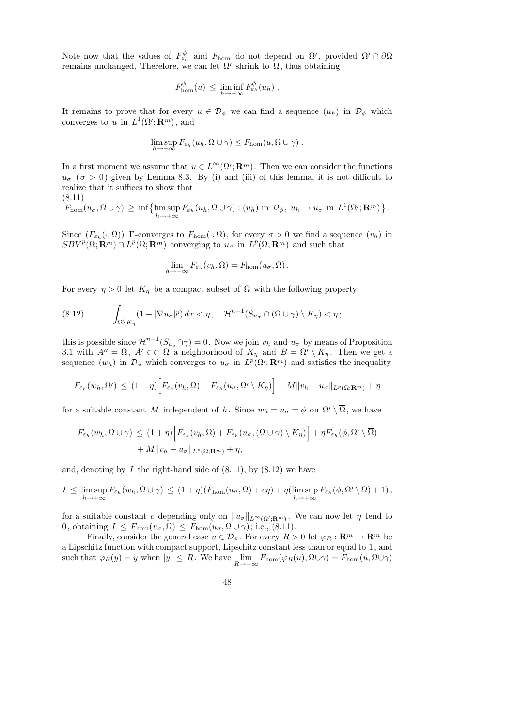Note now that the values of $F^{\phi}_{\varepsilon_h}$ and $F_{\rm hom}$ do not depend on $\Omega'$, provided $\Omega' \cap \partial\Omega$ remains unchanged. Therefore, we can let $\Omega'$ shrink to $\Omega$, thus obtaining

$$F^{\phi}_{\rm hom}(u) \,\leq\, \liminf_{h\to+\infty} F^{\phi}_{\varepsilon_h}(u_h)\,.$$

It remains to prove that for every $u \in \mathcal{D}_\phi$ we can find a sequence $(u_h)$ in $\mathcal{D}_\phi$ which converges to $u$ in $L^1(\Omega';\mathbf{R}^m)$, and

$$\limsup_{h\to+\infty} F_{\varepsilon_h}(u_h, \Omega\cup\gamma) \leq F_{\rm hom}(u, \Omega\cup\gamma)\,.$$

In a first moment we assume that $u \in L^\infty(\Omega';\mathbf{R}^m)$. Then we can consider the functions $u_\sigma$ ($\sigma > 0$) given by Lemma 8.3. By (i) and (iii) of this lemma, it is not difficult to realize that it suffices to show that

(8.11)
$$F_{\rm hom}(u_\sigma, \Omega\cup\gamma) \,\geq\, \inf\big\{\limsup_{h\to+\infty} F_{\varepsilon_h}(u_h, \Omega\cup\gamma) : (u_h) \text{ in } \mathcal{D}_\phi,\ u_h \to u_\sigma \text{ in } L^1(\Omega';\mathbf{R}^m)\big\}\,.$$

Since $(F_{\varepsilon_h}(\cdot,\Omega))$ $\Gamma$-converges to $F_{\rm hom}(\cdot,\Omega)$, for every $\sigma > 0$ we find a sequence $(v_h)$ in $SBV^p(\Omega;\mathbf{R}^m)\cap L^p(\Omega;\mathbf{R}^m)$ converging to $u_\sigma$ in $L^p(\Omega;\mathbf{R}^m)$ and such that

$$\lim_{h\to+\infty} F_{\varepsilon_h}(v_h, \Omega) = F_{\rm hom}(u_\sigma, \Omega)\,.$$

For every $\eta > 0$ let $K_\eta$ be a compact subset of $\Omega$ with the following property:

$$\int_{\Omega\setminus K_\eta} (1 + |\nabla u_\sigma|^p)\,dx < \eta\,, \quad \mathcal{H}^{n-1}(S_{u_\sigma}\cap(\Omega\cup\gamma)\setminus K_\eta) < \eta\,; \tag{8.12}$$

this is possible since $\mathcal{H}^{n-1}(S_{u_\sigma}\cap\gamma) = 0$. Now we join $v_h$ and $u_\sigma$ by means of Proposition 3.1 with $A'' = \Omega$, $A' \subset\subset \Omega$ a neighborhood of $K_\eta$ and $B = \Omega'\setminus K_\eta$. Then we get a sequence $(w_h)$ in $\mathcal{D}_\phi$ which converges to $u_\sigma$ in $L^p(\Omega';\mathbf{R}^m)$ and satisfies the inequality

$$F_{\varepsilon_h}(w_h, \Omega') \,\leq\, (1+\eta)\Big[F_{\varepsilon_h}(v_h, \Omega) + F_{\varepsilon_h}(u_\sigma, \Omega'\setminus K_\eta)\Big] + M\|v_h - u_\sigma\|_{L^p(\Omega;\mathbf{R}^m)} + \eta$$

for a suitable constant $M$ independent of $h$. Since $w_h = u_\sigma = \phi$ on $\Omega'\setminus\overline{\Omega}$, we have

$$\begin{aligned}F_{\varepsilon_h}(w_h, \Omega\cup\gamma) \,\leq\, &(1+\eta)\Big[F_{\varepsilon_h}(v_h, \Omega) + F_{\varepsilon_h}(u_\sigma, (\Omega\cup\gamma)\setminus K_\eta)\Big] + \eta F_{\varepsilon_h}(\phi, \Omega'\setminus\overline{\Omega})\\ &+ M\|v_h - u_\sigma\|_{L^p(\Omega;\mathbf{R}^m)} + \eta,\end{aligned}$$

and, denoting by $I$ the right-hand side of (8.11), by (8.12) we have

$$I \,\leq\, \limsup_{h\to+\infty} F_{\varepsilon_h}(w_h, \Omega\cup\gamma) \,\leq\, (1+\eta)(F_{\rm hom}(u_\sigma,\Omega) + c\eta) + \eta(\limsup_{h\to+\infty} F_{\varepsilon_h}(\phi, \Omega'\setminus\overline{\Omega}) + 1)\,,$$

for a suitable constant $c$ depending only on $\|u_\sigma\|_{L^\infty(\Omega';\mathbf{R}^m)}$. We can now let $\eta$ tend to $0$, obtaining $I \leq F_{\rm hom}(u_\sigma, \Omega) \leq F_{\rm hom}(u_\sigma, \Omega\cup\gamma)$; i.e., (8.11).

Finally, consider the general case $u \in \mathcal{D}_\phi$. For every $R > 0$ let $\varphi_R : \mathbf{R}^m \to \mathbf{R}^m$ be a Lipschitz function with compact support, Lipschitz constant less than or equal to $1$, and such that $\varphi_R(y) = y$ when $|y| \leq R$. We have $\lim\limits_{R\to+\infty} F_{\rm hom}(\varphi_R(u), \Omega\cup\gamma) = F_{\rm hom}(u, \Omega\cup\gamma)$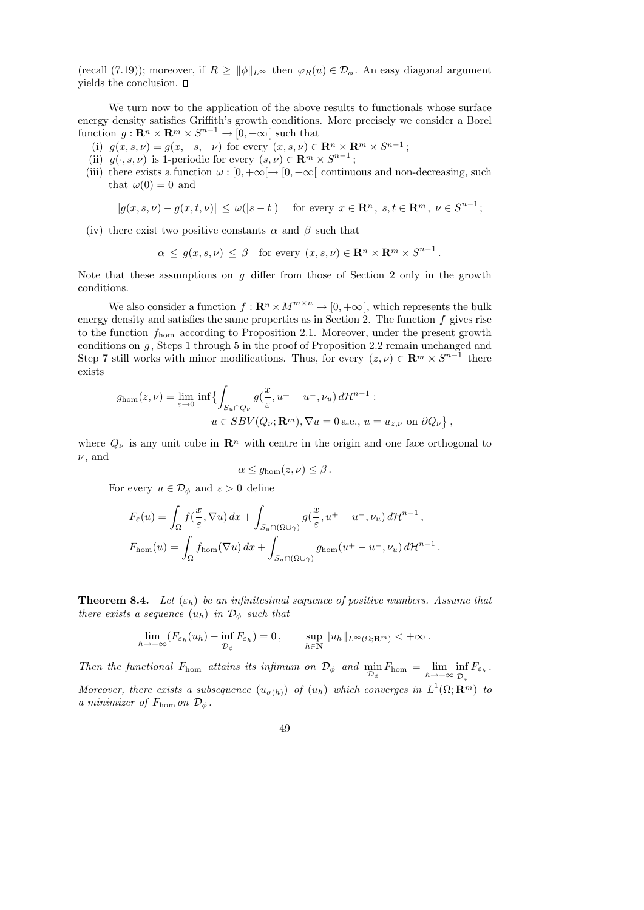(recall (7.19)); moreover, if $R \geq \|\phi\|_{L^\infty}$ then $\varphi_R(u) \in \mathcal{D}_\phi$. An easy diagonal argument yields the conclusion. □

We turn now to the application of the above results to functionals whose surface energy density satisfies Griffith's growth conditions. More precisely we consider a Borel function $g : \mathbf{R}^n \times \mathbf{R}^m \times S^{n-1} \to [0, +\infty[$ such that

(i) $g(x, s, \nu) = g(x, -s, -\nu)$ for every $(x, s, \nu) \in \mathbf{R}^n \times \mathbf{R}^m \times S^{n-1}$;

(ii) $g(\cdot, s, \nu)$ is 1-periodic for every $(s, \nu) \in \mathbf{R}^m \times S^{n-1}$;

(iii) there exists a function $\omega : [0, +\infty[ \to [0, +\infty[$ continuous and non-decreasing, such that $\omega(0) = 0$ and

$$|g(x, s, \nu) - g(x, t, \nu)| \leq \omega(|s - t|) \quad \text{for every } x \in \mathbf{R}^n, \ s, t \in \mathbf{R}^m, \ \nu \in S^{n-1};$$

(iv) there exist two positive constants $\alpha$ and $\beta$ such that

$$\alpha \leq g(x, s, \nu) \leq \beta \quad \text{for every } (x, s, \nu) \in \mathbf{R}^n \times \mathbf{R}^m \times S^{n-1}.$$

Note that these assumptions on $g$ differ from those of Section 2 only in the growth conditions.

We also consider a function $f : \mathbf{R}^n \times M^{m \times n} \to [0, +\infty[$, which represents the bulk energy density and satisfies the same properties as in Section 2. The function $f$ gives rise to the function $f_{\rm hom}$ according to Proposition 2.1. Moreover, under the present growth conditions on $g$, Steps 1 through 5 in the proof of Proposition 2.2 remain unchanged and Step 7 still works with minor modifications. Thus, for every $(z, \nu) \in \mathbf{R}^m \times S^{n-1}$ there exists

$$g_{\rm hom}(z, \nu) = \lim_{\varepsilon \to 0} \inf \Big\{ \int_{S_u \cap Q_\nu} g(\frac{x}{\varepsilon}, u^+ - u^-, \nu_u) \, d\mathcal{H}^{n-1} : \\ u \in SBV(Q_\nu; \mathbf{R}^m), \nabla u = 0 \text{ a.e.}, \ u = u_{z,\nu} \text{ on } \partial Q_\nu \Big\},$$

where $Q_\nu$ is any unit cube in $\mathbf{R}^n$ with centre in the origin and one face orthogonal to $\nu$, and

$$\alpha \leq g_{\rm hom}(z, \nu) \leq \beta.$$

For every $u \in \mathcal{D}_\phi$ and $\varepsilon > 0$ define

$$F_\varepsilon(u) = \int_\Omega f(\frac{x}{\varepsilon}, \nabla u) \, dx + \int_{S_u \cap (\Omega \cup \gamma)} g(\frac{x}{\varepsilon}, u^+ - u^-, \nu_u) \, d\mathcal{H}^{n-1},$$

$$F_{\rm hom}(u) = \int_\Omega f_{\rm hom}(\nabla u) \, dx + \int_{S_u \cap (\Omega \cup \gamma)} g_{\rm hom}(u^+ - u^-, \nu_u) \, d\mathcal{H}^{n-1}.$$

**Theorem 8.4.** *Let $(\varepsilon_h)$ be an infinitesimal sequence of positive numbers. Assume that there exists a sequence $(u_h)$ in $\mathcal{D}_\phi$ such that*

$$\lim_{h \to +\infty} (F_{\varepsilon_h}(u_h) - \inf_{\mathcal{D}_\phi} F_{\varepsilon_h}) = 0, \qquad \sup_{h \in \mathbf{N}} \|u_h\|_{L^\infty(\Omega; \mathbf{R}^m)} < +\infty.$$

*Then the functional $F_{\rm hom}$ attains its infimum on $\mathcal{D}_\phi$ and $\min_{\mathcal{D}_\phi} F_{\rm hom} = \lim_{h \to +\infty} \inf_{\mathcal{D}_\phi} F_{\varepsilon_h}$. Moreover, there exists a subsequence $(u_{\sigma(h)})$ of $(u_h)$ which converges in $L^1(\Omega; \mathbf{R}^m)$ to a minimizer of $F_{\rm hom}$ on $\mathcal{D}_\phi$.*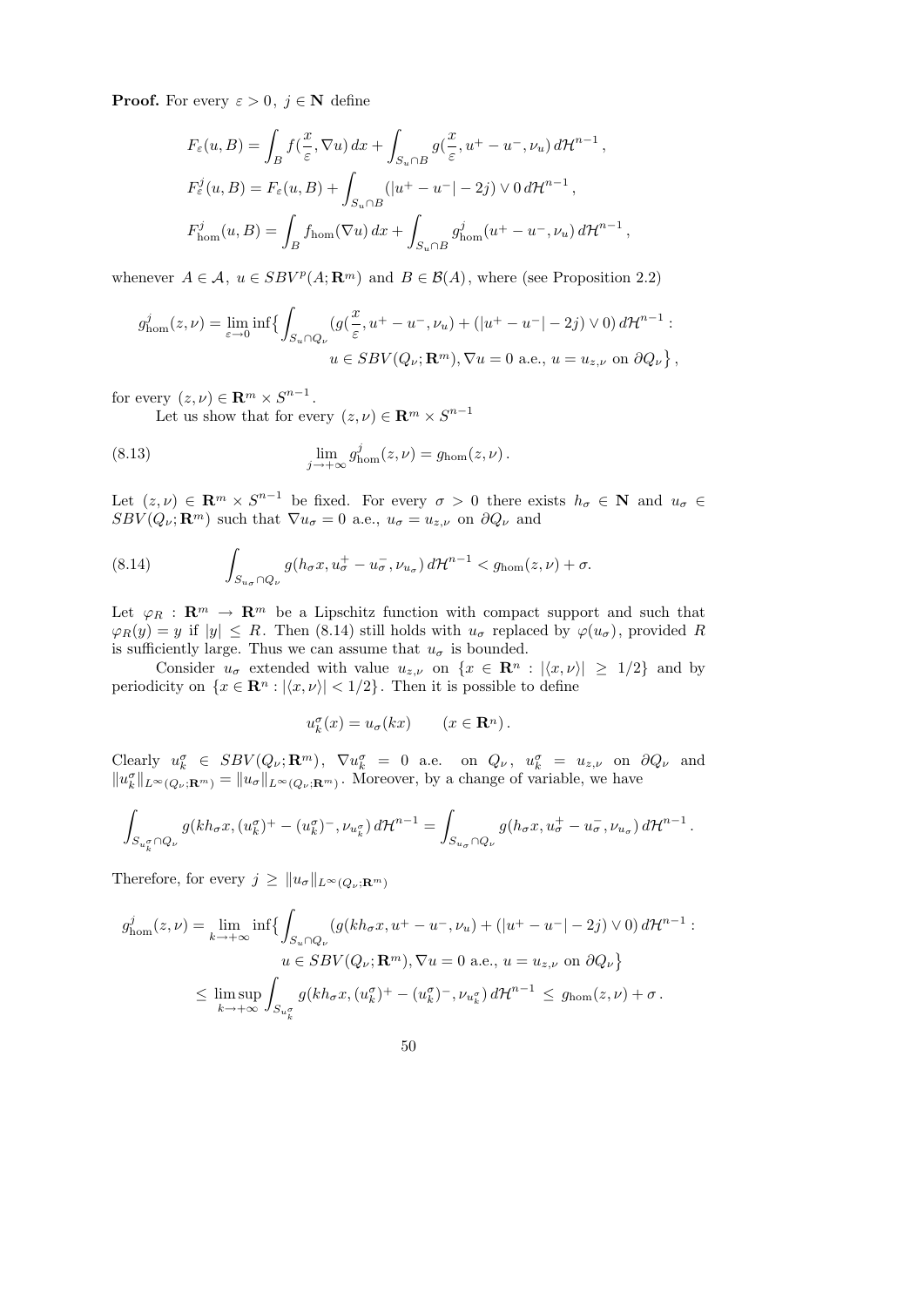**Proof.** For every $\varepsilon > 0$, $j \in \mathbf{N}$ define

$$F_\varepsilon(u,B) = \int_B f(\frac{x}{\varepsilon}, \nabla u)\, dx + \int_{S_u \cap B} g(\frac{x}{\varepsilon}, u^+ - u^-, \nu_u)\, d\mathcal{H}^{n-1}\,,$$

$$F^j_\varepsilon(u,B) = F_\varepsilon(u,B) + \int_{S_u \cap B} (|u^+ - u^-| - 2j) \vee 0\, d\mathcal{H}^{n-1}\,,$$

$$F^j_{\rm hom}(u,B) = \int_B f_{\rm hom}(\nabla u)\, dx + \int_{S_u \cap B} g^j_{\rm hom}(u^+ - u^-, \nu_u)\, d\mathcal{H}^{n-1}\,,$$

whenever $A \in \mathcal{A}$, $u \in SBV^p(A;\mathbf{R}^m)$ and $B \in \mathcal{B}(A)$, where (see Proposition 2.2)

$$g^j_{\rm hom}(z,\nu) = \liminf_{\varepsilon \to 0} \inf\Big\{ \int_{S_u \cap Q_\nu} (g(\frac{x}{\varepsilon}, u^+ - u^-, \nu_u) + (|u^+ - u^-| - 2j) \vee 0)\, d\mathcal{H}^{n-1} : \\ u \in SBV(Q_\nu;\mathbf{R}^m), \nabla u = 0 \text{ a.e.}, u = u_{z,\nu} \text{ on } \partial Q_\nu \Big\}\,,$$

for every $(z,\nu) \in \mathbf{R}^m \times S^{n-1}$.

Let us show that for every $(z,\nu) \in \mathbf{R}^m \times S^{n-1}$

$$\lim_{j \to +\infty} g^j_{\rm hom}(z,\nu) = g_{\rm hom}(z,\nu)\,. \tag{8.13}$$

Let $(z,\nu) \in \mathbf{R}^m \times S^{n-1}$ be fixed. For every $\sigma > 0$ there exists $h_\sigma \in \mathbf{N}$ and $u_\sigma \in SBV(Q_\nu;\mathbf{R}^m)$ such that $\nabla u_\sigma = 0$ a.e., $u_\sigma = u_{z,\nu}$ on $\partial Q_\nu$ and

$$\int_{S_{u_\sigma} \cap Q_\nu} g(h_\sigma x, u^+_\sigma - u^-_\sigma, \nu_{u_\sigma})\, d\mathcal{H}^{n-1} < g_{\rm hom}(z,\nu) + \sigma. \tag{8.14}$$

Let $\varphi_R : \mathbf{R}^m \to \mathbf{R}^m$ be a Lipschitz function with compact support and such that $\varphi_R(y) = y$ if $|y| \le R$. Then (8.14) still holds with $u_\sigma$ replaced by $\varphi(u_\sigma)$, provided $R$ is sufficiently large. Thus we can assume that $u_\sigma$ is bounded.

Consider $u_\sigma$ extended with value $u_{z,\nu}$ on $\{x \in \mathbf{R}^n : |\langle x,\nu\rangle| \ge 1/2\}$ and by periodicity on $\{x \in \mathbf{R}^n : |\langle x,\nu\rangle| < 1/2\}$. Then it is possible to define

$$u^\sigma_k(x) = u_\sigma(kx) \qquad (x \in \mathbf{R}^n)\,.$$

Clearly $u^\sigma_k \in SBV(Q_\nu;\mathbf{R}^m)$, $\nabla u^\sigma_k = 0$ a.e. on $Q_\nu$, $u^\sigma_k = u_{z,\nu}$ on $\partial Q_\nu$ and $\|u^\sigma_k\|_{L^\infty(Q_\nu;\mathbf{R}^m)} = \|u_\sigma\|_{L^\infty(Q_\nu;\mathbf{R}^m)}$. Moreover, by a change of variable, we have

$$\int_{S_{u^\sigma_k} \cap Q_\nu} g(kh_\sigma x, (u^\sigma_k)^+ - (u^\sigma_k)^-, \nu_{u^\sigma_k})\, d\mathcal{H}^{n-1} = \int_{S_{u_\sigma} \cap Q_\nu} g(h_\sigma x, u^+_\sigma - u^-_\sigma, \nu_{u_\sigma})\, d\mathcal{H}^{n-1}\,.$$

Therefore, for every $j \ge \|u_\sigma\|_{L^\infty(Q_\nu;\mathbf{R}^m)}$

$$\begin{aligned} g^j_{\rm hom}(z,\nu) = \lim_{k \to +\infty} \inf\Big\{ &\int_{S_u \cap Q_\nu} (g(kh_\sigma x, u^+ - u^-, \nu_u) + (|u^+ - u^-| - 2j) \vee 0)\, d\mathcal{H}^{n-1} : \\ &u \in SBV(Q_\nu;\mathbf{R}^m), \nabla u = 0 \text{ a.e.}, u = u_{z,\nu} \text{ on } \partial Q_\nu \Big\} \\ \le \limsup_{k \to +\infty} &\int_{S_{u^\sigma_k}} g(kh_\sigma x, (u^\sigma_k)^+ - (u^\sigma_k)^-, \nu_{u^\sigma_k})\, d\mathcal{H}^{n-1} \le g_{\rm hom}(z,\nu) + \sigma\,. \end{aligned}$$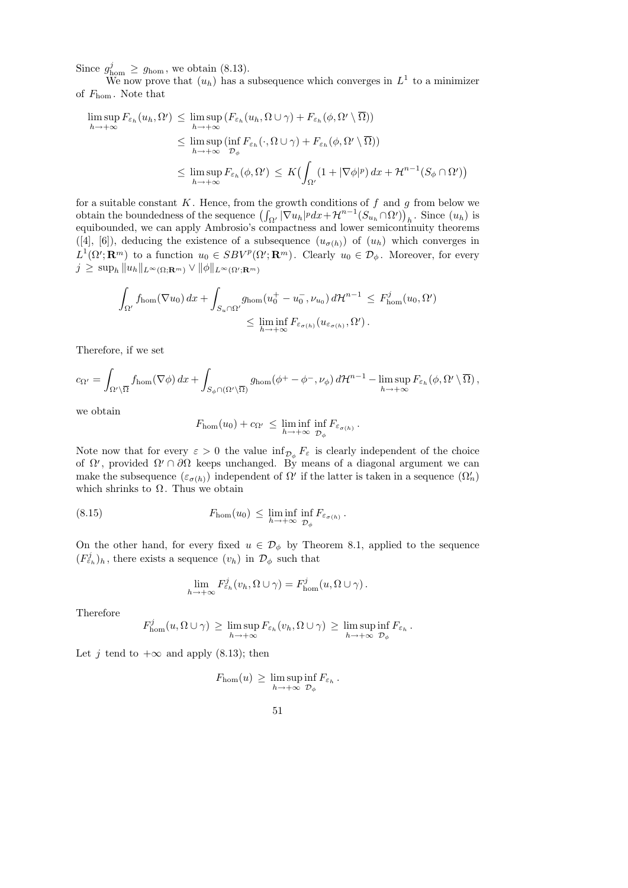Since $g^j_{\rm hom} \ge g_{\rm hom}$, we obtain (8.13).

We now prove that $(u_h)$ has a subsequence which converges in $L^1$ to a minimizer of $F_{\rm hom}$. Note that

$$
\begin{aligned}
\limsup_{h\to+\infty} F_{\varepsilon_h}(u_h,\Omega') &\le \limsup_{h\to+\infty} \big(F_{\varepsilon_h}(u_h,\Omega\cup\gamma) + F_{\varepsilon_h}(\phi,\Omega'\setminus\overline{\Omega})\big) \\
&\le \limsup_{h\to+\infty} \big(\inf_{\mathcal{D}_\phi} F_{\varepsilon_h}(\cdot,\Omega\cup\gamma) + F_{\varepsilon_h}(\phi,\Omega'\setminus\overline{\Omega})\big) \\
&\le \limsup_{h\to+\infty} F_{\varepsilon_h}(\phi,\Omega') \le K\Big(\int_{\Omega'} (1+|\nabla\phi|^p)\,dx + \mathcal{H}^{n-1}(S_\phi\cap\Omega')\Big)
\end{aligned}
$$

for a suitable constant $K$. Hence, from the growth conditions of $f$ and $g$ from below we obtain the boundedness of the sequence $\big(\int_{\Omega'}|\nabla u_h|^p dx + \mathcal{H}^{n-1}(S_{u_h}\cap\Omega')\big)_h$. Since $(u_h)$ is equibounded, we can apply Ambrosio's compactness and lower semicontinuity theorems ([4], [6]), deducing the existence of a subsequence $(u_{\sigma(h)})$ of $(u_h)$ which converges in $L^1(\Omega';\mathbf{R}^m)$ to a function $u_0 \in SBV^p(\Omega';\mathbf{R}^m)$. Clearly $u_0\in\mathcal{D}_\phi$. Moreover, for every $j \ge \sup_h \|u_h\|_{L^\infty(\Omega;\mathbf{R}^m)} \vee \|\phi\|_{L^\infty(\Omega';\mathbf{R}^m)}$

$$
\begin{aligned}
\int_{\Omega'} f_{\rm hom}(\nabla u_0)\,dx + \int_{S_u\cap\Omega'} g_{\rm hom}(u_0^+-u_0^-,\nu_{u_0})\,d\mathcal{H}^{n-1} &\le F^j_{\rm hom}(u_0,\Omega') \\
&\le \liminf_{h\to+\infty} F_{\varepsilon_{\sigma(h)}}(u_{\varepsilon_{\sigma(h)}},\Omega') .
\end{aligned}
$$

Therefore, if we set

$$
c_{\Omega'} = \int_{\Omega'\setminus\overline{\Omega}} f_{\rm hom}(\nabla\phi)\,dx + \int_{S_\phi\cap(\Omega'\setminus\overline{\Omega})} g_{\rm hom}(\phi^+-\phi^-,\nu_\phi)\,d\mathcal{H}^{n-1} - \limsup_{h\to+\infty} F_{\varepsilon_h}(\phi,\Omega'\setminus\overline{\Omega}) ,
$$

we obtain

$$
F_{\rm hom}(u_0) + c_{\Omega'} \le \liminf_{h\to+\infty} \inf_{\mathcal{D}_\phi} F_{\varepsilon_{\sigma(h)}} .
$$

Note now that for every $\varepsilon>0$ the value $\inf_{\mathcal{D}_\phi} F_\varepsilon$ is clearly independent of the choice of $\Omega'$, provided $\Omega'\cap\partial\Omega$ keeps unchanged. By means of a diagonal argument we can make the subsequence $(\varepsilon_{\sigma(h)})$ independent of $\Omega'$ if the latter is taken in a sequence $(\Omega'_n)$ which shrinks to $\Omega$. Thus we obtain

$$
F_{\rm hom}(u_0) \le \liminf_{h\to+\infty} \inf_{\mathcal{D}_\phi} F_{\varepsilon_{\sigma(h)}} . \tag{8.15}
$$

On the other hand, for every fixed $u\in\mathcal{D}_\phi$ by Theorem 8.1, applied to the sequence $(F^j_{\varepsilon_h})_h$, there exists a sequence $(v_h)$ in $\mathcal{D}_\phi$ such that

$$
\lim_{h\to+\infty} F^j_{\varepsilon_h}(v_h,\Omega\cup\gamma) = F^j_{\rm hom}(u,\Omega\cup\gamma) .
$$

Therefore

$$
F^j_{\rm hom}(u,\Omega\cup\gamma) \ge \limsup_{h\to+\infty} F_{\varepsilon_h}(v_h,\Omega\cup\gamma) \ge \limsup_{h\to+\infty} \inf_{\mathcal{D}_\phi} F_{\varepsilon_h} .
$$

Let $j$ tend to $+\infty$ and apply (8.13); then

$$
F_{\rm hom}(u) \ge \limsup_{h\to+\infty} \inf_{\mathcal{D}_\phi} F_{\varepsilon_h} .
$$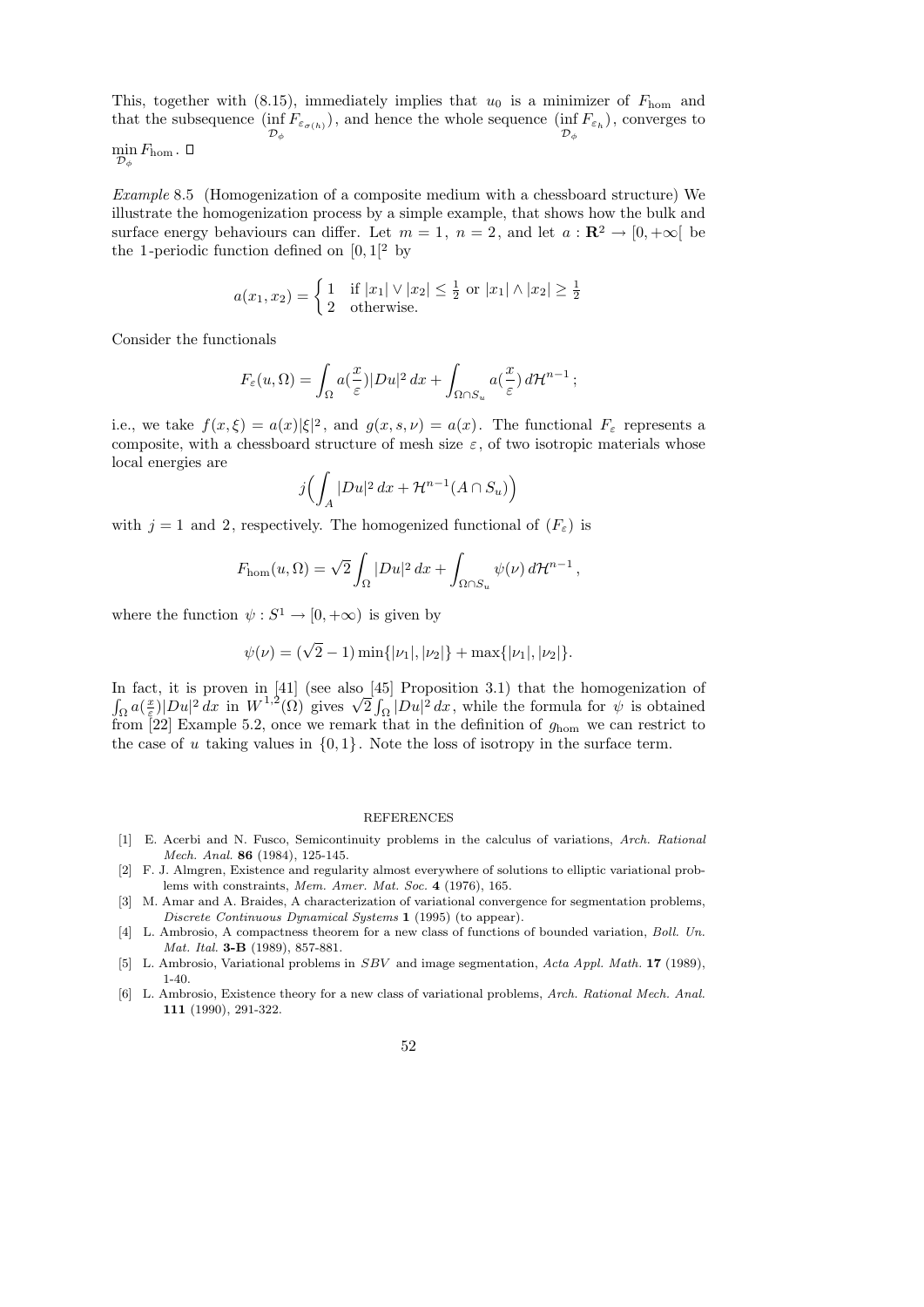This, together with (8.15), immediately implies that $u_0$ is a minimizer of $F_{\rm hom}$ and that the subsequence $(\inf_{\mathcal{D}_\phi} F_{\varepsilon_{\sigma(h)}})$, and hence the whole sequence $(\inf_{\mathcal{D}_\phi} F_{\varepsilon_h})$, converges to $\min_{\mathcal{D}_\phi} F_{\rm hom}$. □

*Example* 8.5 (Homogenization of a composite medium with a chessboard structure) We illustrate the homogenization process by a simple example, that shows how the bulk and surface energy behaviours can differ. Let $m = 1$, $n = 2$, and let $a : \mathbf{R}^2 \to [0, +\infty[$ be the 1-periodic function defined on $[0, 1[^2$ by

$$a(x_1, x_2) = \begin{cases} 1 & \text{if } |x_1| \vee |x_2| \leq \frac{1}{2} \text{ or } |x_1| \wedge |x_2| \geq \frac{1}{2} \\ 2 & \text{otherwise.} \end{cases}$$

Consider the functionals

$$F_\varepsilon(u, \Omega) = \int_\Omega a(\frac{x}{\varepsilon})|Du|^2\, dx + \int_{\Omega \cap S_u} a(\frac{x}{\varepsilon})\, d\mathcal{H}^{n-1};$$

i.e., we take $f(x, \xi) = a(x)|\xi|^2$, and $g(x, s, \nu) = a(x)$. The functional $F_\varepsilon$ represents a composite, with a chessboard structure of mesh size $\varepsilon$, of two isotropic materials whose local energies are

$$j\Big(\int_A |Du|^2\, dx + \mathcal{H}^{n-1}(A \cap S_u)\Big)$$

with $j = 1$ and $2$, respectively. The homogenized functional of $(F_\varepsilon)$ is

$$F_{\rm hom}(u, \Omega) = \sqrt{2}\int_\Omega |Du|^2\, dx + \int_{\Omega \cap S_u} \psi(\nu)\, d\mathcal{H}^{n-1},$$

where the function $\psi : S^1 \to [0, +\infty)$ is given by

$$\psi(\nu) = (\sqrt{2} - 1)\min\{|\nu_1|, |\nu_2|\} + \max\{|\nu_1|, |\nu_2|\}.$$

In fact, it is proven in [41] (see also [45] Proposition 3.1) that the homogenization of $\int_\Omega a(\frac{x}{\varepsilon})|Du|^2\, dx$ in $W^{1,2}(\Omega)$ gives $\sqrt{2}\int_\Omega |Du|^2\, dx$, while the formula for $\psi$ is obtained from [22] Example 5.2, once we remark that in the definition of $g_{\rm hom}$ we can restrict to the case of $u$ taking values in $\{0, 1\}$. Note the loss of isotropy in the surface term.

## REFERENCES

[1] E. Acerbi and N. Fusco, Semicontinuity problems in the calculus of variations, *Arch. Rational Mech. Anal.* **86** (1984), 125-145.

[2] F. J. Almgren, Existence and regularity almost everywhere of solutions to elliptic variational problems with constraints, *Mem. Amer. Mat. Soc.* **4** (1976), 165.

[3] M. Amar and A. Braides, A characterization of variational convergence for segmentation problems, *Discrete Continuous Dynamical Systems* **1** (1995) (to appear).

[4] L. Ambrosio, A compactness theorem for a new class of functions of bounded variation, *Boll. Un. Mat. Ital.* **3-B** (1989), 857-881.

[5] L. Ambrosio, Variational problems in $SBV$ and image segmentation, *Acta Appl. Math.* **17** (1989), 1-40.

[6] L. Ambrosio, Existence theory for a new class of variational problems, *Arch. Rational Mech. Anal.* **111** (1990), 291-322.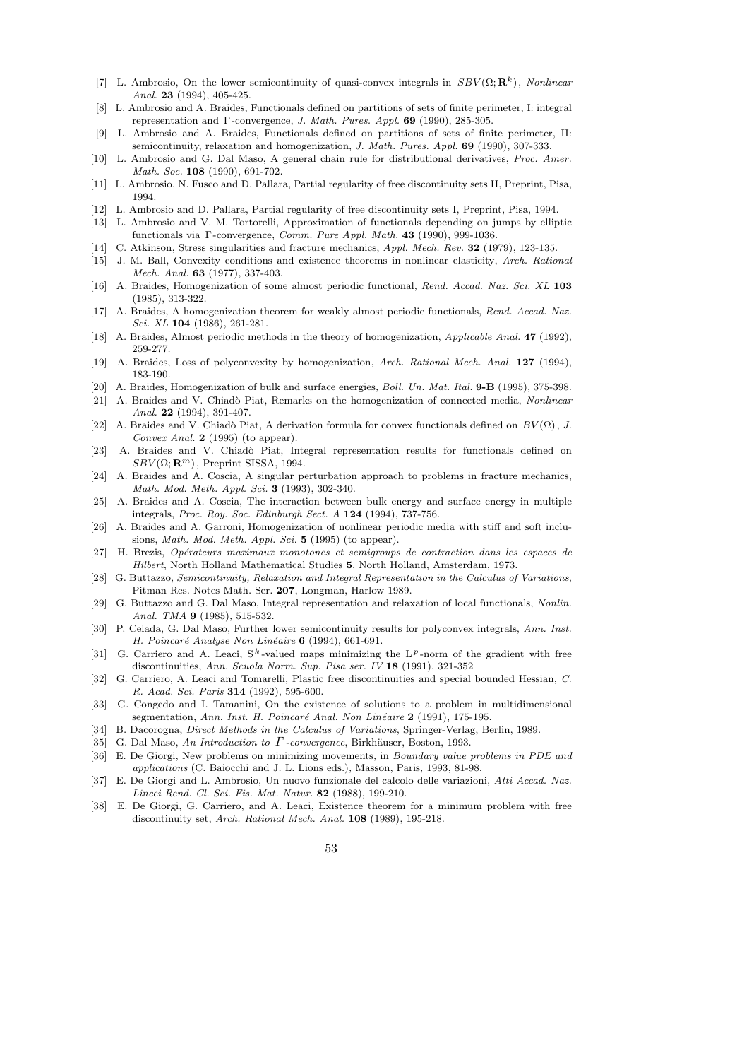[7] L. Ambrosio, On the lower semicontinuity of quasi-convex integrals in $SBV(\Omega;\mathbf{R}^k)$, *Nonlinear Anal.* **23** (1994), 405-425.

[8] L. Ambrosio and A. Braides, Functionals defined on partitions of sets of finite perimeter, I: integral representation and $\Gamma$-convergence, *J. Math. Pures. Appl.* **69** (1990), 285-305.

[9] L. Ambrosio and A. Braides, Functionals defined on partitions of sets of finite perimeter, II: semicontinuity, relaxation and homogenization, *J. Math. Pures. Appl.* **69** (1990), 307-333.

[10] L. Ambrosio and G. Dal Maso, A general chain rule for distributional derivatives, *Proc. Amer. Math. Soc.* **108** (1990), 691-702.

[11] L. Ambrosio, N. Fusco and D. Pallara, Partial regularity of free discontinuity sets II, Preprint, Pisa, 1994.

[12] L. Ambrosio and D. Pallara, Partial regularity of free discontinuity sets I, Preprint, Pisa, 1994.

[13] L. Ambrosio and V. M. Tortorelli, Approximation of functionals depending on jumps by elliptic functionals via $\Gamma$-convergence, *Comm. Pure Appl. Math.* **43** (1990), 999-1036.

[14] C. Atkinson, Stress singularities and fracture mechanics, *Appl. Mech. Rev.* **32** (1979), 123-135.

[15] J. M. Ball, Convexity conditions and existence theorems in nonlinear elasticity, *Arch. Rational Mech. Anal.* **63** (1977), 337-403.

[16] A. Braides, Homogenization of some almost periodic functional, *Rend. Accad. Naz. Sci. XL* **103** (1985), 313-322.

[17] A. Braides, A homogenization theorem for weakly almost periodic functionals, *Rend. Accad. Naz. Sci. XL* **104** (1986), 261-281.

[18] A. Braides, Almost periodic methods in the theory of homogenization, *Applicable Anal.* **47** (1992), 259-277.

[19] A. Braides, Loss of polyconvexity by homogenization, *Arch. Rational Mech. Anal.* **127** (1994), 183-190.

[20] A. Braides, Homogenization of bulk and surface energies, *Boll. Un. Mat. Ital.* **9-B** (1995), 375-398.

[21] A. Braides and V. Chiadò Piat, Remarks on the homogenization of connected media, *Nonlinear Anal.* **22** (1994), 391-407.

[22] A. Braides and V. Chiadò Piat, A derivation formula for convex functionals defined on $BV(\Omega)$, *J. Convex Anal.* **2** (1995) (to appear).

[23] A. Braides and V. Chiadò Piat, Integral representation results for functionals defined on $SBV(\Omega;\mathbf{R}^m)$, Preprint SISSA, 1994.

[24] A. Braides and A. Coscia, A singular perturbation approach to problems in fracture mechanics, *Math. Mod. Meth. Appl. Sci.* **3** (1993), 302-340.

[25] A. Braides and A. Coscia, The interaction between bulk energy and surface energy in multiple integrals, *Proc. Roy. Soc. Edinburgh Sect. A* **124** (1994), 737-756.

[26] A. Braides and A. Garroni, Homogenization of nonlinear periodic media with stiff and soft inclusions, *Math. Mod. Meth. Appl. Sci.* **5** (1995) (to appear).

[27] H. Brezis, *Opérateurs maximaux monotones et semigroups de contraction dans les espaces de Hilbert*, North Holland Mathematical Studies **5**, North Holland, Amsterdam, 1973.

[28] G. Buttazzo, *Semicontinuity, Relaxation and Integral Representation in the Calculus of Variations*, Pitman Res. Notes Math. Ser. **207**, Longman, Harlow 1989.

[29] G. Buttazzo and G. Dal Maso, Integral representation and relaxation of local functionals, *Nonlin. Anal. TMA* **9** (1985), 515-532.

[30] P. Celada, G. Dal Maso, Further lower semicontinuity results for polyconvex integrals, *Ann. Inst. H. Poincaré Analyse Non Linéaire* **6** (1994), 661-691.

[31] G. Carriero and A. Leaci, $S^k$-valued maps minimizing the $L^p$-norm of the gradient with free discontinuities, *Ann. Scuola Norm. Sup. Pisa ser. IV* **18** (1991), 321-352

[32] G. Carriero, A. Leaci and Tomarelli, Plastic free discontinuities and special bounded Hessian, *C. R. Acad. Sci. Paris* **314** (1992), 595-600.

[33] G. Congedo and I. Tamanini, On the existence of solutions to a problem in multidimensional segmentation, *Ann. Inst. H. Poincaré Anal. Non Linéaire* **2** (1991), 175-195.

[34] B. Dacorogna, *Direct Methods in the Calculus of Variations*, Springer-Verlag, Berlin, 1989.

[35] G. Dal Maso, *An Introduction to $\Gamma$-convergence*, Birkhäuser, Boston, 1993.

[36] E. De Giorgi, New problems on minimizing movements, in *Boundary value problems in PDE and applications* (C. Baiocchi and J. L. Lions eds.), Masson, Paris, 1993, 81-98.

[37] E. De Giorgi and L. Ambrosio, Un nuovo funzionale del calcolo delle variazioni, *Atti Accad. Naz. Lincei Rend. Cl. Sci. Fis. Mat. Natur.* **82** (1988), 199-210.

[38] E. De Giorgi, G. Carriero, and A. Leaci, Existence theorem for a minimum problem with free discontinuity set, *Arch. Rational Mech. Anal.* **108** (1989), 195-218.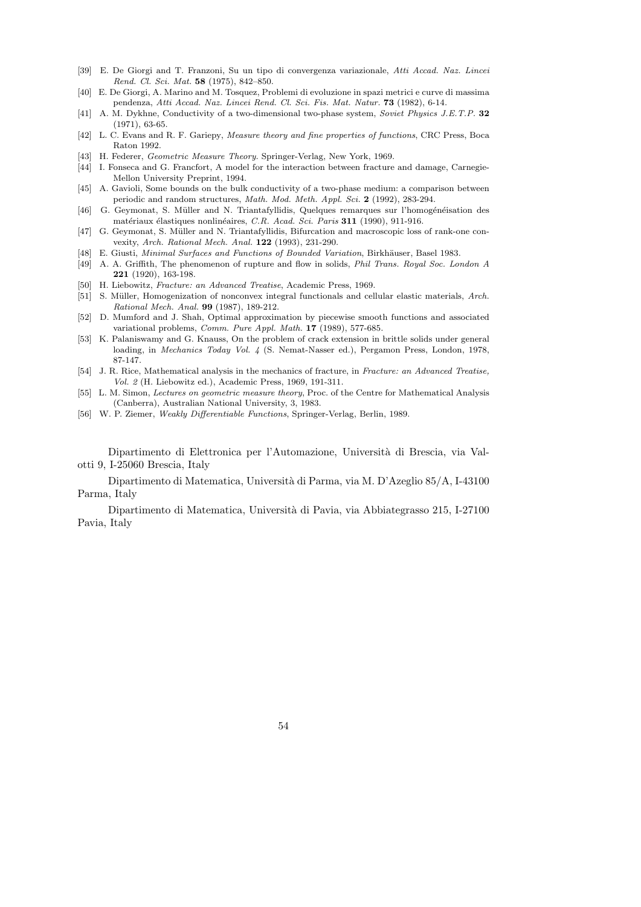[39] E. De Giorgi and T. Franzoni, Su un tipo di convergenza variazionale, *Atti Accad. Naz. Lincei Rend. Cl. Sci. Mat.* **58** (1975), 842–850.

[40] E. De Giorgi, A. Marino and M. Tosquez, Problemi di evoluzione in spazi metrici e curve di massima pendenza, *Atti Accad. Naz. Lincei Rend. Cl. Sci. Fis. Mat. Natur.* **73** (1982), 6-14.

[41] A. M. Dykhne, Conductivity of a two-dimensional two-phase system, *Soviet Physics J.E.T.P.* **32** (1971), 63-65.

[42] L. C. Evans and R. F. Gariepy, *Measure theory and fine properties of functions*, CRC Press, Boca Raton 1992.

[43] H. Federer, *Geometric Measure Theory*. Springer-Verlag, New York, 1969.

[44] I. Fonseca and G. Francfort, A model for the interaction between fracture and damage, Carnegie-Mellon University Preprint, 1994.

[45] A. Gavioli, Some bounds on the bulk conductivity of a two-phase medium: a comparison between periodic and random structures, *Math. Mod. Meth. Appl. Sci.* **2** (1992), 283-294.

[46] G. Geymonat, S. Müller and N. Triantafyllidis, Quelques remarques sur l'homogénéisation des matériaux élastiques nonlinéaires, *C.R. Acad. Sci. Paris* **311** (1990), 911-916.

[47] G. Geymonat, S. Müller and N. Triantafyllidis, Bifurcation and macroscopic loss of rank-one convexity, *Arch. Rational Mech. Anal.* **122** (1993), 231-290.

[48] E. Giusti, *Minimal Surfaces and Functions of Bounded Variation*, Birkhäuser, Basel 1983.

[49] A. A. Griffith, The phenomenon of rupture and flow in solids, *Phil Trans. Royal Soc. London A* **221** (1920), 163-198.

[50] H. Liebowitz, *Fracture: an Advanced Treatise*, Academic Press, 1969.

[51] S. Müller, Homogenization of nonconvex integral functionals and cellular elastic materials, *Arch. Rational Mech. Anal.* **99** (1987), 189-212.

[52] D. Mumford and J. Shah, Optimal approximation by piecewise smooth functions and associated variational problems, *Comm. Pure Appl. Math.* **17** (1989), 577-685.

[53] K. Palaniswamy and G. Knauss, On the problem of crack extension in brittle solids under general loading, in *Mechanics Today Vol. 4* (S. Nemat-Nasser ed.), Pergamon Press, London, 1978, 87-147.

[54] J. R. Rice, Mathematical analysis in the mechanics of fracture, in *Fracture: an Advanced Treatise, Vol. 2* (H. Liebowitz ed.), Academic Press, 1969, 191-311.

[55] L. M. Simon, *Lectures on geometric measure theory*, Proc. of the Centre for Mathematical Analysis (Canberra), Australian National University, 3, 1983.

[56] W. P. Ziemer, *Weakly Differentiable Functions*, Springer-Verlag, Berlin, 1989.

Dipartimento di Elettronica per l'Automazione, Università di Brescia, via Valotti 9, I-25060 Brescia, Italy

Dipartimento di Matematica, Università di Parma, via M. D'Azeglio 85/A, I-43100 Parma, Italy

Dipartimento di Matematica, Università di Pavia, via Abbiategrasso 215, I-27100 Pavia, Italy